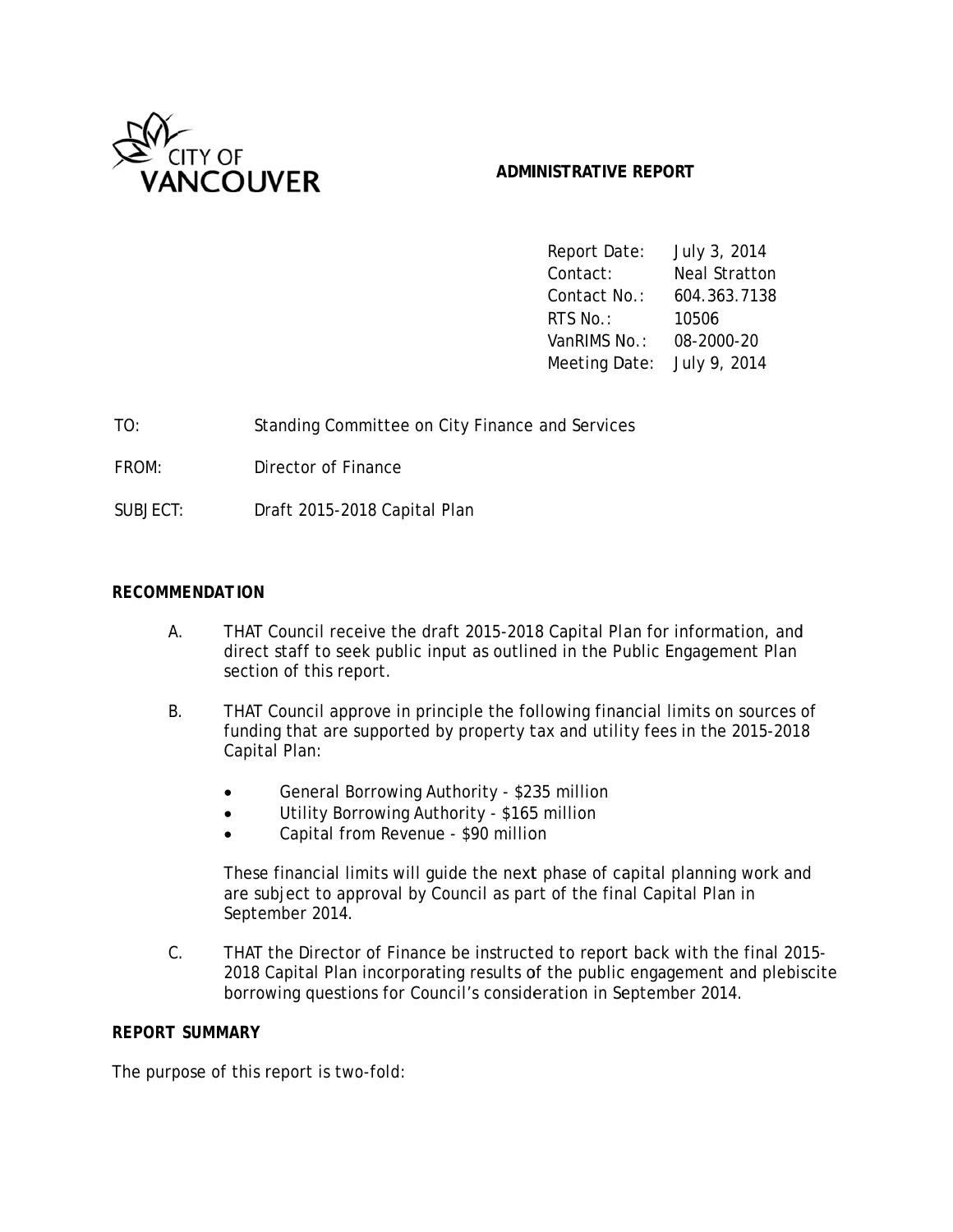CITY OF VANCOUVER

**ADMINISTRATIVE REPORT**

| | |
|---|---|
| Report Date: | July 3, 2014 |
| Contact: | Neal Stratton |
| Contact No.: | 604.363.7138 |
| RTS No.: | 10506 |
| VanRIMS No.: | 08-2000-20 |
| Meeting Date: | July 9, 2014 |

TO: Standing Committee on City Finance and Services

FROM: Director of Finance

SUBJECT: Draft 2015-2018 Capital Plan

## RECOMMENDATION

A. THAT Council receive the draft 2015-2018 Capital Plan for information, and direct staff to seek public input as outlined in the Public Engagement Plan section of this report.

B. THAT Council approve in principle the following financial limits on sources of funding that are supported by property tax and utility fees in the 2015-2018 Capital Plan:

- General Borrowing Authority - $235 million
- Utility Borrowing Authority - $165 million
- Capital from Revenue - $90 million

These financial limits will guide the next phase of capital planning work and are subject to approval by Council as part of the final Capital Plan in September 2014.

C. THAT the Director of Finance be instructed to report back with the final 2015-2018 Capital Plan incorporating results of the public engagement and plebiscite borrowing questions for Council's consideration in September 2014.

## REPORT SUMMARY

The purpose of this report is two-fold: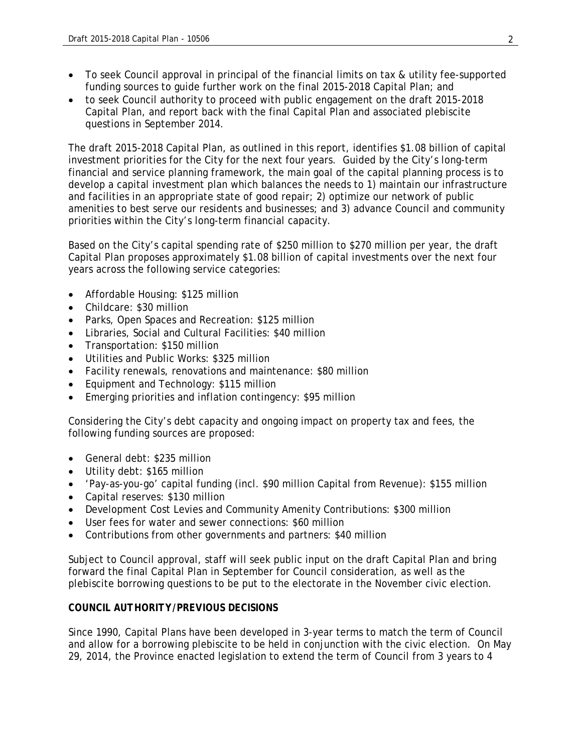- To seek Council approval in principal of the financial limits on tax & utility fee-supported funding sources to guide further work on the final 2015-2018 Capital Plan; and
- to seek Council authority to proceed with public engagement on the draft 2015-2018 Capital Plan, and report back with the final Capital Plan and associated plebiscite questions in September 2014.

The draft 2015-2018 Capital Plan, as outlined in this report, identifies $1.08 billion of capital investment priorities for the City for the next four years. Guided by the City's long-term financial and service planning framework, the main goal of the capital planning process is to develop a capital investment plan which balances the needs to 1) maintain our infrastructure and facilities in an appropriate state of good repair; 2) optimize our network of public amenities to best serve our residents and businesses; and 3) advance Council and community priorities within the City's long-term financial capacity.

Based on the City's capital spending rate of $250 million to $270 million per year, the draft Capital Plan proposes approximately $1.08 billion of capital investments over the next four years across the following service categories:

- Affordable Housing: $125 million
- Childcare: $30 million
- Parks, Open Spaces and Recreation: $125 million
- Libraries, Social and Cultural Facilities: $40 million
- Transportation: $150 million
- Utilities and Public Works: $325 million
- Facility renewals, renovations and maintenance: $80 million
- Equipment and Technology: $115 million
- Emerging priorities and inflation contingency: $95 million

Considering the City's debt capacity and ongoing impact on property tax and fees, the following funding sources are proposed:

- General debt: $235 million
- Utility debt: $165 million
- 'Pay-as-you-go' capital funding (incl. $90 million Capital from Revenue): $155 million
- Capital reserves: $130 million
- Development Cost Levies and Community Amenity Contributions: $300 million
- User fees for water and sewer connections: $60 million
- Contributions from other governments and partners: $40 million

Subject to Council approval, staff will seek public input on the draft Capital Plan and bring forward the final Capital Plan in September for Council consideration, as well as the plebiscite borrowing questions to be put to the electorate in the November civic election.

**COUNCIL AUTHORITY/PREVIOUS DECISIONS**

Since 1990, Capital Plans have been developed in 3-year terms to match the term of Council and allow for a borrowing plebiscite to be held in conjunction with the civic election. On May 29, 2014, the Province enacted legislation to extend the term of Council from 3 years to 4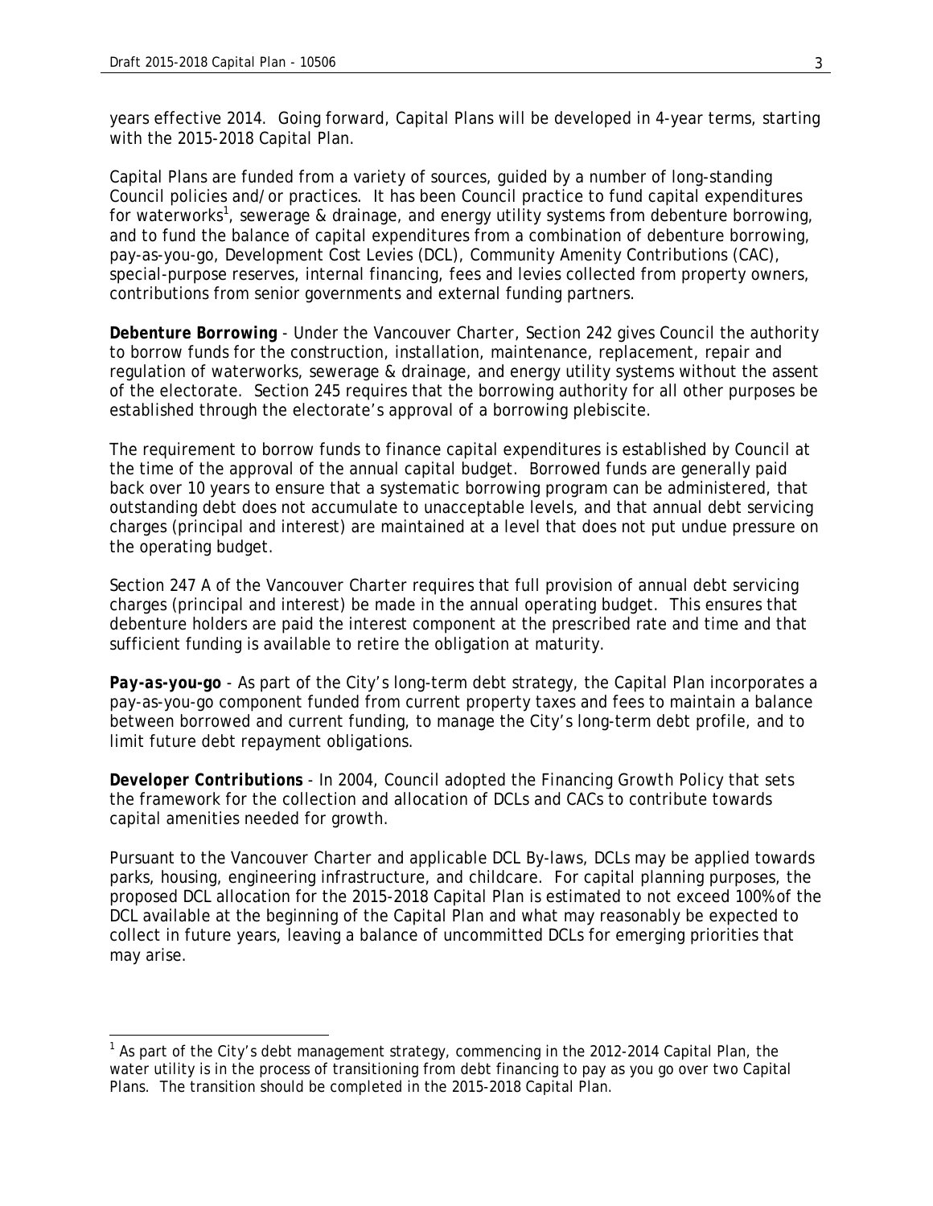years effective 2014. Going forward, Capital Plans will be developed in 4-year terms, starting with the 2015-2018 Capital Plan.

Capital Plans are funded from a variety of sources, guided by a number of long-standing Council policies and/or practices. It has been Council practice to fund capital expenditures for waterworks[1], sewerage & drainage, and energy utility systems from debenture borrowing, and to fund the balance of capital expenditures from a combination of debenture borrowing, pay-as-you-go, Development Cost Levies (DCL), Community Amenity Contributions (CAC), special-purpose reserves, internal financing, fees and levies collected from property owners, contributions from senior governments and external funding partners.

**Debenture Borrowing** - Under the *Vancouver Charter*, Section 242 gives Council the authority to borrow funds for the construction, installation, maintenance, replacement, repair and regulation of waterworks, sewerage & drainage, and energy utility systems without the assent of the electorate. Section 245 requires that the borrowing authority for all other purposes be established through the electorate's approval of a borrowing plebiscite.

The requirement to borrow funds to finance capital expenditures is established by Council at the time of the approval of the annual capital budget. Borrowed funds are generally paid back over 10 years to ensure that a systematic borrowing program can be administered, that outstanding debt does not accumulate to unacceptable levels, and that annual debt servicing charges (principal and interest) are maintained at a level that does not put undue pressure on the operating budget.

Section 247 A of the *Vancouver Charter* requires that full provision of annual debt servicing charges (principal and interest) be made in the annual operating budget. This ensures that debenture holders are paid the interest component at the prescribed rate and time and that sufficient funding is available to retire the obligation at maturity.

***Pay-as-you-go*** - As part of the City's long-term debt strategy, the Capital Plan incorporates a pay-as-you-go component funded from current property taxes and fees to maintain a balance between borrowed and current funding, to manage the City's long-term debt profile, and to limit future debt repayment obligations.

**Developer Contributions** - In 2004, Council adopted the *Financing Growth Policy* that sets the framework for the collection and allocation of DCLs and CACs to contribute towards capital amenities needed for growth.

Pursuant to the *Vancouver Charter* and applicable DCL By-laws, DCLs may be applied towards parks, housing, engineering infrastructure, and childcare. For capital planning purposes, the proposed DCL allocation for the 2015-2018 Capital Plan is estimated to not exceed 100% of the DCL available at the beginning of the Capital Plan and what may reasonably be expected to collect in future years, leaving a balance of uncommitted DCLs for emerging priorities that may arise.

---

[1] As part of the City's debt management strategy, commencing in the 2012-2014 Capital Plan, the water utility is in the process of transitioning from debt financing to pay as you go over two Capital Plans. The transition should be completed in the 2015-2018 Capital Plan.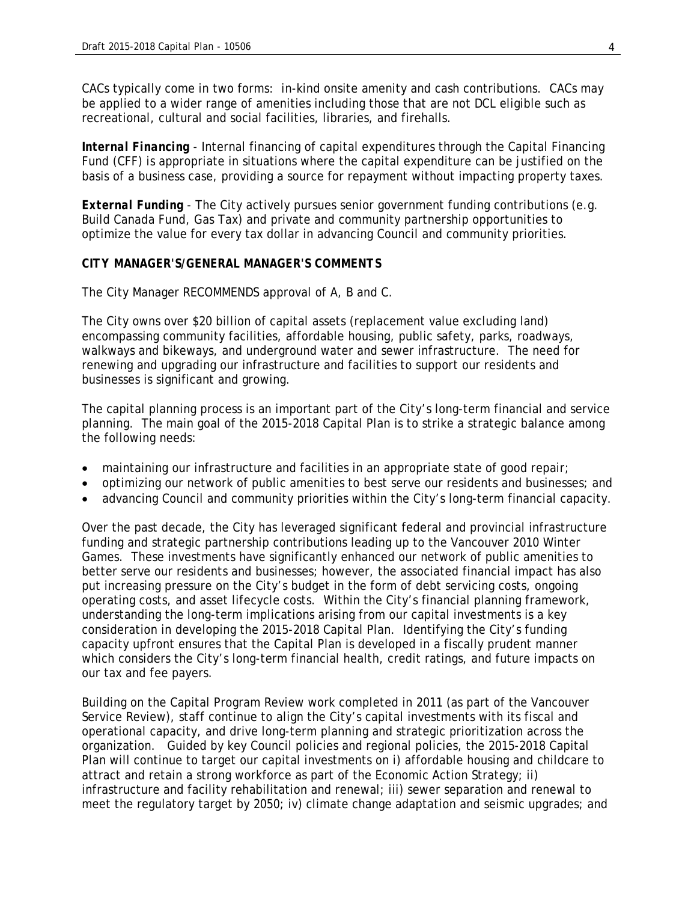CACs typically come in two forms: in-kind onsite amenity and cash contributions. CACs may be applied to a wider range of amenities including those that are not DCL eligible such as recreational, cultural and social facilities, libraries, and firehalls.

***Internal Financing*** - Internal financing of capital expenditures through the Capital Financing Fund (CFF) is appropriate in situations where the capital expenditure can be justified on the basis of a business case, providing a source for repayment without impacting property taxes.

***External Funding*** - The City actively pursues senior government funding contributions (e.g. Build Canada Fund, Gas Tax) and private and community partnership opportunities to optimize the value for every tax dollar in advancing Council and community priorities.

**CITY MANAGER'S/GENERAL MANAGER'S COMMENTS**

The City Manager RECOMMENDS approval of A, B and C.

The City owns over $20 billion of capital assets (replacement value excluding land) encompassing community facilities, affordable housing, public safety, parks, roadways, walkways and bikeways, and underground water and sewer infrastructure. The need for renewing and upgrading our infrastructure and facilities to support our residents and businesses is significant and growing.

The capital planning process is an important part of the City's long-term financial and service planning. The main goal of the 2015-2018 Capital Plan is to strike a strategic balance among the following needs:

- maintaining our infrastructure and facilities in an appropriate state of good repair;
- optimizing our network of public amenities to best serve our residents and businesses; and
- advancing Council and community priorities within the City's long-term financial capacity.

Over the past decade, the City has leveraged significant federal and provincial infrastructure funding and strategic partnership contributions leading up to the Vancouver 2010 Winter Games. These investments have significantly enhanced our network of public amenities to better serve our residents and businesses; however, the associated financial impact has also put increasing pressure on the City's budget in the form of debt servicing costs, ongoing operating costs, and asset lifecycle costs. Within the City's financial planning framework, understanding the long-term implications arising from our capital investments is a key consideration in developing the 2015-2018 Capital Plan. Identifying the City's funding capacity upfront ensures that the Capital Plan is developed in a fiscally prudent manner which considers the City's long-term financial health, credit ratings, and future impacts on our tax and fee payers.

Building on the Capital Program Review work completed in 2011 (as part of the Vancouver Service Review), staff continue to align the City's capital investments with its fiscal and operational capacity, and drive long-term planning and strategic prioritization across the organization. Guided by key Council policies and regional policies, the 2015-2018 Capital Plan will continue to target our capital investments on i) affordable housing and childcare to attract and retain a strong workforce as part of the Economic Action Strategy; ii) infrastructure and facility rehabilitation and renewal; iii) sewer separation and renewal to meet the regulatory target by 2050; iv) climate change adaptation and seismic upgrades; and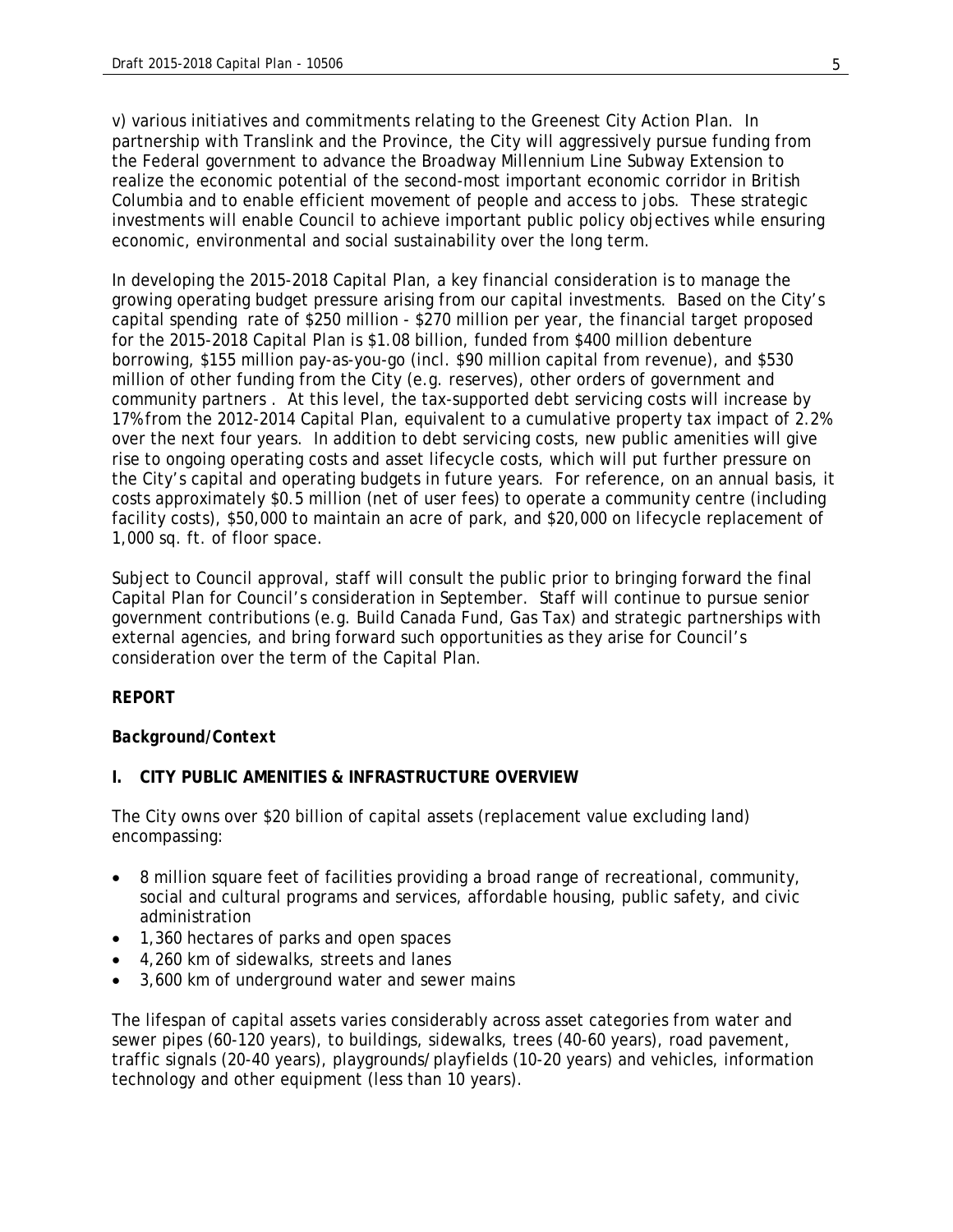v) various initiatives and commitments relating to the Greenest City Action Plan. In partnership with Translink and the Province, the City will aggressively pursue funding from the Federal government to advance the Broadway Millennium Line Subway Extension to realize the economic potential of the second-most important economic corridor in British Columbia and to enable efficient movement of people and access to jobs. These strategic investments will enable Council to achieve important public policy objectives while ensuring economic, environmental and social sustainability over the long term.

In developing the 2015-2018 Capital Plan, a key financial consideration is to manage the growing operating budget pressure arising from our capital investments. Based on the City's capital spending rate of $250 million - $270 million per year, the financial target proposed for the 2015-2018 Capital Plan is $1.08 billion, funded from $400 million debenture borrowing, $155 million pay-as-you-go (incl. $90 million capital from revenue), and $530 million of other funding from the City (e.g. reserves), other orders of government and community partners . At this level, the tax-supported debt servicing costs will increase by 17% from the 2012-2014 Capital Plan, equivalent to a cumulative property tax impact of 2.2% over the next four years. In addition to debt servicing costs, new public amenities will give rise to ongoing operating costs and asset lifecycle costs, which will put further pressure on the City's capital and operating budgets in future years. For reference, on an annual basis, it costs approximately $0.5 million (net of user fees) to operate a community centre (including facility costs), $50,000 to maintain an acre of park, and $20,000 on lifecycle replacement of 1,000 sq. ft. of floor space.

Subject to Council approval, staff will consult the public prior to bringing forward the final Capital Plan for Council's consideration in September. Staff will continue to pursue senior government contributions (e.g. Build Canada Fund, Gas Tax) and strategic partnerships with external agencies, and bring forward such opportunities as they arise for Council's consideration over the term of the Capital Plan.

## REPORT

### *Background/Context*

### I. CITY PUBLIC AMENITIES & INFRASTRUCTURE OVERVIEW

The City owns over $20 billion of capital assets (replacement value excluding land) encompassing:

- 8 million square feet of facilities providing a broad range of recreational, community, social and cultural programs and services, affordable housing, public safety, and civic administration
- 1,360 hectares of parks and open spaces
- 4,260 km of sidewalks, streets and lanes
- 3,600 km of underground water and sewer mains

The lifespan of capital assets varies considerably across asset categories from water and sewer pipes (60-120 years), to buildings, sidewalks, trees (40-60 years), road pavement, traffic signals (20-40 years), playgrounds/playfields (10-20 years) and vehicles, information technology and other equipment (less than 10 years).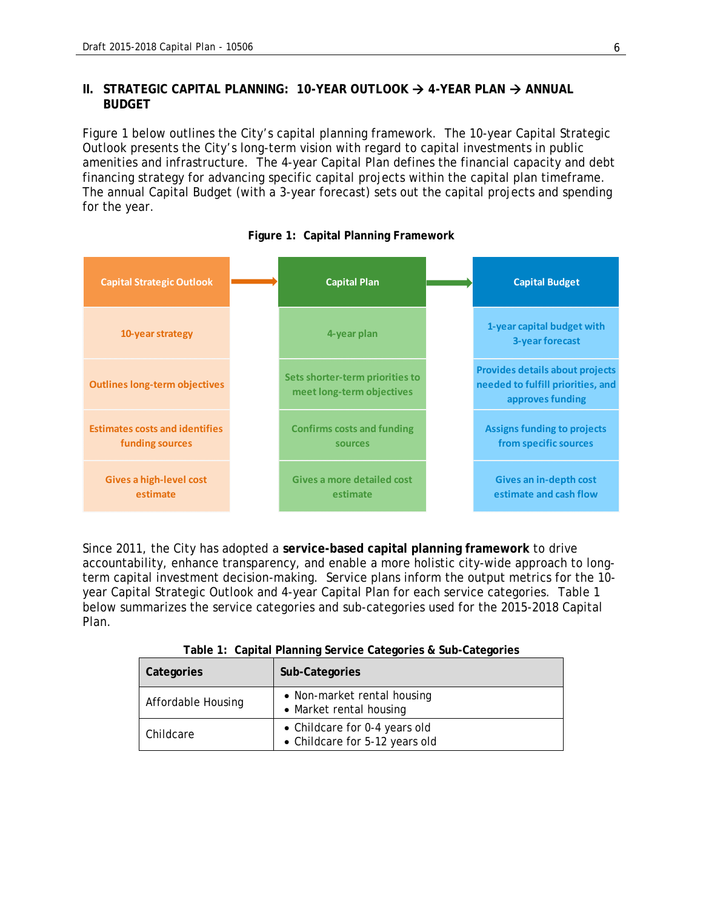## II. STRATEGIC CAPITAL PLANNING: 10-YEAR OUTLOOK → 4-YEAR PLAN → ANNUAL BUDGET

Figure 1 below outlines the City's capital planning framework. The 10-year Capital Strategic Outlook presents the City's long-term vision with regard to capital investments in public amenities and infrastructure. The 4-year Capital Plan defines the financial capacity and debt financing strategy for advancing specific capital projects within the capital plan timeframe. The annual Capital Budget (with a 3-year forecast) sets out the capital projects and spending for the year.

**Figure 1: Capital Planning Framework**

| Capital Strategic Outlook → | Capital Plan → | Capital Budget |
|---|---|---|
| 10-year strategy | 4-year plan | 1-year capital budget with 3-year forecast |
| Outlines long-term objectives | Sets shorter-term priorities to meet long-term objectives | Provides details about projects needed to fulfill priorities, and approves funding |
| Estimates costs and identifies funding sources | Confirms costs and funding sources | Assigns funding to projects from specific sources |
| Gives a high-level cost estimate | Gives a more detailed cost estimate | Gives an in-depth cost estimate and cash flow |

Since 2011, the City has adopted a **service-based capital planning framework** to drive accountability, enhance transparency, and enable a more holistic city-wide approach to long-term capital investment decision-making. Service plans inform the output metrics for the 10-year Capital Strategic Outlook and 4-year Capital Plan for each service categories. Table 1 below summarizes the service categories and sub-categories used for the 2015-2018 Capital Plan.

**Table 1: Capital Planning Service Categories & Sub-Categories**

| Categories | Sub-Categories |
|---|---|
| Affordable Housing | • Non-market rental housing<br>• Market rental housing |
| Childcare | • Childcare for 0-4 years old<br>• Childcare for 5-12 years old |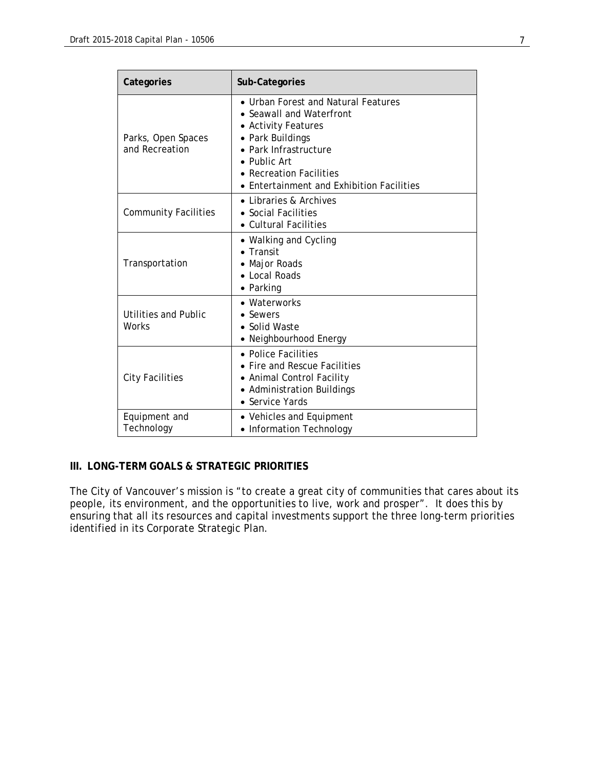| Categories | Sub-Categories |
| --- | --- |
| Parks, Open Spaces and Recreation | • Urban Forest and Natural Features<br>• Seawall and Waterfront<br>• Activity Features<br>• Park Buildings<br>• Park Infrastructure<br>• Public Art<br>• Recreation Facilities<br>• Entertainment and Exhibition Facilities |
| Community Facilities | • Libraries & Archives<br>• Social Facilities<br>• Cultural Facilities |
| Transportation | • Walking and Cycling<br>• Transit<br>• Major Roads<br>• Local Roads<br>• Parking |
| Utilities and Public Works | • Waterworks<br>• Sewers<br>• Solid Waste<br>• Neighbourhood Energy |
| City Facilities | • Police Facilities<br>• Fire and Rescue Facilities<br>• Animal Control Facility<br>• Administration Buildings<br>• Service Yards |
| Equipment and Technology | • Vehicles and Equipment<br>• Information Technology |

## III. LONG-TERM GOALS & STRATEGIC PRIORITIES

The City of Vancouver's mission is "to create a great city of communities that cares about its people, its environment, and the opportunities to live, work and prosper". It does this by ensuring that all its resources and capital investments support the three long-term priorities identified in its Corporate Strategic Plan.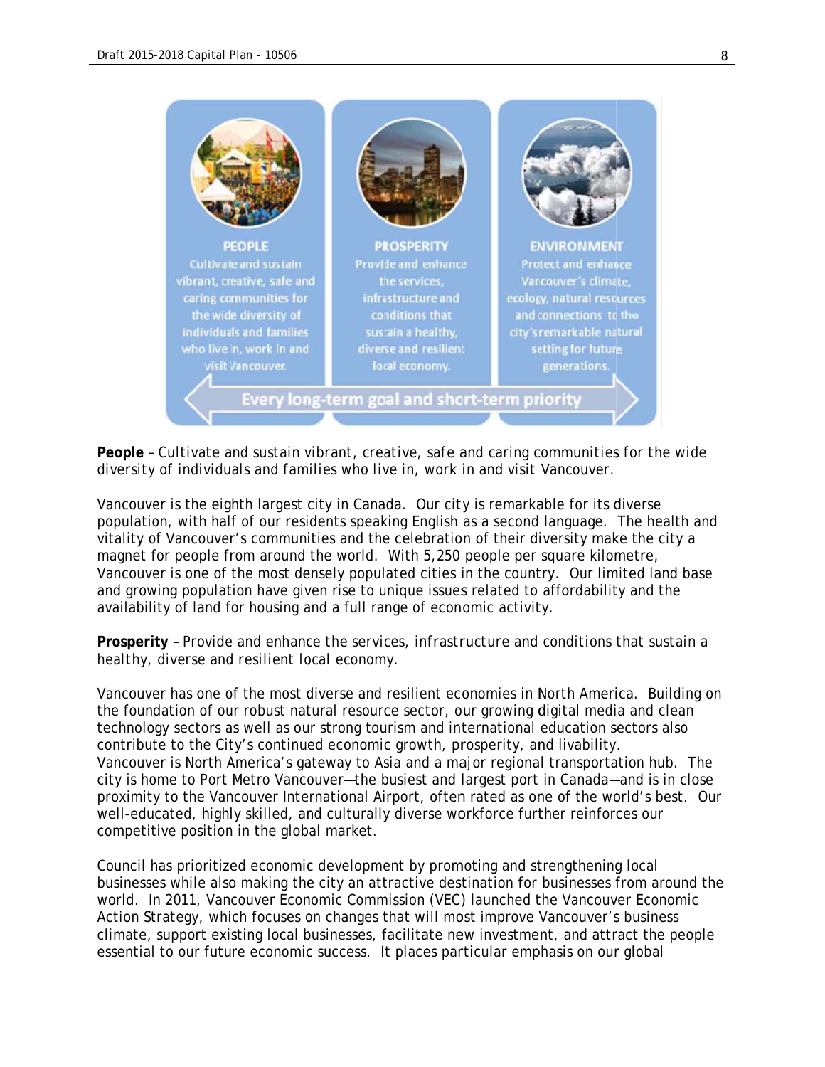PEOPLE
Cultivate and sustain vibrant, creative, safe and caring communities for the wide diversity of individuals and families who live in, work in and visit Vancouver.

PROSPERITY
Provide and enhance the services, infrastructure and conditions that sustain a healthy, diverse and resilient local economy.

ENVIRONMENT
Protect and enhance Vancouver's climate, ecology, natural resources and connections to the city's remarkable natural setting for future generations.

Every long-term goal and short-term priority

**People** – *Cultivate and sustain vibrant, creative, safe and caring communities for the wide diversity of individuals and families who live in, work in and visit Vancouver.*

Vancouver is the eighth largest city in Canada. Our city is remarkable for its diverse population, with half of our residents speaking English as a second language. The health and vitality of Vancouver's communities and the celebration of their diversity make the city a magnet for people from around the world. With 5,250 people per square kilometre, Vancouver is one of the most densely populated cities in the country. Our limited land base and growing population have given rise to unique issues related to affordability and the availability of land for housing and a full range of economic activity.

**Prosperity** – *Provide and enhance the services, infrastructure and conditions that sustain a healthy, diverse and resilient local economy.*

Vancouver has one of the most diverse and resilient economies in North America. Building on the foundation of our robust natural resource sector, our growing digital media and clean technology sectors as well as our strong tourism and international education sectors also contribute to the City's continued economic growth, prosperity, and livability. Vancouver is North America's gateway to Asia and a major regional transportation hub. The city is home to Port Metro Vancouver—the busiest and largest port in Canada—and is in close proximity to the Vancouver International Airport, often rated as one of the world's best. Our well-educated, highly skilled, and culturally diverse workforce further reinforces our competitive position in the global market.

Council has prioritized economic development by promoting and strengthening local businesses while also making the city an attractive destination for businesses from around the world. In 2011, Vancouver Economic Commission (VEC) launched the Vancouver Economic Action Strategy, which focuses on changes that will most improve Vancouver's business climate, support existing local businesses, facilitate new investment, and attract the people essential to our future economic success. It places particular emphasis on our global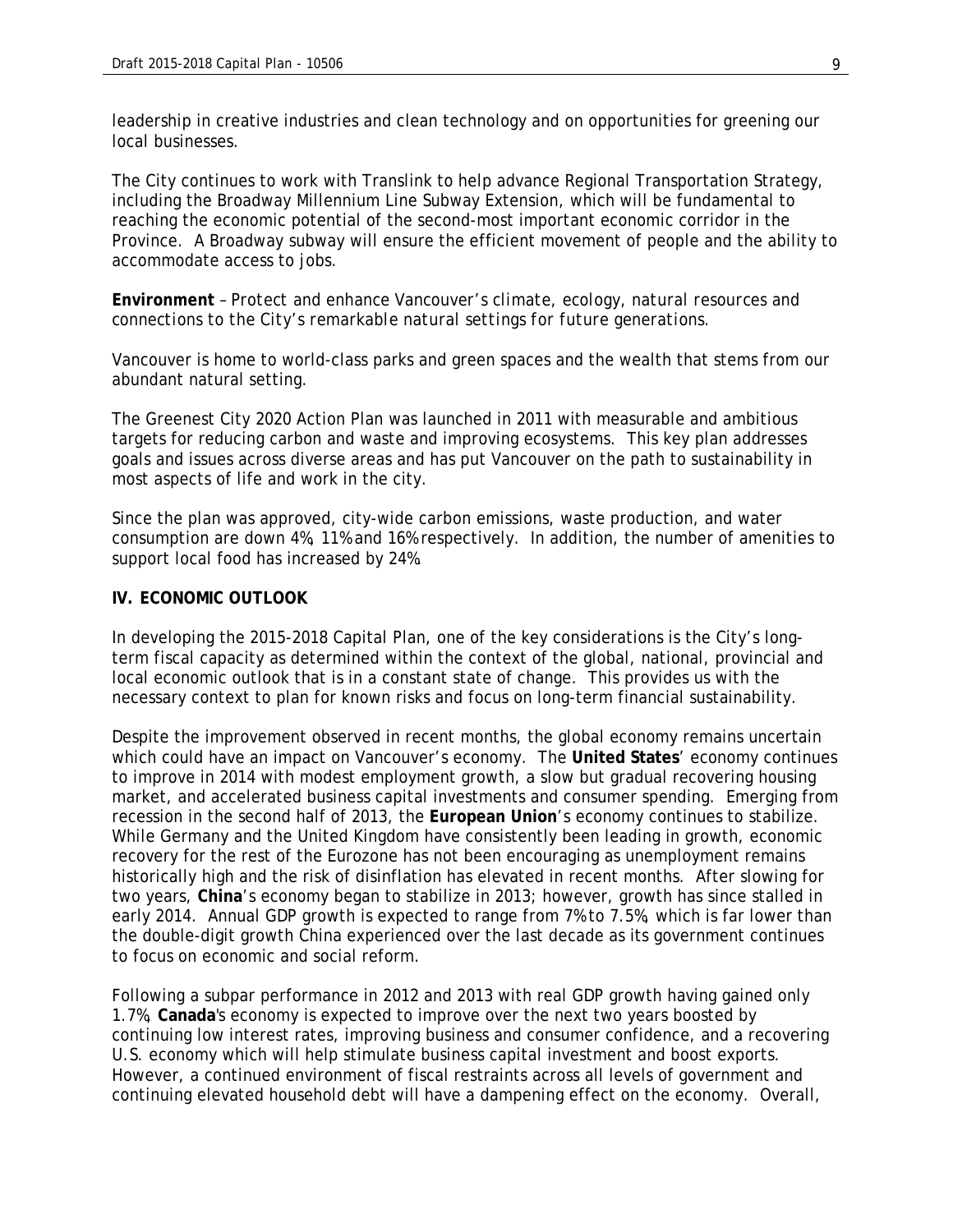leadership in creative industries and clean technology and on opportunities for greening our local businesses.

The City continues to work with Translink to help advance Regional Transportation Strategy, including the Broadway Millennium Line Subway Extension, which will be fundamental to reaching the economic potential of the second-most important economic corridor in the Province. A Broadway subway will ensure the efficient movement of people and the ability to accommodate access to jobs.

**Environment** – *Protect and enhance Vancouver's climate, ecology, natural resources and connections to the City's remarkable natural settings for future generations.*

Vancouver is home to world-class parks and green spaces and the wealth that stems from our abundant natural setting.

The Greenest City 2020 Action Plan was launched in 2011 with measurable and ambitious targets for reducing carbon and waste and improving ecosystems. This key plan addresses goals and issues across diverse areas and has put Vancouver on the path to sustainability in most aspects of life and work in the city.

Since the plan was approved, city-wide carbon emissions, waste production, and water consumption are down 4%, 11% and 16% respectively. In addition, the number of amenities to support local food has increased by 24%.

## IV. ECONOMIC OUTLOOK

In developing the 2015-2018 Capital Plan, one of the key considerations is the City's long-term fiscal capacity as determined within the context of the global, national, provincial and local economic outlook that is in a constant state of change. This provides us with the necessary context to plan for known risks and focus on long-term financial sustainability.

Despite the improvement observed in recent months, the global economy remains uncertain which could have an impact on Vancouver's economy. The **United States**' economy continues to improve in 2014 with modest employment growth, a slow but gradual recovering housing market, and accelerated business capital investments and consumer spending. Emerging from recession in the second half of 2013, the **European Union**'s economy continues to stabilize. While Germany and the United Kingdom have consistently been leading in growth, economic recovery for the rest of the Eurozone has not been encouraging as unemployment remains historically high and the risk of disinflation has elevated in recent months. After slowing for two years, **China**'s economy began to stabilize in 2013; however, growth has since stalled in early 2014. Annual GDP growth is expected to range from 7% to 7.5%, which is far lower than the double-digit growth China experienced over the last decade as its government continues to focus on economic and social reform.

Following a subpar performance in 2012 and 2013 with real GDP growth having gained only 1.7%, **Canada**'s economy is expected to improve over the next two years boosted by continuing low interest rates, improving business and consumer confidence, and a recovering U.S. economy which will help stimulate business capital investment and boost exports. However, a continued environment of fiscal restraints across all levels of government and continuing elevated household debt will have a dampening effect on the economy. Overall,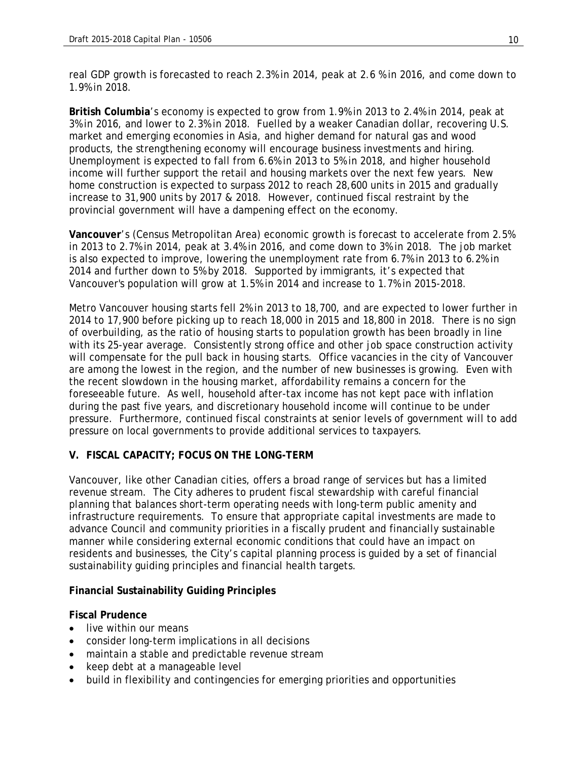real GDP growth is forecasted to reach 2.3% in 2014, peak at 2.6 % in 2016, and come down to 1.9% in 2018.

**British Columbia**'s economy is expected to grow from 1.9% in 2013 to 2.4% in 2014, peak at 3% in 2016, and lower to 2.3% in 2018. Fuelled by a weaker Canadian dollar, recovering U.S. market and emerging economies in Asia, and higher demand for natural gas and wood products, the strengthening economy will encourage business investments and hiring. Unemployment is expected to fall from 6.6% in 2013 to 5% in 2018, and higher household income will further support the retail and housing markets over the next few years. New home construction is expected to surpass 2012 to reach 28,600 units in 2015 and gradually increase to 31,900 units by 2017 & 2018. However, continued fiscal restraint by the provincial government will have a dampening effect on the economy.

**Vancouver**'s (Census Metropolitan Area) economic growth is forecast to accelerate from 2.5% in 2013 to 2.7% in 2014, peak at 3.4% in 2016, and come down to 3% in 2018. The job market is also expected to improve, lowering the unemployment rate from 6.7% in 2013 to 6.2% in 2014 and further down to 5% by 2018. Supported by immigrants, it's expected that Vancouver's population will grow at 1.5% in 2014 and increase to 1.7% in 2015-2018.

Metro Vancouver housing starts fell 2% in 2013 to 18,700, and are expected to lower further in 2014 to 17,900 before picking up to reach 18,000 in 2015 and 18,800 in 2018. There is no sign of overbuilding, as the ratio of housing starts to population growth has been broadly in line with its 25-year average. Consistently strong office and other job space construction activity will compensate for the pull back in housing starts. Office vacancies in the city of Vancouver are among the lowest in the region, and the number of new businesses is growing. Even with the recent slowdown in the housing market, affordability remains a concern for the foreseeable future. As well, household after-tax income has not kept pace with inflation during the past five years, and discretionary household income will continue to be under pressure. Furthermore, continued fiscal constraints at senior levels of government will to add pressure on local governments to provide additional services to taxpayers.

## V. FISCAL CAPACITY; FOCUS ON THE LONG-TERM

Vancouver, like other Canadian cities, offers a broad range of services but has a limited revenue stream. The City adheres to prudent fiscal stewardship with careful financial planning that balances short-term operating needs with long-term public amenity and infrastructure requirements. To ensure that appropriate capital investments are made to advance Council and community priorities in a fiscally prudent and financially sustainable manner while considering external economic conditions that could have an impact on residents and businesses, the City's capital planning process is guided by a set of financial sustainability guiding principles and financial health targets.

### Financial Sustainability Guiding Principles

**Fiscal Prudence**

- live within our means
- consider long-term implications in all decisions
- maintain a stable and predictable revenue stream
- keep debt at a manageable level
- build in flexibility and contingencies for emerging priorities and opportunities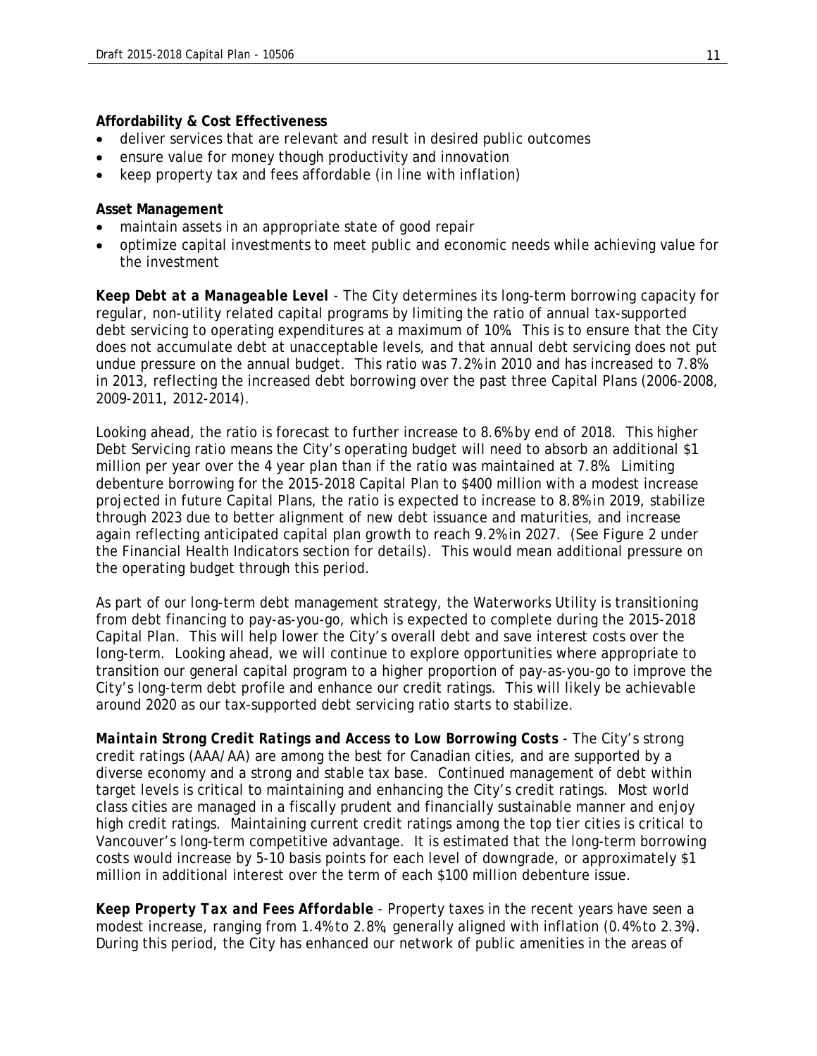**Affordability & Cost Effectiveness**

- deliver services that are relevant and result in desired public outcomes
- ensure value for money though productivity and innovation
- keep property tax and fees affordable (in line with inflation)

**Asset Management**

- maintain assets in an appropriate state of good repair
- optimize capital investments to meet public and economic needs while achieving value for the investment

***Keep Debt at a Manageable Level*** - The City determines its long-term borrowing capacity for regular, non-utility related capital programs by limiting the ratio of annual tax-supported debt servicing to operating expenditures at a maximum of 10%. This is to ensure that the City does not accumulate debt at unacceptable levels, and that annual debt servicing does not put undue pressure on the annual budget. This ratio was 7.2% in 2010 and has increased to 7.8% in 2013, reflecting the increased debt borrowing over the past three Capital Plans (2006-2008, 2009-2011, 2012-2014).

Looking ahead, the ratio is forecast to further increase to 8.6% by end of 2018. This higher Debt Servicing ratio means the City's operating budget will need to absorb an additional $1 million per year over the 4 year plan than if the ratio was maintained at 7.8%. Limiting debenture borrowing for the 2015-2018 Capital Plan to $400 million with a modest increase projected in future Capital Plans, the ratio is expected to increase to 8.8% in 2019, stabilize through 2023 due to better alignment of new debt issuance and maturities, and increase again reflecting anticipated capital plan growth to reach 9.2% in 2027. (See Figure 2 under the Financial Health Indicators section for details). This would mean additional pressure on the operating budget through this period.

As part of our long-term debt management strategy, the Waterworks Utility is transitioning from debt financing to pay-as-you-go, which is expected to complete during the 2015-2018 Capital Plan. This will help lower the City's overall debt and save interest costs over the long-term. Looking ahead, we will continue to explore opportunities where appropriate to transition our general capital program to a higher proportion of pay-as-you-go to improve the City's long-term debt profile and enhance our credit ratings. This will likely be achievable around 2020 as our tax-supported debt servicing ratio starts to stabilize.

***Maintain Strong Credit Ratings and Access to Low Borrowing Costs*** - The City's strong credit ratings (AAA/AA) are among the best for Canadian cities, and are supported by a diverse economy and a strong and stable tax base. Continued management of debt within target levels is critical to maintaining and enhancing the City's credit ratings. Most world class cities are managed in a fiscally prudent and financially sustainable manner and enjoy high credit ratings. Maintaining current credit ratings among the top tier cities is critical to Vancouver's long-term competitive advantage. It is estimated that the long-term borrowing costs would increase by 5-10 basis points for each level of downgrade, or approximately $1 million in additional interest over the term of each $100 million debenture issue.

***Keep Property Tax and Fees Affordable*** - Property taxes in the recent years have seen a modest increase, ranging from 1.4% to 2.8%, generally aligned with inflation (0.4% to 2.3%). During this period, the City has enhanced our network of public amenities in the areas of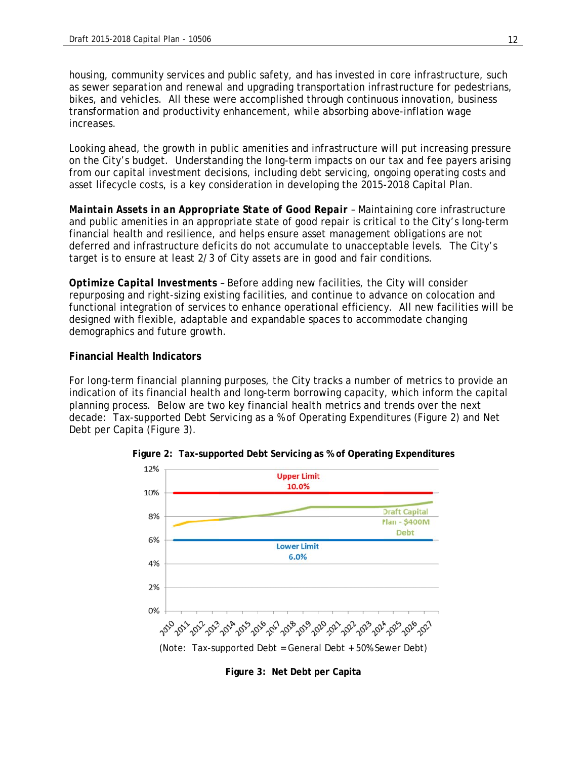housing, community services and public safety, and has invested in core infrastructure, such as sewer separation and renewal and upgrading transportation infrastructure for pedestrians, bikes, and vehicles. All these were accomplished through continuous innovation, business transformation and productivity enhancement, while absorbing above-inflation wage increases.

Looking ahead, the growth in public amenities and infrastructure will put increasing pressure on the City's budget. Understanding the long-term impacts on our tax and fee payers arising from our capital investment decisions, including debt servicing, ongoing operating costs and asset lifecycle costs, is a key consideration in developing the 2015-2018 Capital Plan.

***Maintain Assets in an Appropriate State of Good Repair*** – Maintaining core infrastructure and public amenities in an appropriate state of good repair is critical to the City's long-term financial health and resilience, and helps ensure asset management obligations are not deferred and infrastructure deficits do not accumulate to unacceptable levels. The City's target is to ensure at least 2/3 of City assets are in good and fair conditions.

***Optimize Capital Investments*** – Before adding new facilities, the City will consider repurposing and right-sizing existing facilities, and continue to advance on colocation and functional integration of services to enhance operational efficiency. All new facilities will be designed with flexible, adaptable and expandable spaces to accommodate changing demographics and future growth.

**Financial Health Indicators**

For long-term financial planning purposes, the City tracks a number of metrics to provide an indication of its financial health and long-term borrowing capacity, which inform the capital planning process. Below are two key financial health metrics and trends over the next decade: Tax-supported Debt Servicing as a % of Operating Expenditures (Figure 2) and Net Debt per Capita (Figure 3).

**Figure 2: Tax-supported Debt Servicing as % of Operating Expenditures**

(Note: Tax-supported Debt = General Debt + 50% Sewer Debt)

**Figure 3: Net Debt per Capita**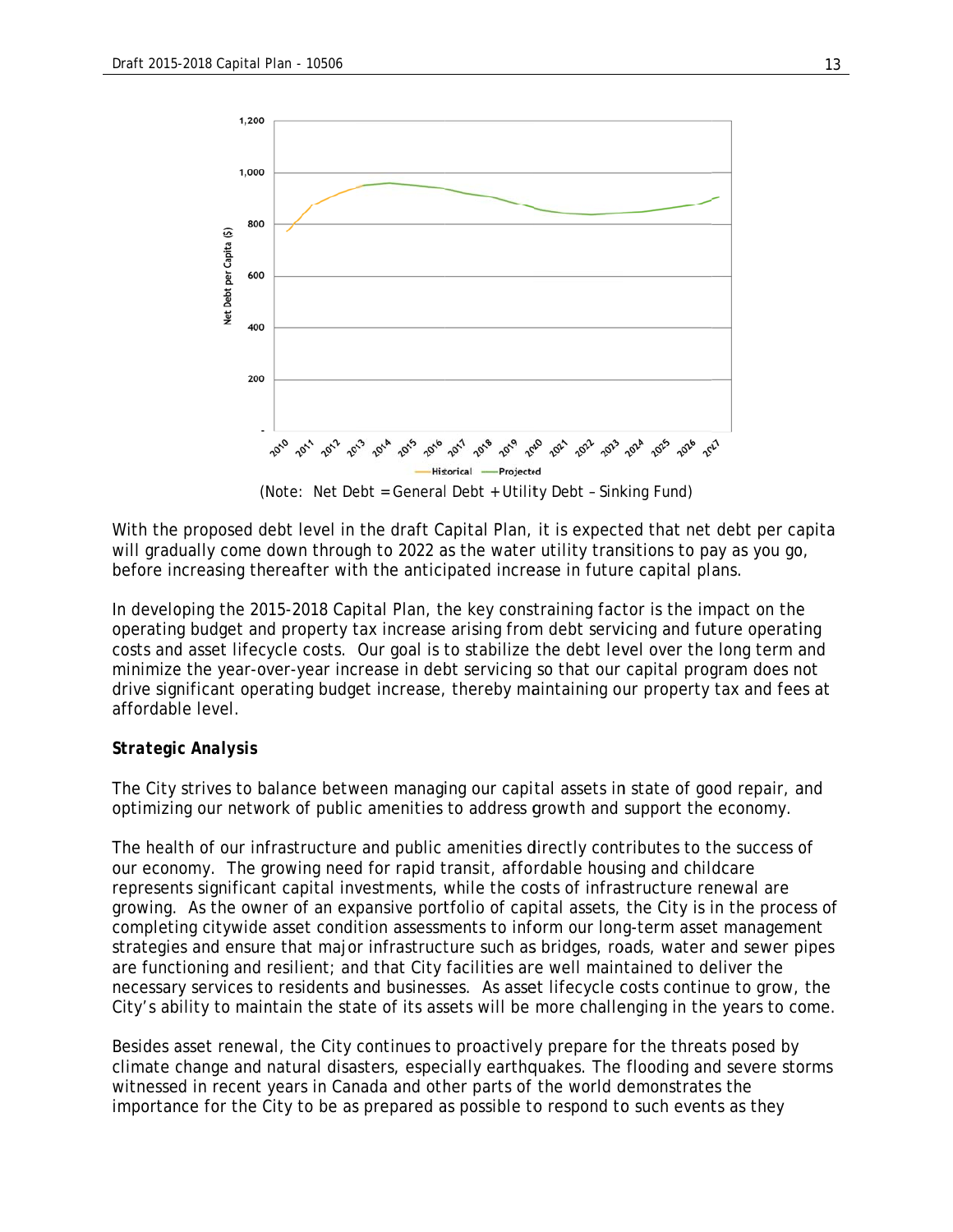(Note: Net Debt = General Debt + Utility Debt – Sinking Fund)

With the proposed debt level in the draft Capital Plan, it is expected that net debt per capita will gradually come down through to 2022 as the water utility transitions to pay as you go, before increasing thereafter with the anticipated increase in future capital plans.

In developing the 2015-2018 Capital Plan, the key constraining factor is the impact on the operating budget and property tax increase arising from debt servicing and future operating costs and asset lifecycle costs. Our goal is to stabilize the debt level over the long term and minimize the year-over-year increase in debt servicing so that our capital program does not drive significant operating budget increase, thereby maintaining our property tax and fees at affordable level.

***Strategic Analysis***

The City strives to balance between managing our capital assets in state of good repair, and optimizing our network of public amenities to address growth and support the economy.

The health of our infrastructure and public amenities directly contributes to the success of our economy. The growing need for rapid transit, affordable housing and childcare represents significant capital investments, while the costs of infrastructure renewal are growing. As the owner of an expansive portfolio of capital assets, the City is in the process of completing citywide asset condition assessments to inform our long-term asset management strategies and ensure that major infrastructure such as bridges, roads, water and sewer pipes are functioning and resilient; and that City facilities are well maintained to deliver the necessary services to residents and businesses. As asset lifecycle costs continue to grow, the City's ability to maintain the state of its assets will be more challenging in the years to come.

Besides asset renewal, the City continues to proactively prepare for the threats posed by climate change and natural disasters, especially earthquakes. The flooding and severe storms witnessed in recent years in Canada and other parts of the world demonstrates the importance for the City to be as prepared as possible to respond to such events as they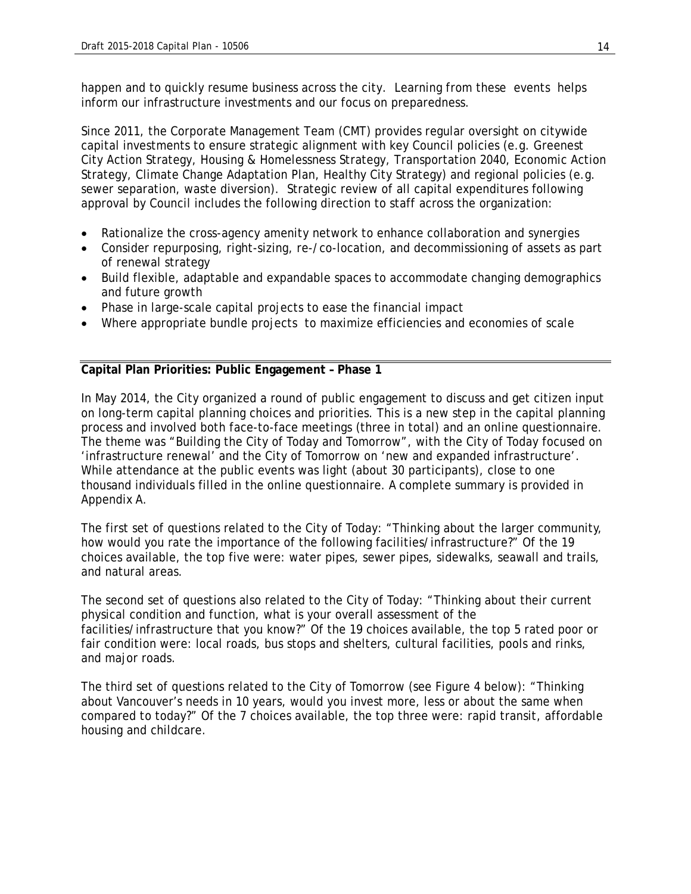happen and to quickly resume business across the city. Learning from these events helps inform our infrastructure investments and our focus on preparedness.

Since 2011, the Corporate Management Team (CMT) provides regular oversight on citywide capital investments to ensure strategic alignment with key Council policies (e.g. Greenest City Action Strategy, Housing & Homelessness Strategy, Transportation 2040, Economic Action Strategy, Climate Change Adaptation Plan, Healthy City Strategy) and regional policies (e.g. sewer separation, waste diversion). Strategic review of all capital expenditures following approval by Council includes the following direction to staff across the organization:

- Rationalize the cross-agency amenity network to enhance collaboration and synergies
- Consider repurposing, right-sizing, re-/co-location, and decommissioning of assets as part of renewal strategy
- Build flexible, adaptable and expandable spaces to accommodate changing demographics and future growth
- Phase in large-scale capital projects to ease the financial impact
- Where appropriate bundle projects to maximize efficiencies and economies of scale

## Capital Plan Priorities: Public Engagement – Phase 1

In May 2014, the City organized a round of public engagement to discuss and get citizen input on long-term capital planning choices and priorities. This is a new step in the capital planning process and involved both face-to-face meetings (three in total) and an online questionnaire. The theme was "Building the City of Today and Tomorrow", with the City of Today focused on 'infrastructure renewal' and the City of Tomorrow on 'new and expanded infrastructure'. While attendance at the public events was light (about 30 participants), close to one thousand individuals filled in the online questionnaire. A complete summary is provided in Appendix A.

The first set of questions related to the City of Today: "Thinking about the larger community, how would you rate the importance of the following facilities/infrastructure?" Of the 19 choices available, the top five were: water pipes, sewer pipes, sidewalks, seawall and trails, and natural areas.

The second set of questions also related to the City of Today: "Thinking about their current physical condition and function, what is your overall assessment of the facilities/infrastructure that you know?" Of the 19 choices available, the top 5 rated poor or fair condition were: local roads, bus stops and shelters, cultural facilities, pools and rinks, and major roads.

The third set of questions related to the City of Tomorrow (see Figure 4 below): "Thinking about Vancouver's needs in 10 years, would you invest more, less or about the same when compared to today?" Of the 7 choices available, the top three were: rapid transit, affordable housing and childcare.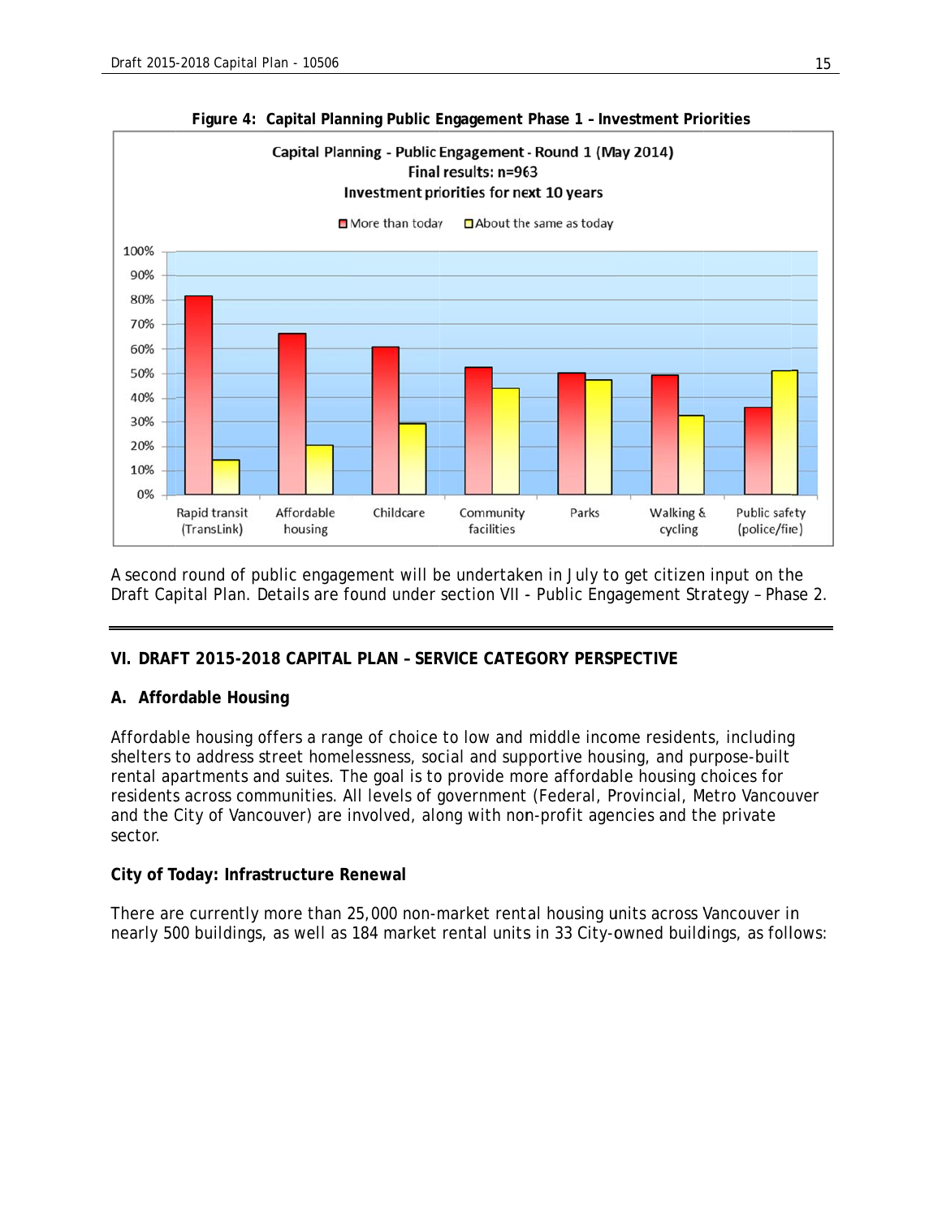**Figure 4: Capital Planning Public Engagement Phase 1 – Investment Priorities**

A second round of public engagement will be undertaken in July to get citizen input on the Draft Capital Plan. Details are found under section VII - Public Engagement Strategy – Phase 2.

---

## VI. DRAFT 2015-2018 CAPITAL PLAN – SERVICE CATEGORY PERSPECTIVE

### A. Affordable Housing

Affordable housing offers a range of choice to low and middle income residents, including shelters to address street homelessness, social and supportive housing, and purpose-built rental apartments and suites. The goal is to provide more affordable housing choices for residents across communities. All levels of government (Federal, Provincial, Metro Vancouver and the City of Vancouver) are involved, along with non-profit agencies and the private sector.

**City of Today: Infrastructure Renewal**

There are currently more than 25,000 non-market rental housing units across Vancouver in nearly 500 buildings, as well as 184 market rental units in 33 City-owned buildings, as follows: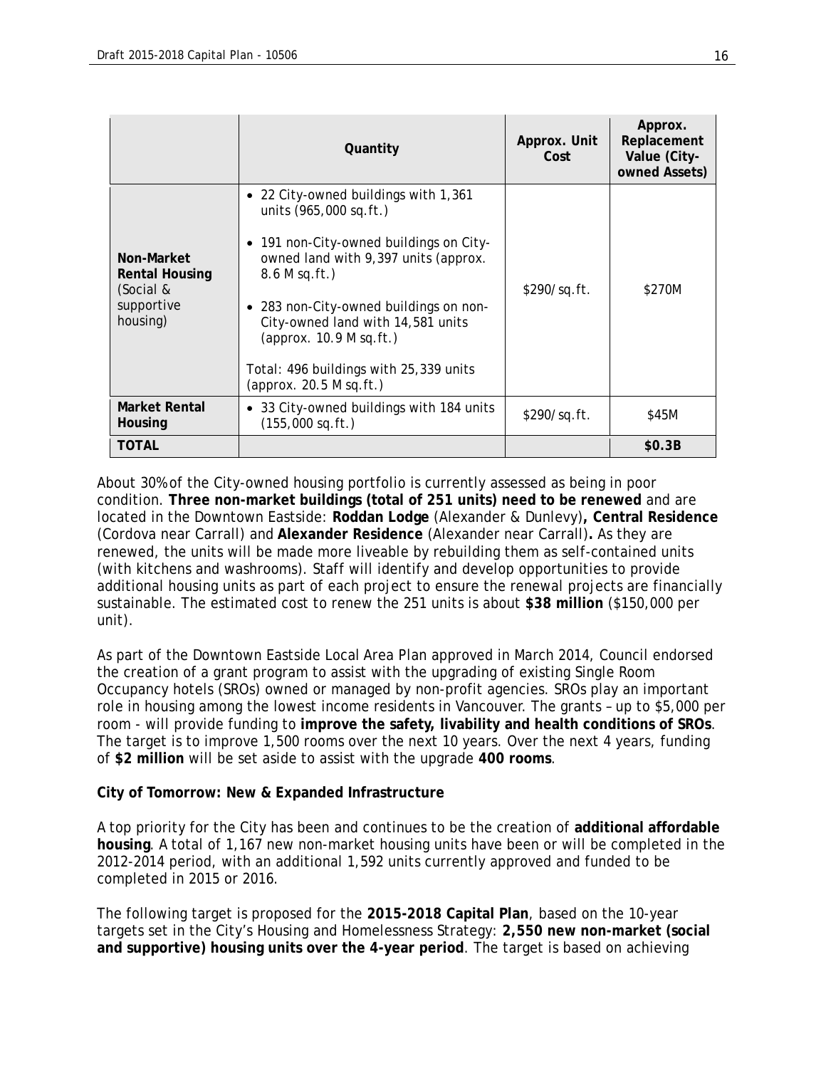| | Quantity | Approx. Unit Cost | Approx. Replacement Value (City-owned Assets) |
|---|---|---|---|
| **Non-Market Rental Housing** (Social & supportive housing) | • 22 City-owned buildings with 1,361 units (965,000 sq.ft.)<br>• 191 non-City-owned buildings on City-owned land with 9,397 units (approx. 8.6 M sq.ft.)<br>• 283 non-City-owned buildings on non-City-owned land with 14,581 units (approx. 10.9 M sq.ft.)<br>Total: 496 buildings with 25,339 units (approx. 20.5 M sq.ft.) | $290/sq.ft. | $270M |
| **Market Rental Housing** | • 33 City-owned buildings with 184 units (155,000 sq.ft.) | $290/sq.ft. | $45M |
| **TOTAL** | | | **$0.3B** |

About 30% of the City-owned housing portfolio is currently assessed as being in poor condition. **Three non-market buildings (total of 251 units) need to be renewed** and are located in the Downtown Eastside: **Roddan Lodge** (Alexander & Dunlevy)**, Central Residence** (Cordova near Carrall) and **Alexander Residence** (Alexander near Carrall)**.** As they are renewed, the units will be made more liveable by rebuilding them as self-contained units (with kitchens and washrooms). Staff will identify and develop opportunities to provide additional housing units as part of each project to ensure the renewal projects are financially sustainable. The estimated cost to renew the 251 units is about **$38 million** ($150,000 per unit).

As part of the Downtown Eastside Local Area Plan approved in March 2014, Council endorsed the creation of a grant program to assist with the upgrading of existing Single Room Occupancy hotels (SROs) owned or managed by non-profit agencies. SROs play an important role in housing among the lowest income residents in Vancouver. The grants – up to $5,000 per room - will provide funding to **improve the safety, livability and health conditions of SROs**. The target is to improve 1,500 rooms over the next 10 years. Over the next 4 years, funding of **$2 million** will be set aside to assist with the upgrade **400 rooms**.

**City of Tomorrow: New & Expanded Infrastructure**

A top priority for the City has been and continues to be the creation of **additional affordable housing**. A total of 1,167 new non-market housing units have been or will be completed in the 2012-2014 period, with an additional 1,592 units currently approved and funded to be completed in 2015 or 2016.

The following target is proposed for the **2015-2018 Capital Plan**, based on the 10-year targets set in the City's Housing and Homelessness Strategy: **2,550 new non-market (social and supportive) housing units over the 4-year period**. The target is based on achieving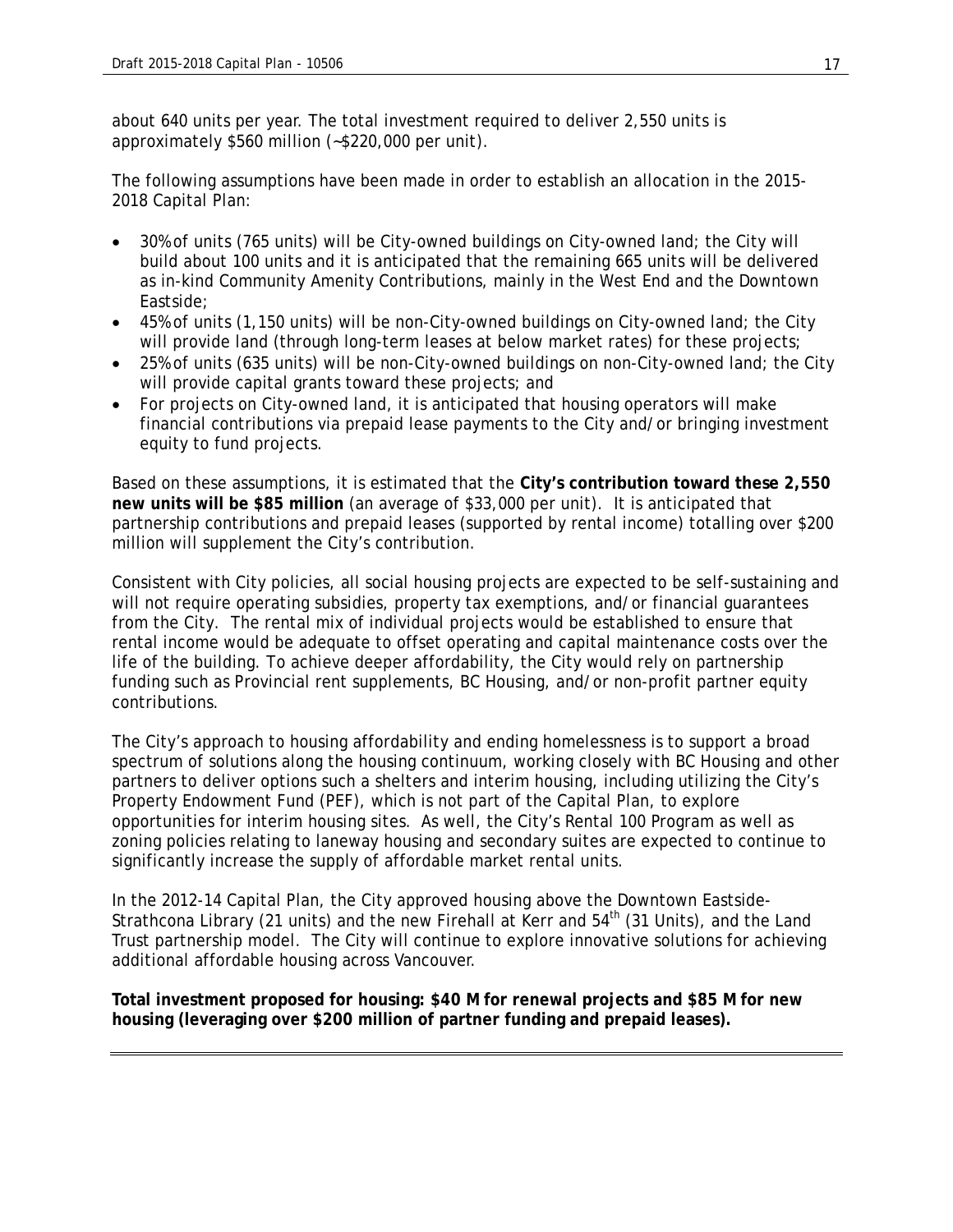about 640 units per year. The total investment required to deliver 2,550 units is approximately $560 million (~$220,000 per unit).

The following assumptions have been made in order to establish an allocation in the 2015-2018 Capital Plan:

- 30% of units (765 units) will be City-owned buildings on City-owned land; the City will build about 100 units and it is anticipated that the remaining 665 units will be delivered as in-kind Community Amenity Contributions, mainly in the West End and the Downtown Eastside;
- 45% of units (1,150 units) will be non-City-owned buildings on City-owned land; the City will provide land (through long-term leases at below market rates) for these projects;
- 25% of units (635 units) will be non-City-owned buildings on non-City-owned land; the City will provide capital grants toward these projects; and
- For projects on City-owned land, it is anticipated that housing operators will make financial contributions via prepaid lease payments to the City and/or bringing investment equity to fund projects.

Based on these assumptions, it is estimated that the **City's contribution toward these 2,550 new units will be $85 million** (an average of $33,000 per unit). It is anticipated that partnership contributions and prepaid leases (supported by rental income) totalling over $200 million will supplement the City's contribution.

Consistent with City policies, all social housing projects are expected to be self-sustaining and will not require operating subsidies, property tax exemptions, and/or financial guarantees from the City. The rental mix of individual projects would be established to ensure that rental income would be adequate to offset operating and capital maintenance costs over the life of the building. To achieve deeper affordability, the City would rely on partnership funding such as Provincial rent supplements, BC Housing, and/or non-profit partner equity contributions.

The City's approach to housing affordability and ending homelessness is to support a broad spectrum of solutions along the housing continuum, working closely with BC Housing and other partners to deliver options such a shelters and interim housing, including utilizing the City's Property Endowment Fund (PEF), which is not part of the Capital Plan, to explore opportunities for interim housing sites. As well, the City's Rental 100 Program as well as zoning policies relating to laneway housing and secondary suites are expected to continue to significantly increase the supply of affordable market rental units.

In the 2012-14 Capital Plan, the City approved housing above the Downtown Eastside-Strathcona Library (21 units) and the new Firehall at Kerr and 54th (31 Units), and the Land Trust partnership model. The City will continue to explore innovative solutions for achieving additional affordable housing across Vancouver.

**Total investment proposed for housing: $40 M for renewal projects and $85 M for new housing (leveraging over $200 million of partner funding and prepaid leases).**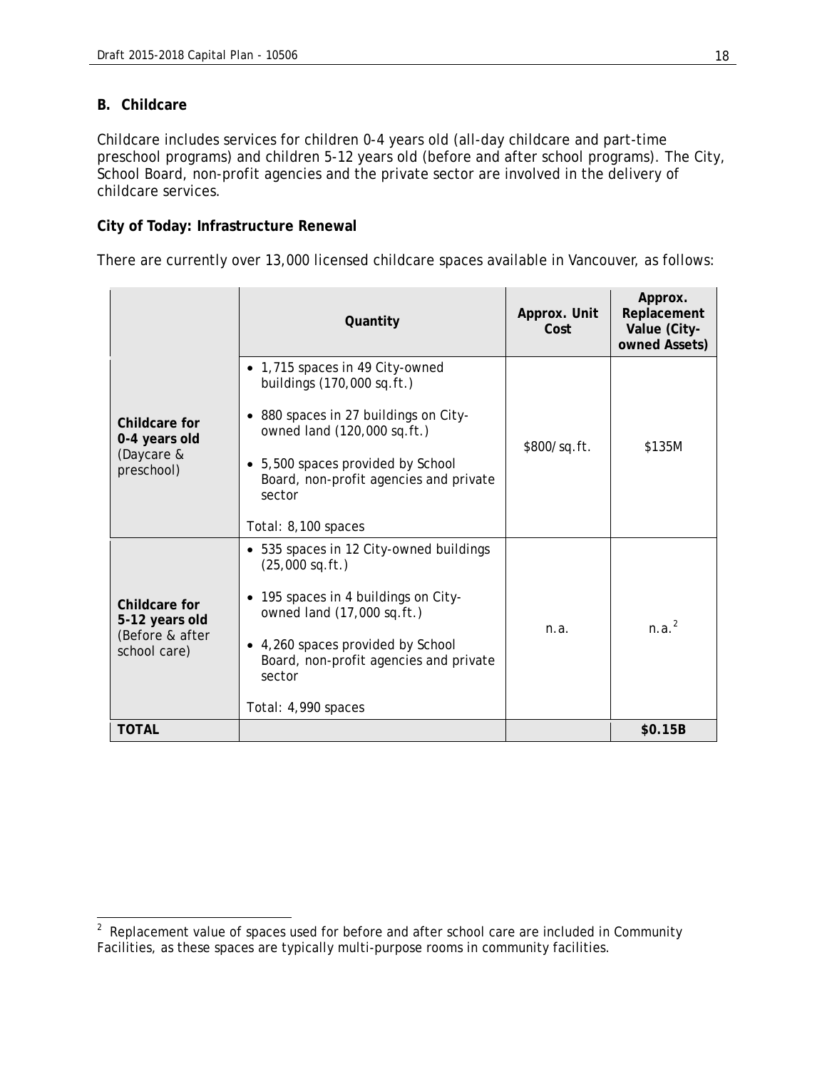## B. Childcare

Childcare includes services for children 0-4 years old (all-day childcare and part-time preschool programs) and children 5-12 years old (before and after school programs). The City, School Board, non-profit agencies and the private sector are involved in the delivery of childcare services.

**City of Today: Infrastructure Renewal**

There are currently over 13,000 licensed childcare spaces available in Vancouver, as follows:

| | Quantity | Approx. Unit Cost | Approx. Replacement Value (City-owned Assets) |
|---|---|---|---|
| **Childcare for 0-4 years old** (Daycare & preschool) | • 1,715 spaces in 49 City-owned buildings (170,000 sq.ft.)<br>• 880 spaces in 27 buildings on City-owned land (120,000 sq.ft.)<br>• 5,500 spaces provided by School Board, non-profit agencies and private sector<br>Total: 8,100 spaces | \$800/sq.ft. | \$135M |
| **Childcare for 5-12 years old** (Before & after school care) | • 535 spaces in 12 City-owned buildings (25,000 sq.ft.)<br>• 195 spaces in 4 buildings on City-owned land (17,000 sq.ft.)<br>• 4,260 spaces provided by School Board, non-profit agencies and private sector<br>Total: 4,990 spaces | n.a. | n.a.[2] |
| **TOTAL** | | | **\$0.15B** |

[2] Replacement value of spaces used for before and after school care are included in Community Facilities, as these spaces are typically multi-purpose rooms in community facilities.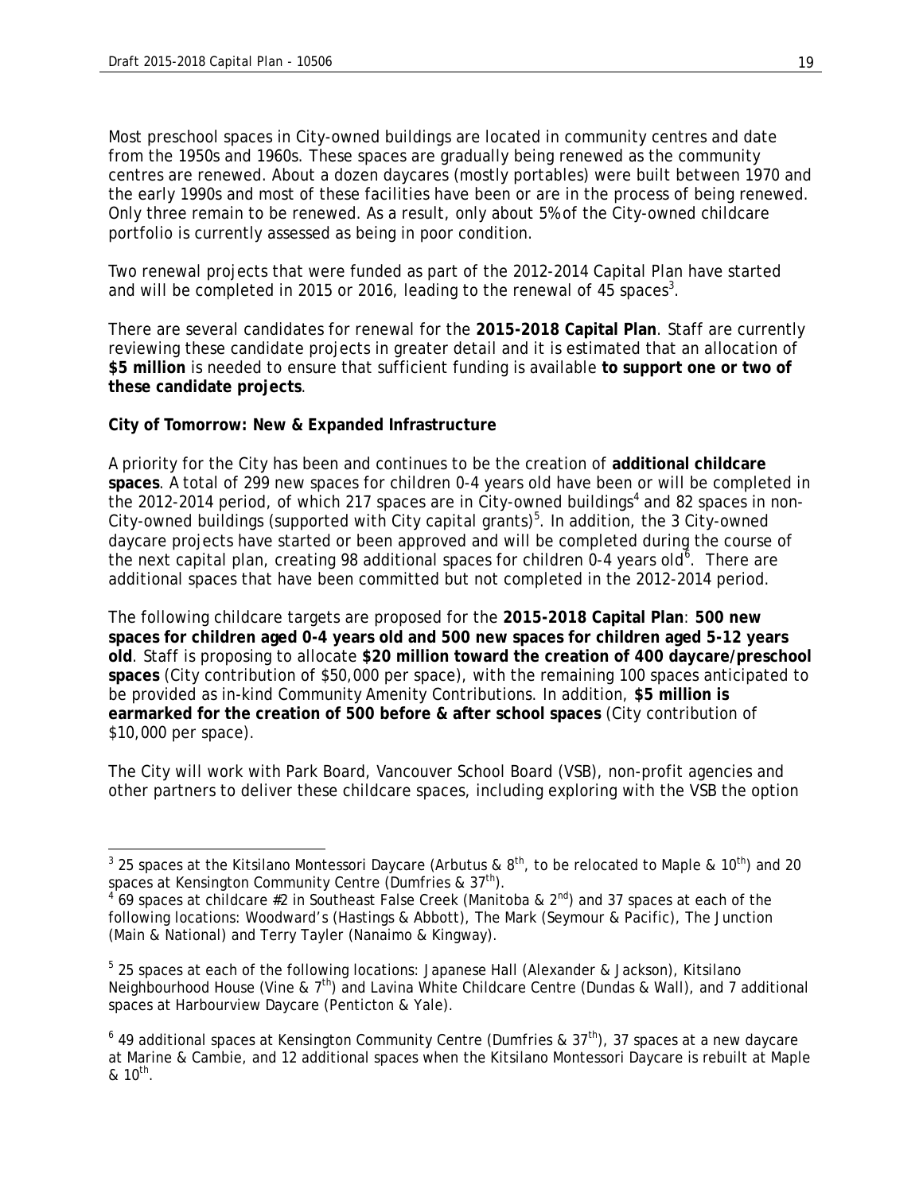Most preschool spaces in City-owned buildings are located in community centres and date from the 1950s and 1960s. These spaces are gradually being renewed as the community centres are renewed. About a dozen daycares (mostly portables) were built between 1970 and the early 1990s and most of these facilities have been or are in the process of being renewed. Only three remain to be renewed. As a result, only about 5% of the City-owned childcare portfolio is currently assessed as being in poor condition.

Two renewal projects that were funded as part of the 2012-2014 Capital Plan have started and will be completed in 2015 or 2016, leading to the renewal of 45 spaces[3].

There are several candidates for renewal for the **2015-2018 Capital Plan**. Staff are currently reviewing these candidate projects in greater detail and it is estimated that an allocation of **$5 million** is needed to ensure that sufficient funding is available **to support one or two of these candidate projects**.

**City of Tomorrow: New & Expanded Infrastructure**

A priority for the City has been and continues to be the creation of **additional childcare spaces**. A total of 299 new spaces for children 0-4 years old have been or will be completed in the 2012-2014 period, of which 217 spaces are in City-owned buildings[4] and 82 spaces in non-City-owned buildings (supported with City capital grants)[5]. In addition, the 3 City-owned daycare projects have started or been approved and will be completed during the course of the next capital plan, creating 98 additional spaces for children 0-4 years old[6]. There are additional spaces that have been committed but not completed in the 2012-2014 period.

The following childcare targets are proposed for the **2015-2018 Capital Plan**: **500 new spaces for children aged 0-4 years old and 500 new spaces for children aged 5-12 years old**. Staff is proposing to allocate **$20 million toward the creation of 400 daycare/preschool spaces** (City contribution of $50,000 per space), with the remaining 100 spaces anticipated to be provided as in-kind Community Amenity Contributions. In addition, **$5 million is earmarked for the creation of 500 before & after school spaces** (City contribution of $10,000 per space).

The City will work with Park Board, Vancouver School Board (VSB), non-profit agencies and other partners to deliver these childcare spaces, including exploring with the VSB the option

---

[3] 25 spaces at the Kitsilano Montessori Daycare (Arbutus & 8th, to be relocated to Maple & 10th) and 20 spaces at Kensington Community Centre (Dumfries & 37th).

[4] 69 spaces at childcare #2 in Southeast False Creek (Manitoba & 2nd) and 37 spaces at each of the following locations: Woodward's (Hastings & Abbott), The Mark (Seymour & Pacific), The Junction (Main & National) and Terry Tayler (Nanaimo & Kingway).

[5] 25 spaces at each of the following locations: Japanese Hall (Alexander & Jackson), Kitsilano Neighbourhood House (Vine & 7th) and Lavina White Childcare Centre (Dundas & Wall), and 7 additional spaces at Harbourview Daycare (Penticton & Yale).

[6] 49 additional spaces at Kensington Community Centre (Dumfries & 37th), 37 spaces at a new daycare at Marine & Cambie, and 12 additional spaces when the Kitsilano Montessori Daycare is rebuilt at Maple & 10th.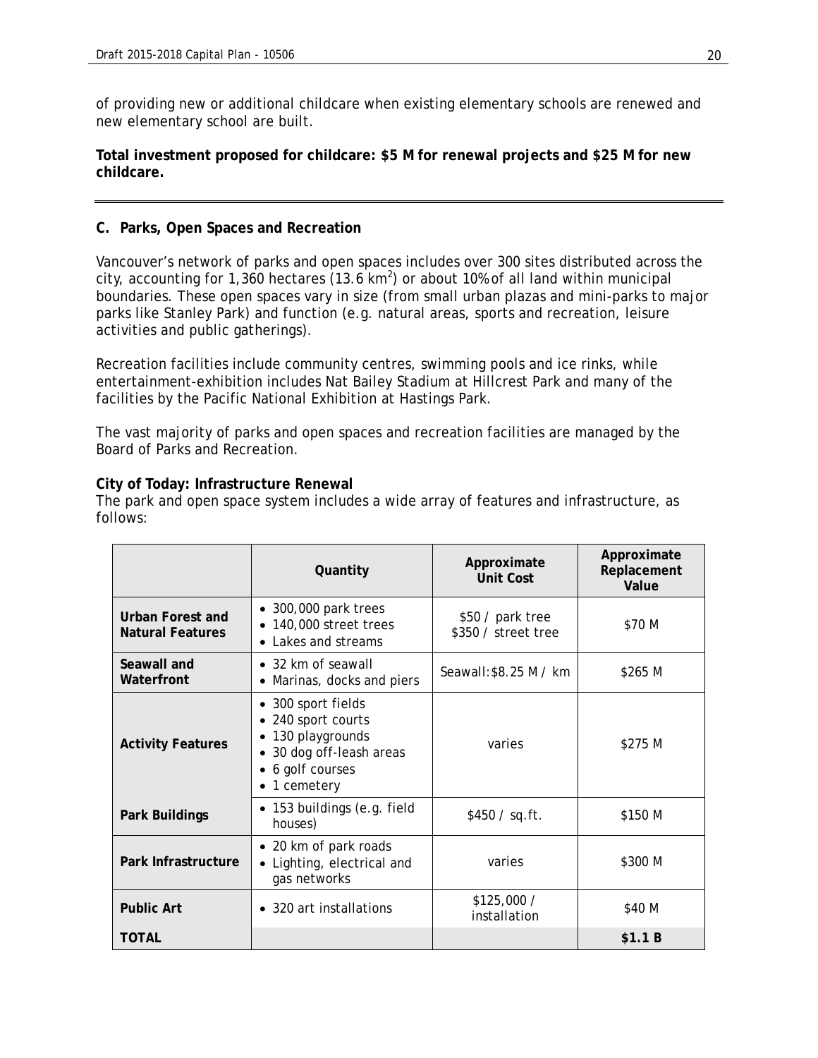of providing new or additional childcare when existing elementary schools are renewed and new elementary school are built.

**Total investment proposed for childcare: $5 M for renewal projects and $25 M for new childcare.**

---

## C. Parks, Open Spaces and Recreation

Vancouver's network of parks and open spaces includes over 300 sites distributed across the city, accounting for 1,360 hectares (13.6 $km^2$) or about 10% of all land within municipal boundaries. These open spaces vary in size (from small urban plazas and mini-parks to major parks like Stanley Park) and function (e.g. natural areas, sports and recreation, leisure activities and public gatherings).

Recreation facilities include community centres, swimming pools and ice rinks, while entertainment-exhibition includes Nat Bailey Stadium at Hillcrest Park and many of the facilities by the Pacific National Exhibition at Hastings Park.

The vast majority of parks and open spaces and recreation facilities are managed by the Board of Parks and Recreation.

**City of Today: Infrastructure Renewal**

The park and open space system includes a wide array of features and infrastructure, as follows:

| | Quantity | Approximate Unit Cost | Approximate Replacement Value |
|---|---|---|---|
| **Urban Forest and Natural Features** | • 300,000 park trees<br>• 140,000 street trees<br>• Lakes and streams | $50 / park tree<br>$350 / street tree | $70 M |
| **Seawall and Waterfront** | • 32 km of seawall<br>• Marinas, docks and piers | Seawall: $8.25 M / km | $265 M |
| **Activity Features** | • 300 sport fields<br>• 240 sport courts<br>• 130 playgrounds<br>• 30 dog off-leash areas<br>• 6 golf courses<br>• 1 cemetery | varies | $275 M |
| **Park Buildings** | • 153 buildings (e.g. field houses) | $450 / sq.ft. | $150 M |
| **Park Infrastructure** | • 20 km of park roads<br>• Lighting, electrical and gas networks | varies | $300 M |
| **Public Art** | • 320 art installations | $125,000 / installation | $40 M |
| **TOTAL** | | | **$1.1 B** |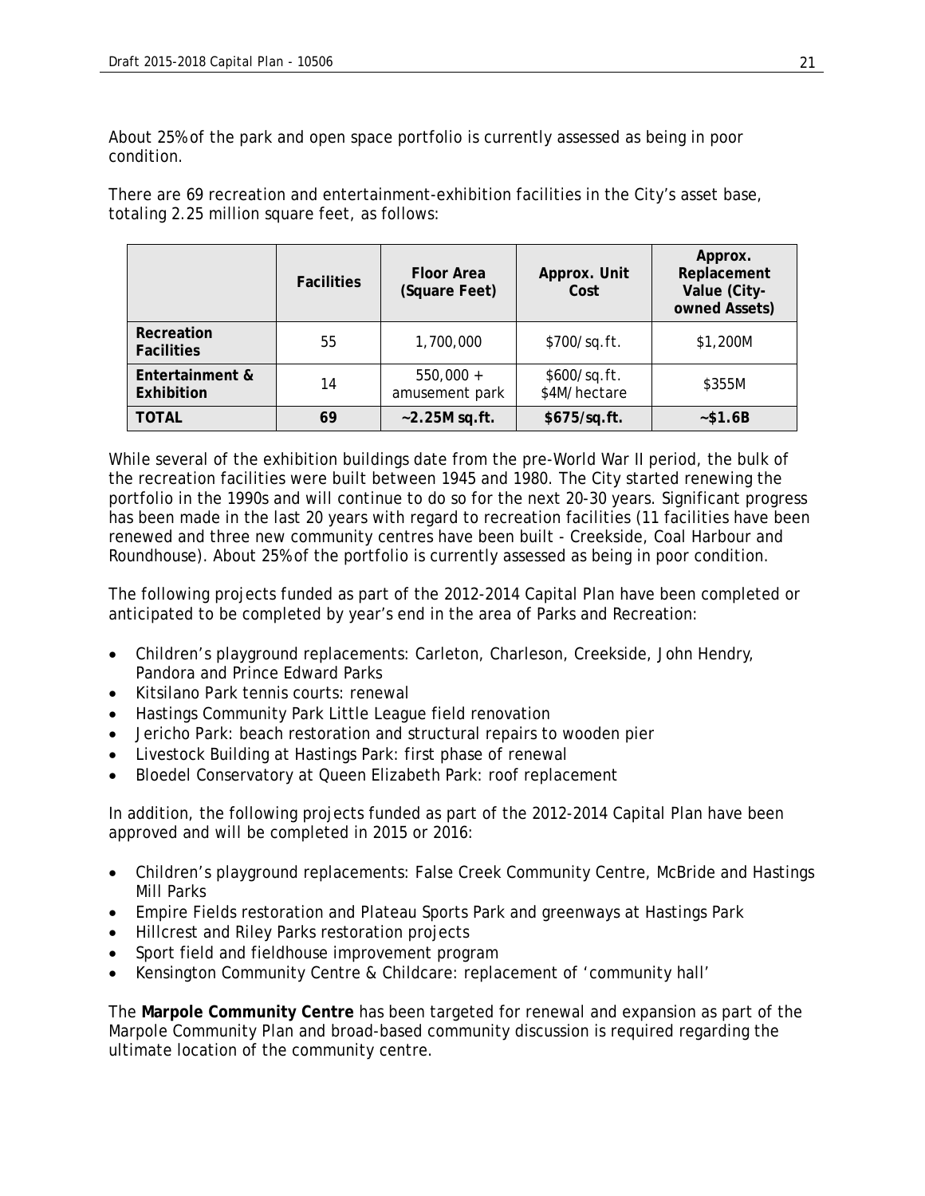About 25% of the park and open space portfolio is currently assessed as being in poor condition.

There are 69 recreation and entertainment-exhibition facilities in the City's asset base, totaling 2.25 million square feet, as follows:

| | Facilities | Floor Area (Square Feet) | Approx. Unit Cost | Approx. Replacement Value (City-owned Assets) |
|---|---|---|---|---|
| **Recreation Facilities** | 55 | 1,700,000 | $700/sq.ft. | $1,200M |
| **Entertainment & Exhibition** | 14 | 550,000 + amusement park | $600/sq.ft. $4M/hectare | $355M |
| **TOTAL** | **69** | **~2.25M sq.ft.** | **$675/sq.ft.** | **~$1.6B** |

While several of the exhibition buildings date from the pre-World War II period, the bulk of the recreation facilities were built between 1945 and 1980. The City started renewing the portfolio in the 1990s and will continue to do so for the next 20-30 years. Significant progress has been made in the last 20 years with regard to recreation facilities (11 facilities have been renewed and three new community centres have been built - Creekside, Coal Harbour and Roundhouse). About 25% of the portfolio is currently assessed as being in poor condition.

The following projects funded as part of the 2012-2014 Capital Plan have been completed or anticipated to be completed by year's end in the area of Parks and Recreation:

- Children's playground replacements: Carleton, Charleson, Creekside, John Hendry, Pandora and Prince Edward Parks
- Kitsilano Park tennis courts: renewal
- Hastings Community Park Little League field renovation
- Jericho Park: beach restoration and structural repairs to wooden pier
- Livestock Building at Hastings Park: first phase of renewal
- Bloedel Conservatory at Queen Elizabeth Park: roof replacement

In addition, the following projects funded as part of the 2012-2014 Capital Plan have been approved and will be completed in 2015 or 2016:

- Children's playground replacements: False Creek Community Centre, McBride and Hastings Mill Parks
- Empire Fields restoration and Plateau Sports Park and greenways at Hastings Park
- Hillcrest and Riley Parks restoration projects
- Sport field and fieldhouse improvement program
- Kensington Community Centre & Childcare: replacement of 'community hall'

The **Marpole Community Centre** has been targeted for renewal and expansion as part of the Marpole Community Plan and broad-based community discussion is required regarding the ultimate location of the community centre.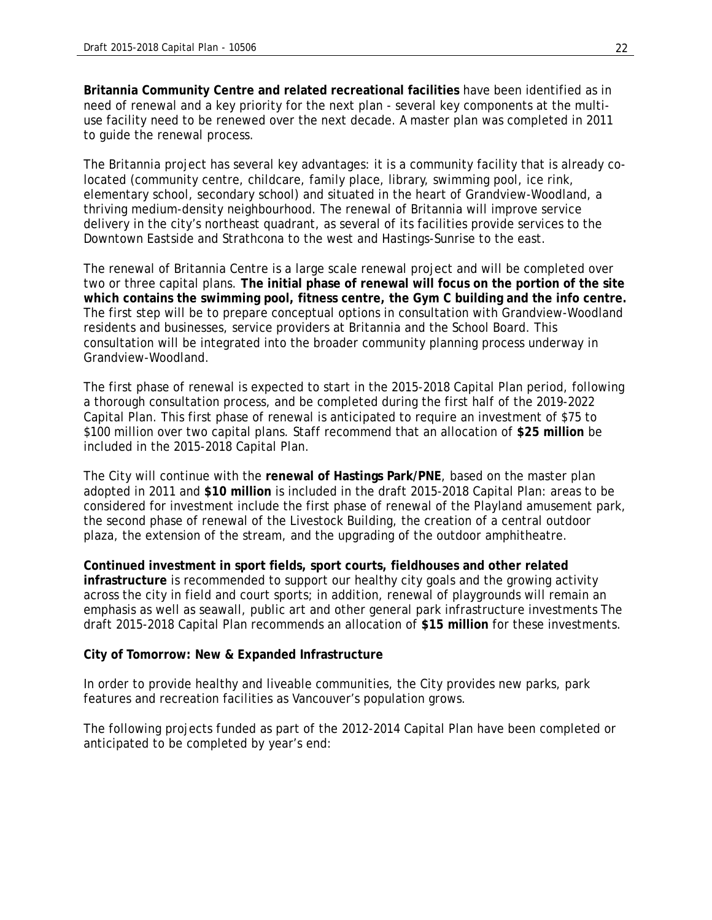**Britannia Community Centre and related recreational facilities** have been identified as in need of renewal and a key priority for the next plan - several key components at the multi-use facility need to be renewed over the next decade. A master plan was completed in 2011 to guide the renewal process.

The Britannia project has several key advantages: it is a community facility that is already co-located (community centre, childcare, family place, library, swimming pool, ice rink, elementary school, secondary school) and situated in the heart of Grandview-Woodland, a thriving medium-density neighbourhood. The renewal of Britannia will improve service delivery in the city's northeast quadrant, as several of its facilities provide services to the Downtown Eastside and Strathcona to the west and Hastings-Sunrise to the east.

The renewal of Britannia Centre is a large scale renewal project and will be completed over two or three capital plans. **The initial phase of renewal will focus on the portion of the site which contains the swimming pool, fitness centre, the Gym C building and the info centre.** The first step will be to prepare conceptual options in consultation with Grandview-Woodland residents and businesses, service providers at Britannia and the School Board. This consultation will be integrated into the broader community planning process underway in Grandview-Woodland.

The first phase of renewal is expected to start in the 2015-2018 Capital Plan period, following a thorough consultation process, and be completed during the first half of the 2019-2022 Capital Plan. This first phase of renewal is anticipated to require an investment of $75 to $100 million over two capital plans. Staff recommend that an allocation of **$25 million** be included in the 2015-2018 Capital Plan.

The City will continue with the **renewal of Hastings Park/PNE**, based on the master plan adopted in 2011 and **$10 million** is included in the draft 2015-2018 Capital Plan: areas to be considered for investment include the first phase of renewal of the Playland amusement park, the second phase of renewal of the Livestock Building, the creation of a central outdoor plaza, the extension of the stream, and the upgrading of the outdoor amphitheatre.

**Continued investment in sport fields, sport courts, fieldhouses and other related infrastructure** is recommended to support our healthy city goals and the growing activity across the city in field and court sports; in addition, renewal of playgrounds will remain an emphasis as well as seawall, public art and other general park infrastructure investments The draft 2015-2018 Capital Plan recommends an allocation of **$15 million** for these investments.

**City of Tomorrow: New & Expanded Infrastructure**

In order to provide healthy and liveable communities, the City provides new parks, park features and recreation facilities as Vancouver's population grows.

The following projects funded as part of the 2012-2014 Capital Plan have been completed or anticipated to be completed by year's end: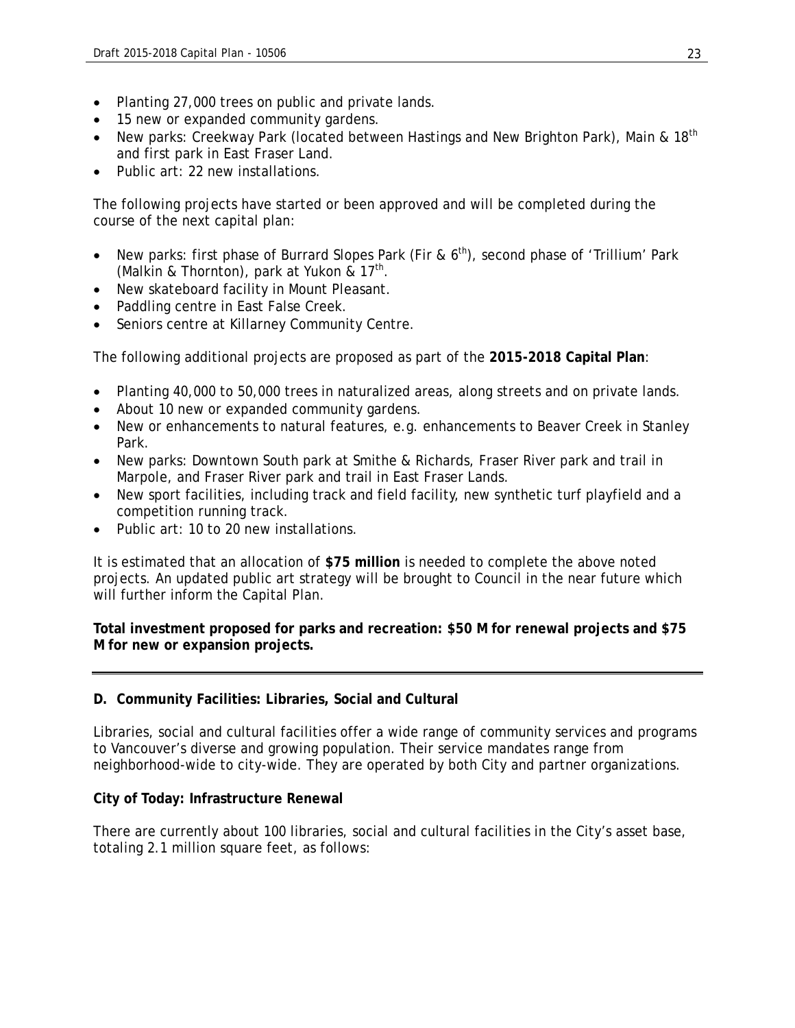- Planting 27,000 trees on public and private lands.
- 15 new or expanded community gardens.
- New parks: Creekway Park (located between Hastings and New Brighton Park), Main & 18th and first park in East Fraser Land.
- Public art: 22 new installations.

The following projects have started or been approved and will be completed during the course of the next capital plan:

- New parks: first phase of Burrard Slopes Park (Fir & 6th), second phase of 'Trillium' Park (Malkin & Thornton), park at Yukon & 17th.
- New skateboard facility in Mount Pleasant.
- Paddling centre in East False Creek.
- Seniors centre at Killarney Community Centre.

The following additional projects are proposed as part of the **2015-2018 Capital Plan**:

- Planting 40,000 to 50,000 trees in naturalized areas, along streets and on private lands.
- About 10 new or expanded community gardens.
- New or enhancements to natural features, e.g. enhancements to Beaver Creek in Stanley Park.
- New parks: Downtown South park at Smithe & Richards, Fraser River park and trail in Marpole, and Fraser River park and trail in East Fraser Lands.
- New sport facilities, including track and field facility, new synthetic turf playfield and a competition running track.
- Public art: 10 to 20 new installations.

It is estimated that an allocation of **$75 million** is needed to complete the above noted projects. An updated public art strategy will be brought to Council in the near future which will further inform the Capital Plan.

**Total investment proposed for parks and recreation: $50 M for renewal projects and $75 M for new or expansion projects.**

---

## D. Community Facilities: Libraries, Social and Cultural

Libraries, social and cultural facilities offer a wide range of community services and programs to Vancouver's diverse and growing population. Their service mandates range from neighborhood-wide to city-wide. They are operated by both City and partner organizations.

**City of Today: Infrastructure Renewal**

There are currently about 100 libraries, social and cultural facilities in the City's asset base, totaling 2.1 million square feet, as follows: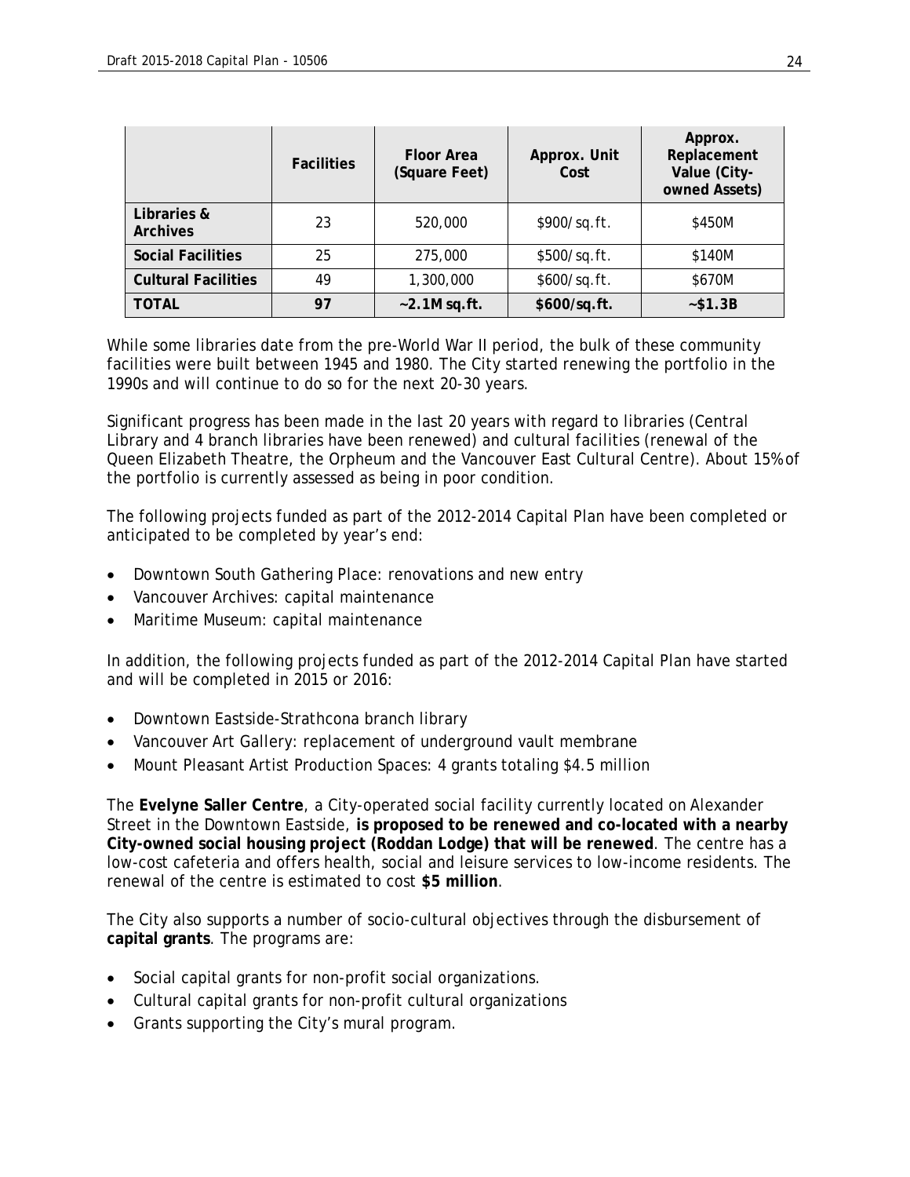| | Facilities | Floor Area (Square Feet) | Approx. Unit Cost | Approx. Replacement Value (City-owned Assets) |
|---|---|---|---|---|
| Libraries & Archives | 23 | 520,000 | $900/sq.ft. | $450M |
| Social Facilities | 25 | 275,000 | $500/sq.ft. | $140M |
| Cultural Facilities | 49 | 1,300,000 | $600/sq.ft. | $670M |
| **TOTAL** | **97** | **~2.1M sq.ft.** | **$600/sq.ft.** | **~$1.3B** |

While some libraries date from the pre-World War II period, the bulk of these community facilities were built between 1945 and 1980. The City started renewing the portfolio in the 1990s and will continue to do so for the next 20-30 years.

Significant progress has been made in the last 20 years with regard to libraries (Central Library and 4 branch libraries have been renewed) and cultural facilities (renewal of the Queen Elizabeth Theatre, the Orpheum and the Vancouver East Cultural Centre). About 15% of the portfolio is currently assessed as being in poor condition.

The following projects funded as part of the 2012-2014 Capital Plan have been completed or anticipated to be completed by year's end:

- Downtown South Gathering Place: renovations and new entry
- Vancouver Archives: capital maintenance
- Maritime Museum: capital maintenance

In addition, the following projects funded as part of the 2012-2014 Capital Plan have started and will be completed in 2015 or 2016:

- Downtown Eastside-Strathcona branch library
- Vancouver Art Gallery: replacement of underground vault membrane
- Mount Pleasant Artist Production Spaces: 4 grants totaling $4.5 million

The **Evelyne Saller Centre**, a City-operated social facility currently located on Alexander Street in the Downtown Eastside, **is proposed to be renewed and co-located with a nearby City-owned social housing project (Roddan Lodge) that will be renewed**. The centre has a low-cost cafeteria and offers health, social and leisure services to low-income residents. The renewal of the centre is estimated to cost **$5 million**.

The City also supports a number of socio-cultural objectives through the disbursement of **capital grants**. The programs are:

- Social capital grants for non-profit social organizations.
- Cultural capital grants for non-profit cultural organizations
- Grants supporting the City's mural program.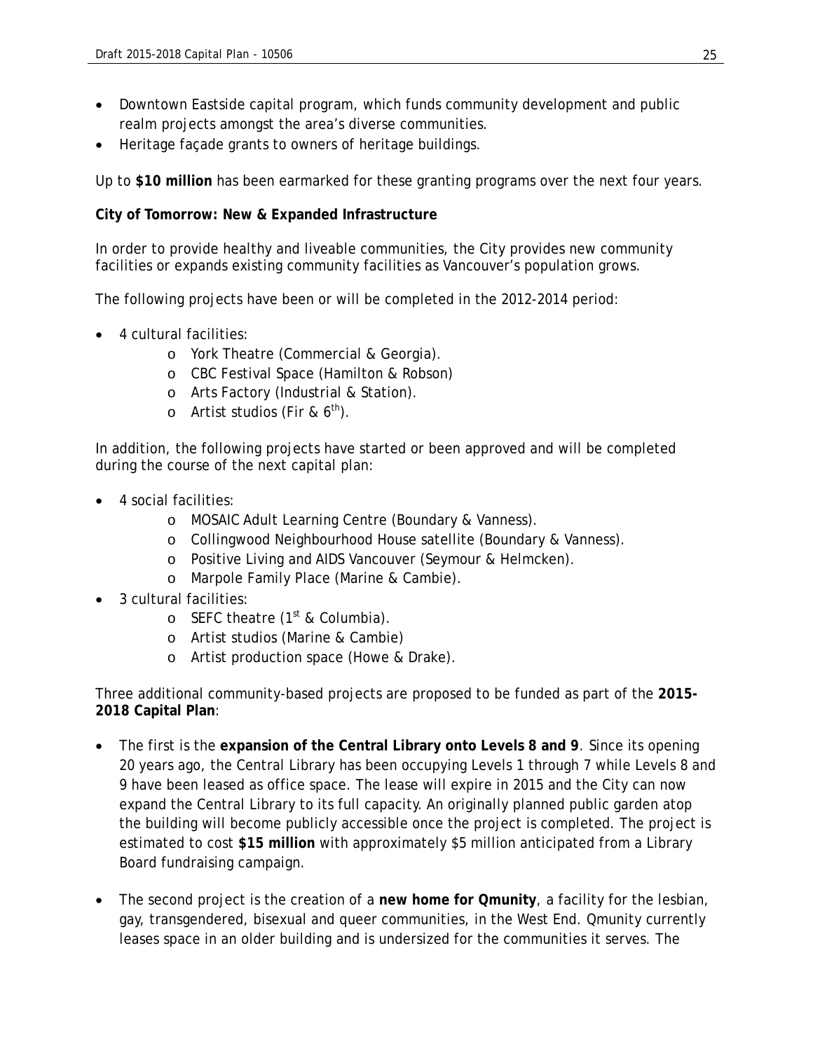- Downtown Eastside capital program, which funds community development and public realm projects amongst the area's diverse communities.
- Heritage façade grants to owners of heritage buildings.

Up to **$10 million** has been earmarked for these granting programs over the next four years.

**City of Tomorrow: New & Expanded Infrastructure**

In order to provide healthy and liveable communities, the City provides new community facilities or expands existing community facilities as Vancouver's population grows.

The following projects have been or will be completed in the 2012-2014 period:

- 4 cultural facilities:
  - York Theatre (Commercial & Georgia).
  - CBC Festival Space (Hamilton & Robson)
  - Arts Factory (Industrial & Station).
  - Artist studios (Fir & 6th).

In addition, the following projects have started or been approved and will be completed during the course of the next capital plan:

- 4 social facilities:
  - MOSAIC Adult Learning Centre (Boundary & Vanness).
  - Collingwood Neighbourhood House satellite (Boundary & Vanness).
  - Positive Living and AIDS Vancouver (Seymour & Helmcken).
  - Marpole Family Place (Marine & Cambie).
- 3 cultural facilities:
  - SEFC theatre (1st & Columbia).
  - Artist studios (Marine & Cambie)
  - Artist production space (Howe & Drake).

Three additional community-based projects are proposed to be funded as part of the **2015-2018 Capital Plan**:

- The first is the **expansion of the Central Library onto Levels 8 and 9**. Since its opening 20 years ago, the Central Library has been occupying Levels 1 through 7 while Levels 8 and 9 have been leased as office space. The lease will expire in 2015 and the City can now expand the Central Library to its full capacity. An originally planned public garden atop the building will become publicly accessible once the project is completed. The project is estimated to cost **$15 million** with approximately $5 million anticipated from a Library Board fundraising campaign.

- The second project is the creation of a **new home for Qmunity**, a facility for the lesbian, gay, transgendered, bisexual and queer communities, in the West End. Qmunity currently leases space in an older building and is undersized for the communities it serves. The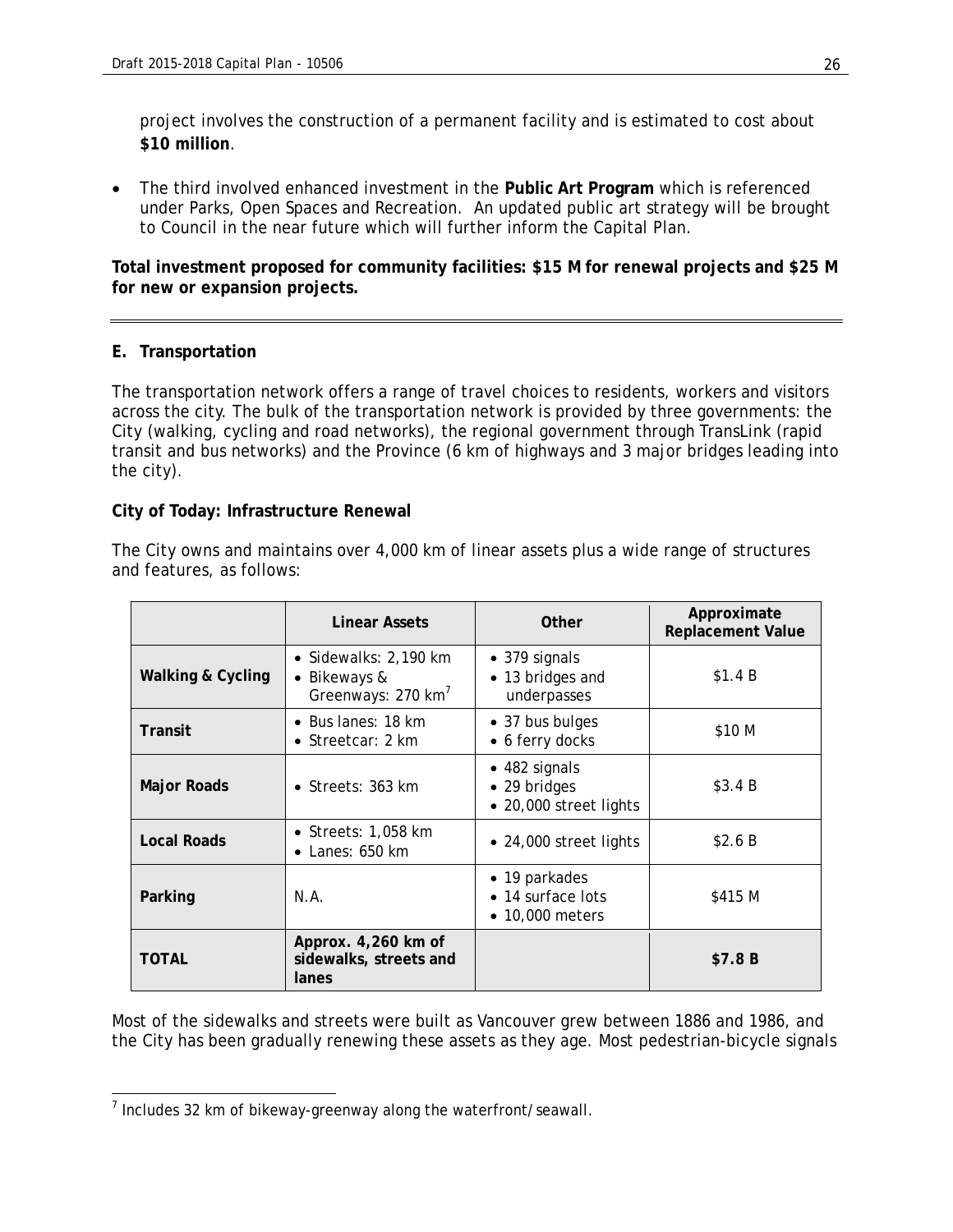project involves the construction of a permanent facility and is estimated to cost about **$10 million**.

- The third involved enhanced investment in the **Public Art Program** which is referenced under Parks, Open Spaces and Recreation. An updated public art strategy will be brought to Council in the near future which will further inform the Capital Plan.

**Total investment proposed for community facilities: $15 M for renewal projects and $25 M for new or expansion projects.**

---

## E. Transportation

The transportation network offers a range of travel choices to residents, workers and visitors across the city. The bulk of the transportation network is provided by three governments: the City (walking, cycling and road networks), the regional government through TransLink (rapid transit and bus networks) and the Province (6 km of highways and 3 major bridges leading into the city).

**City of Today: Infrastructure Renewal**

The City owns and maintains over 4,000 km of linear assets plus a wide range of structures and features, as follows:

| | Linear Assets | Other | Approximate Replacement Value |
|---|---|---|---|
| **Walking & Cycling** | • Sidewalks: 2,190 km<br>• Bikeways & Greenways: 270 km[7] | • 379 signals<br>• 13 bridges and underpasses | $1.4 B |
| **Transit** | • Bus lanes: 18 km<br>• Streetcar: 2 km | • 37 bus bulges<br>• 6 ferry docks | $10 M |
| **Major Roads** | • Streets: 363 km | • 482 signals<br>• 29 bridges<br>• 20,000 street lights | $3.4 B |
| **Local Roads** | • Streets: 1,058 km<br>• Lanes: 650 km | • 24,000 street lights | $2.6 B |
| **Parking** | N.A. | • 19 parkades<br>• 14 surface lots<br>• 10,000 meters | $415 M |
| **TOTAL** | **Approx. 4,260 km of sidewalks, streets and lanes** | | **$7.8 B** |

Most of the sidewalks and streets were built as Vancouver grew between 1886 and 1986, and the City has been gradually renewing these assets as they age. Most pedestrian-bicycle signals

[7] Includes 32 km of bikeway-greenway along the waterfront/seawall.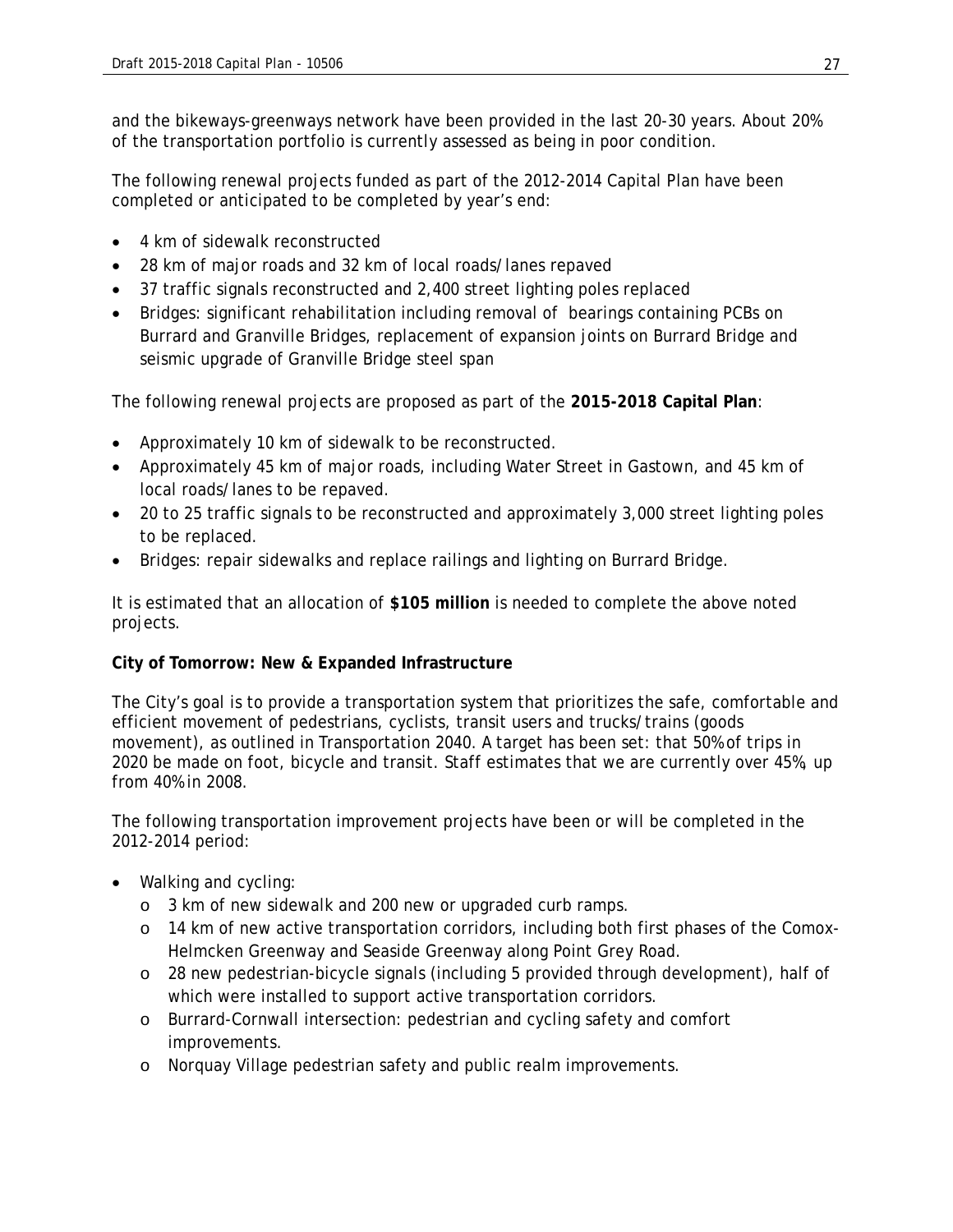and the bikeways-greenways network have been provided in the last 20-30 years. About 20% of the transportation portfolio is currently assessed as being in poor condition.

The following renewal projects funded as part of the 2012-2014 Capital Plan have been completed or anticipated to be completed by year's end:

- 4 km of sidewalk reconstructed
- 28 km of major roads and 32 km of local roads/lanes repaved
- 37 traffic signals reconstructed and 2,400 street lighting poles replaced
- Bridges: significant rehabilitation including removal of bearings containing PCBs on Burrard and Granville Bridges, replacement of expansion joints on Burrard Bridge and seismic upgrade of Granville Bridge steel span

The following renewal projects are proposed as part of the **2015-2018 Capital Plan**:

- Approximately 10 km of sidewalk to be reconstructed.
- Approximately 45 km of major roads, including Water Street in Gastown, and 45 km of local roads/lanes to be repaved.
- 20 to 25 traffic signals to be reconstructed and approximately 3,000 street lighting poles to be replaced.
- Bridges: repair sidewalks and replace railings and lighting on Burrard Bridge.

It is estimated that an allocation of **$105 million** is needed to complete the above noted projects.

**City of Tomorrow: New & Expanded Infrastructure**

The City's goal is to provide a transportation system that prioritizes the safe, comfortable and efficient movement of pedestrians, cyclists, transit users and trucks/trains (goods movement), as outlined in Transportation 2040. A target has been set: that 50% of trips in 2020 be made on foot, bicycle and transit. Staff estimates that we are currently over 45%, up from 40% in 2008.

The following transportation improvement projects have been or will be completed in the 2012-2014 period:

- Walking and cycling:
  - 3 km of new sidewalk and 200 new or upgraded curb ramps.
  - 14 km of new active transportation corridors, including both first phases of the Comox-Helmcken Greenway and Seaside Greenway along Point Grey Road.
  - 28 new pedestrian-bicycle signals (including 5 provided through development), half of which were installed to support active transportation corridors.
  - Burrard-Cornwall intersection: pedestrian and cycling safety and comfort improvements.
  - Norquay Village pedestrian safety and public realm improvements.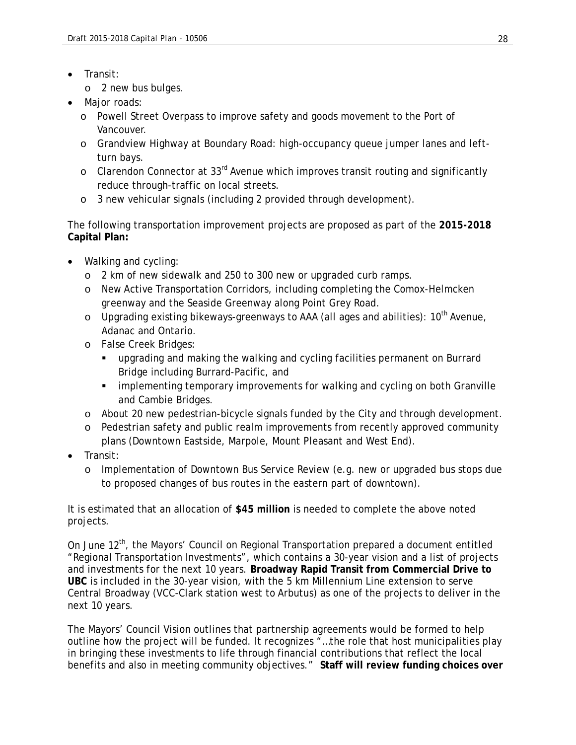- Transit:
  - 2 new bus bulges.
- Major roads:
  - Powell Street Overpass to improve safety and goods movement to the Port of Vancouver.
  - Grandview Highway at Boundary Road: high-occupancy queue jumper lanes and left-turn bays.
  - Clarendon Connector at 33rd Avenue which improves transit routing and significantly reduce through-traffic on local streets.
  - 3 new vehicular signals (including 2 provided through development).

The following transportation improvement projects are proposed as part of the **2015-2018 Capital Plan:**

- Walking and cycling:
  - 2 km of new sidewalk and 250 to 300 new or upgraded curb ramps.
  - New Active Transportation Corridors, including completing the Comox-Helmcken greenway and the Seaside Greenway along Point Grey Road.
  - Upgrading existing bikeways-greenways to AAA (all ages and abilities): 10th Avenue, Adanac and Ontario.
  - False Creek Bridges:
    - upgrading and making the walking and cycling facilities permanent on Burrard Bridge including Burrard-Pacific, and
    - implementing temporary improvements for walking and cycling on both Granville and Cambie Bridges.
  - About 20 new pedestrian-bicycle signals funded by the City and through development.
  - Pedestrian safety and public realm improvements from recently approved community plans (Downtown Eastside, Marpole, Mount Pleasant and West End).
- Transit:
  - Implementation of Downtown Bus Service Review (e.g. new or upgraded bus stops due to proposed changes of bus routes in the eastern part of downtown).

It is estimated that an allocation of **$45 million** is needed to complete the above noted projects.

On June 12th, the Mayors' Council on Regional Transportation prepared a document entitled "Regional Transportation Investments", which contains a 30-year vision and a list of projects and investments for the next 10 years. **Broadway Rapid Transit from Commercial Drive to UBC** is included in the 30-year vision, with the 5 km Millennium Line extension to serve Central Broadway (VCC-Clark station west to Arbutus) as one of the projects to deliver in the next 10 years.

The Mayors' Council Vision outlines that partnership agreements would be formed to help outline how the project will be funded. It recognizes "…the role that host municipalities play in bringing these investments to life through financial contributions that reflect the local benefits and also in meeting community objectives." **Staff will review funding choices over**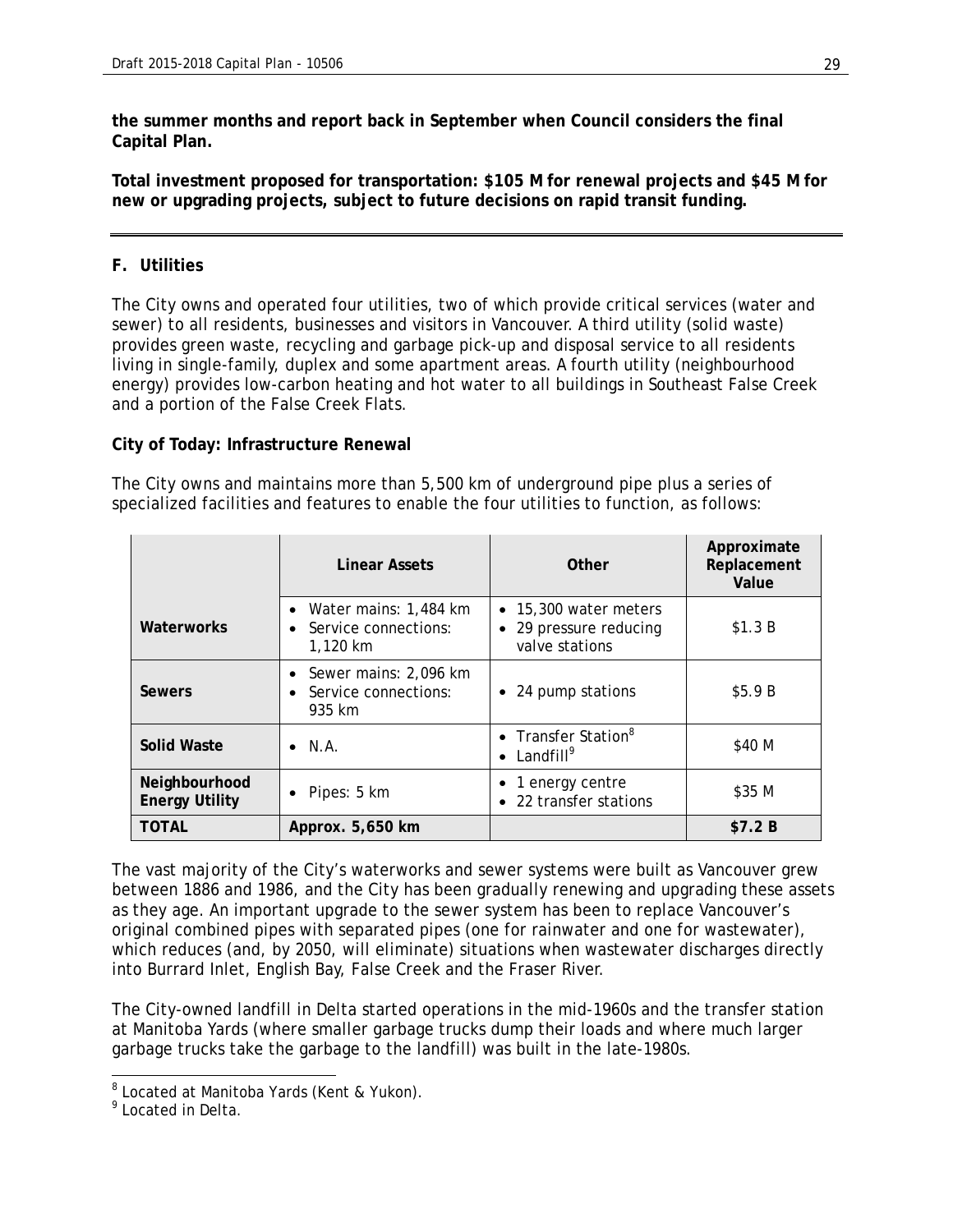**the summer months and report back in September when Council considers the final Capital Plan.**

**Total investment proposed for transportation: $105 M for renewal projects and $45 M for new or upgrading projects, subject to future decisions on rapid transit funding.**

---

## F. Utilities

The City owns and operated four utilities, two of which provide critical services (water and sewer) to all residents, businesses and visitors in Vancouver. A third utility (solid waste) provides green waste, recycling and garbage pick-up and disposal service to all residents living in single-family, duplex and some apartment areas. A fourth utility (neighbourhood energy) provides low-carbon heating and hot water to all buildings in Southeast False Creek and a portion of the False Creek Flats.

**City of Today: Infrastructure Renewal**

The City owns and maintains more than 5,500 km of underground pipe plus a series of specialized facilities and features to enable the four utilities to function, as follows:

| | Linear Assets | Other | Approximate Replacement Value |
|---|---|---|---|
| **Waterworks** | • Water mains: 1,484 km<br>• Service connections: 1,120 km | • 15,300 water meters<br>• 29 pressure reducing valve stations | $1.3 B |
| **Sewers** | • Sewer mains: 2,096 km<br>• Service connections: 935 km | • 24 pump stations | $5.9 B |
| **Solid Waste** | • N.A. | • Transfer Station[8]<br>• Landfill[9] | $40 M |
| **Neighbourhood Energy Utility** | • Pipes: 5 km | • 1 energy centre<br>• 22 transfer stations | $35 M |
| **TOTAL** | **Approx. 5,650 km** | | **$7.2 B** |

The vast majority of the City's waterworks and sewer systems were built as Vancouver grew between 1886 and 1986, and the City has been gradually renewing and upgrading these assets as they age. An important upgrade to the sewer system has been to replace Vancouver's original combined pipes with separated pipes (one for rainwater and one for wastewater), which reduces (and, by 2050, will eliminate) situations when wastewater discharges directly into Burrard Inlet, English Bay, False Creek and the Fraser River.

The City-owned landfill in Delta started operations in the mid-1960s and the transfer station at Manitoba Yards (where smaller garbage trucks dump their loads and where much larger garbage trucks take the garbage to the landfill) was built in the late-1980s.

---

[8] Located at Manitoba Yards (Kent & Yukon).
[9] Located in Delta.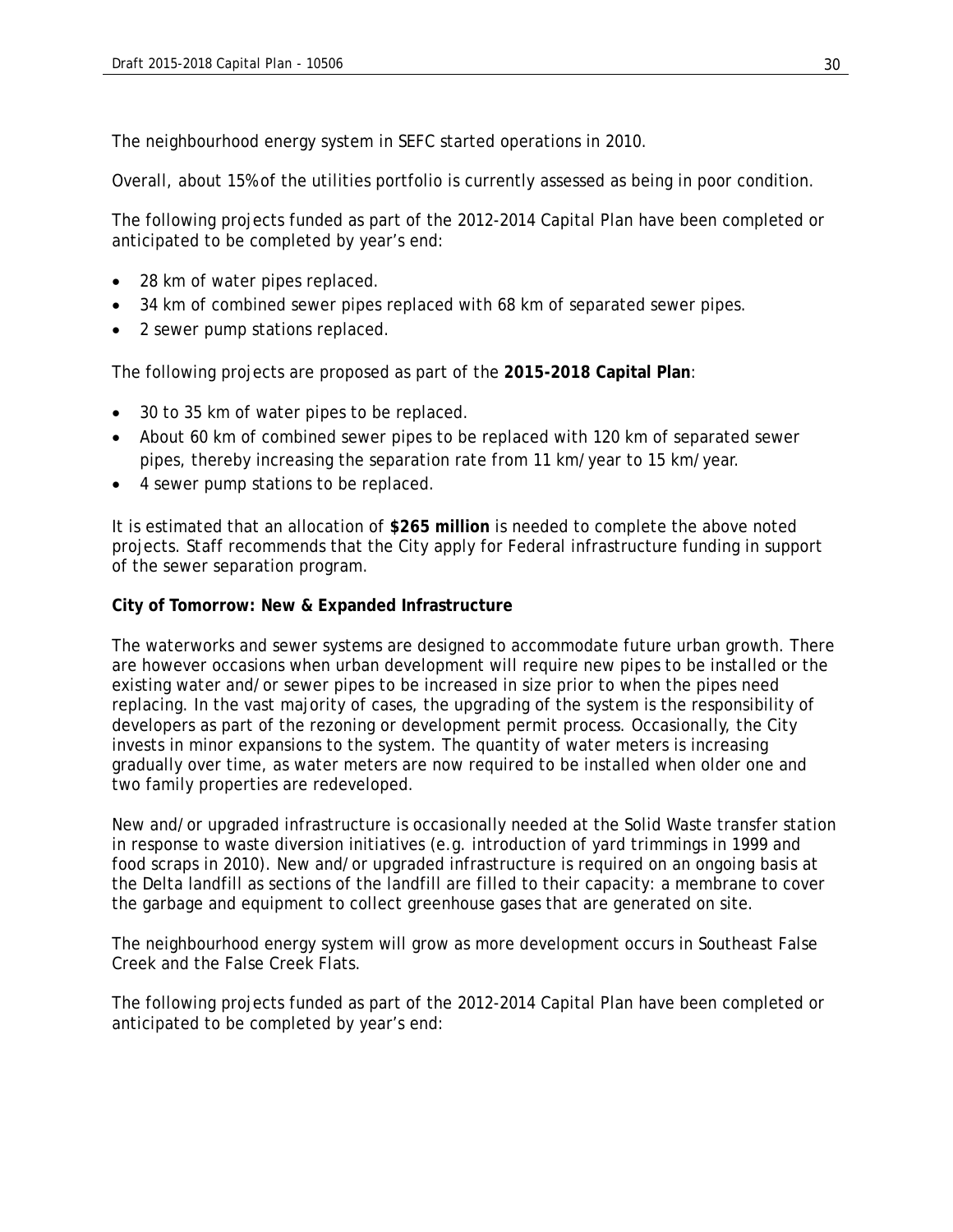The neighbourhood energy system in SEFC started operations in 2010.

Overall, about 15% of the utilities portfolio is currently assessed as being in poor condition.

The following projects funded as part of the 2012-2014 Capital Plan have been completed or anticipated to be completed by year's end:

- 28 km of water pipes replaced.
- 34 km of combined sewer pipes replaced with 68 km of separated sewer pipes.
- 2 sewer pump stations replaced.

The following projects are proposed as part of the **2015-2018 Capital Plan**:

- 30 to 35 km of water pipes to be replaced.
- About 60 km of combined sewer pipes to be replaced with 120 km of separated sewer pipes, thereby increasing the separation rate from 11 km/year to 15 km/year.
- 4 sewer pump stations to be replaced.

It is estimated that an allocation of **$265 million** is needed to complete the above noted projects. Staff recommends that the City apply for Federal infrastructure funding in support of the sewer separation program.

**City of Tomorrow: New & Expanded Infrastructure**

The waterworks and sewer systems are designed to accommodate future urban growth. There are however occasions when urban development will require new pipes to be installed or the existing water and/or sewer pipes to be increased in size prior to when the pipes need replacing. In the vast majority of cases, the upgrading of the system is the responsibility of developers as part of the rezoning or development permit process. Occasionally, the City invests in minor expansions to the system. The quantity of water meters is increasing gradually over time, as water meters are now required to be installed when older one and two family properties are redeveloped.

New and/or upgraded infrastructure is occasionally needed at the Solid Waste transfer station in response to waste diversion initiatives (e.g. introduction of yard trimmings in 1999 and food scraps in 2010). New and/or upgraded infrastructure is required on an ongoing basis at the Delta landfill as sections of the landfill are filled to their capacity: a membrane to cover the garbage and equipment to collect greenhouse gases that are generated on site.

The neighbourhood energy system will grow as more development occurs in Southeast False Creek and the False Creek Flats.

The following projects funded as part of the 2012-2014 Capital Plan have been completed or anticipated to be completed by year's end: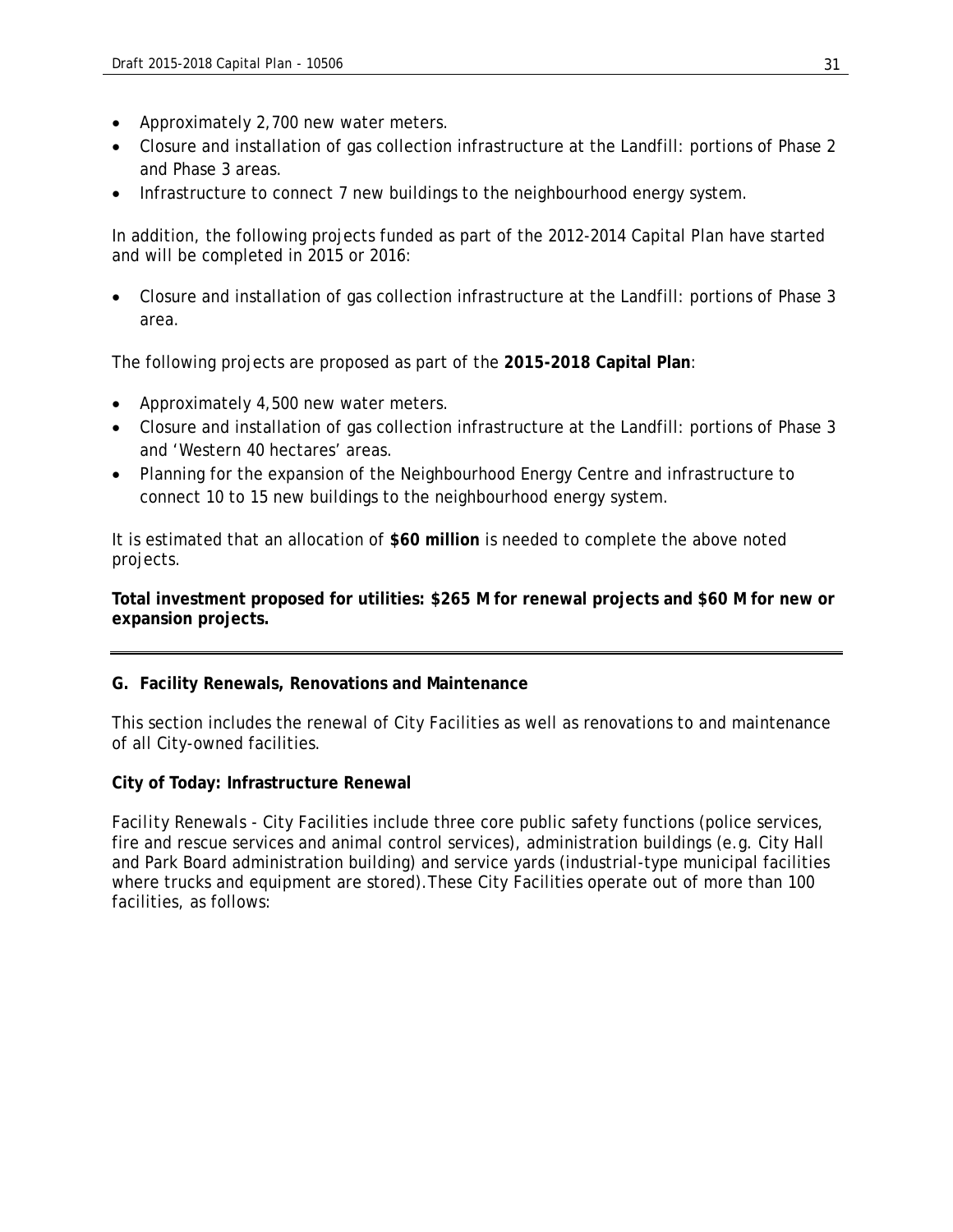- Approximately 2,700 new water meters.
- Closure and installation of gas collection infrastructure at the Landfill: portions of Phase 2 and Phase 3 areas.
- Infrastructure to connect 7 new buildings to the neighbourhood energy system.

In addition, the following projects funded as part of the 2012-2014 Capital Plan have started and will be completed in 2015 or 2016:

- Closure and installation of gas collection infrastructure at the Landfill: portions of Phase 3 area.

The following projects are proposed as part of the **2015-2018 Capital Plan**:

- Approximately 4,500 new water meters.
- Closure and installation of gas collection infrastructure at the Landfill: portions of Phase 3 and 'Western 40 hectares' areas.
- Planning for the expansion of the Neighbourhood Energy Centre and infrastructure to connect 10 to 15 new buildings to the neighbourhood energy system.

It is estimated that an allocation of **$60 million** is needed to complete the above noted projects.

**Total investment proposed for utilities: $265 M for renewal projects and $60 M for new or expansion projects.**

---

## G. Facility Renewals, Renovations and Maintenance

This section includes the renewal of City Facilities as well as renovations to and maintenance of all City-owned facilities.

**City of Today: Infrastructure Renewal**

*Facility Renewals* - City Facilities include three core public safety functions (police services, fire and rescue services and animal control services), administration buildings (e.g. City Hall and Park Board administration building) and service yards (industrial-type municipal facilities where trucks and equipment are stored).These City Facilities operate out of more than 100 facilities, as follows: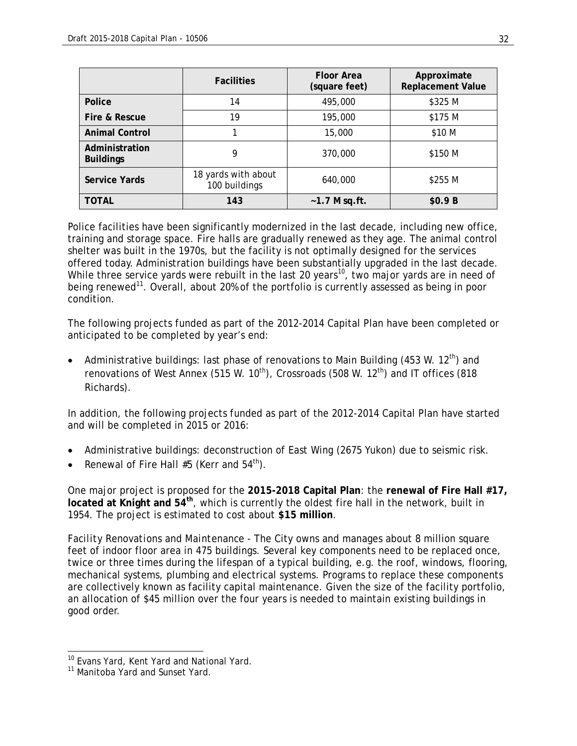| | Facilities | Floor Area (square feet) | Approximate Replacement Value |
|---|---|---|---|
| **Police** | 14 | 495,000 | \$325 M |
| **Fire & Rescue** | 19 | 195,000 | \$175 M |
| **Animal Control** | 1 | 15,000 | \$10 M |
| **Administration Buildings** | 9 | 370,000 | \$150 M |
| **Service Yards** | 18 yards with about 100 buildings | 640,000 | \$255 M |
| **TOTAL** | **143** | **~1.7 M sq.ft.** | **\$0.9 B** |

Police facilities have been significantly modernized in the last decade, including new office, training and storage space. Fire halls are gradually renewed as they age. The animal control shelter was built in the 1970s, but the facility is not optimally designed for the services offered today. Administration buildings have been substantially upgraded in the last decade. While three service yards were rebuilt in the last 20 years[10], two major yards are in need of being renewed[11]. Overall, about 20% of the portfolio is currently assessed as being in poor condition.

The following projects funded as part of the 2012-2014 Capital Plan have been completed or anticipated to be completed by year's end:

- Administrative buildings: last phase of renovations to Main Building (453 W. 12th) and renovations of West Annex (515 W. 10th), Crossroads (508 W. 12th) and IT offices (818 Richards).

In addition, the following projects funded as part of the 2012-2014 Capital Plan have started and will be completed in 2015 or 2016:

- Administrative buildings: deconstruction of East Wing (2675 Yukon) due to seismic risk.
- Renewal of Fire Hall #5 (Kerr and 54th).

One major project is proposed for the **2015-2018 Capital Plan**: the **renewal of Fire Hall #17, located at Knight and 54th**, which is currently the oldest fire hall in the network, built in 1954. The project is estimated to cost about **\$15 million**.

*Facility Renovations and Maintenance* - The City owns and manages about 8 million square feet of indoor floor area in 475 buildings. Several key components need to be replaced once, twice or three times during the lifespan of a typical building, e.g. the roof, windows, flooring, mechanical systems, plumbing and electrical systems. Programs to replace these components are collectively known as facility capital maintenance. Given the size of the facility portfolio, an allocation of \$45 million over the four years is needed to maintain existing buildings in good order.

---

[10] Evans Yard, Kent Yard and National Yard.

[11] Manitoba Yard and Sunset Yard.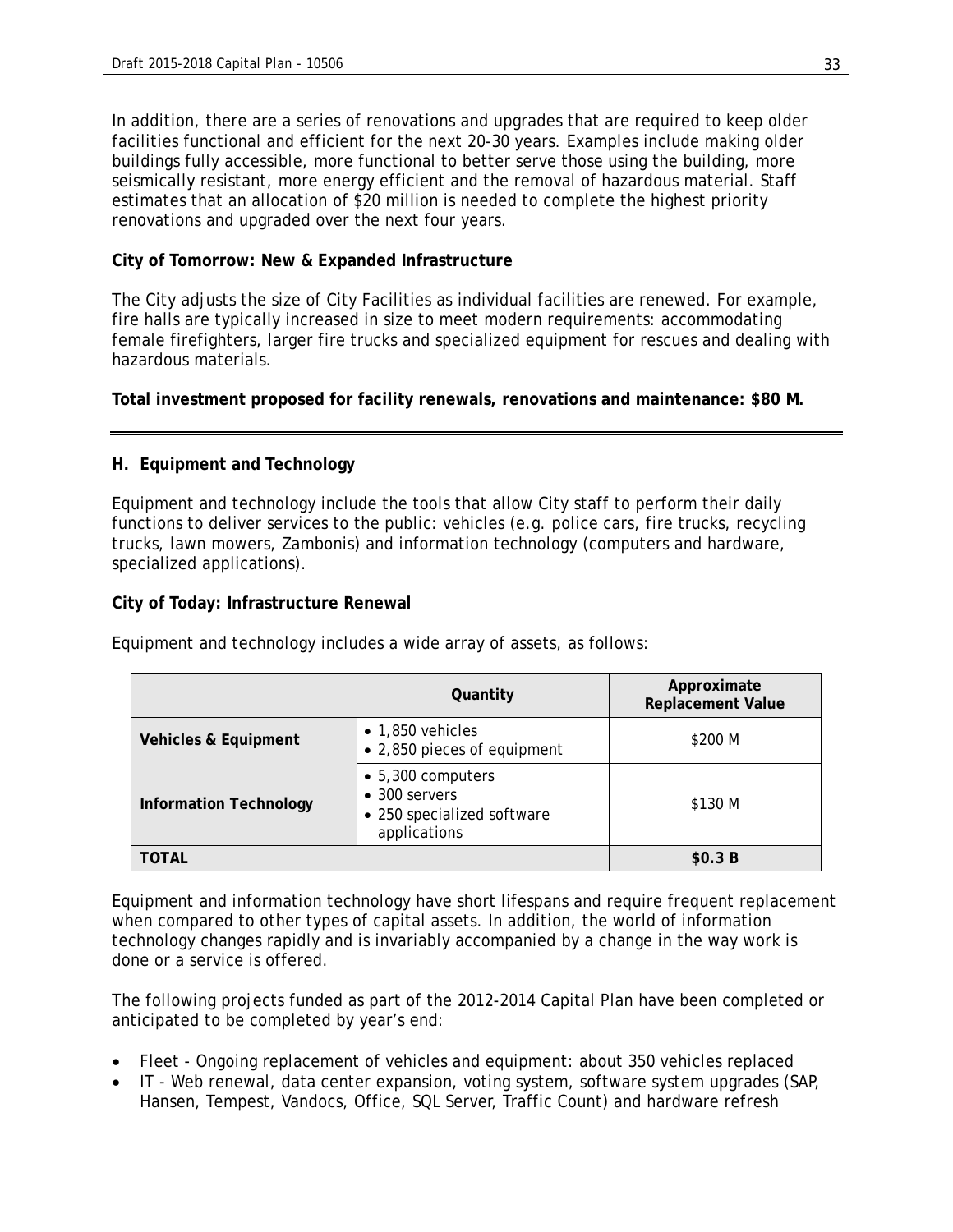In addition, there are a series of renovations and upgrades that are required to keep older facilities functional and efficient for the next 20-30 years. Examples include making older buildings fully accessible, more functional to better serve those using the building, more seismically resistant, more energy efficient and the removal of hazardous material. Staff estimates that an allocation of $20 million is needed to complete the highest priority renovations and upgraded over the next four years.

**City of Tomorrow: New & Expanded Infrastructure**

The City adjusts the size of City Facilities as individual facilities are renewed. For example, fire halls are typically increased in size to meet modern requirements: accommodating female firefighters, larger fire trucks and specialized equipment for rescues and dealing with hazardous materials.

**Total investment proposed for facility renewals, renovations and maintenance: $80 M.**

---

## H. Equipment and Technology

Equipment and technology include the tools that allow City staff to perform their daily functions to deliver services to the public: vehicles (e.g. police cars, fire trucks, recycling trucks, lawn mowers, Zambonis) and information technology (computers and hardware, specialized applications).

**City of Today: Infrastructure Renewal**

Equipment and technology includes a wide array of assets, as follows:

| | Quantity | Approximate Replacement Value |
|---|---|---|
| **Vehicles & Equipment** | • 1,850 vehicles<br>• 2,850 pieces of equipment | $200 M |
| **Information Technology** | • 5,300 computers<br>• 300 servers<br>• 250 specialized software applications | $130 M |
| **TOTAL** | | **$0.3 B** |

Equipment and information technology have short lifespans and require frequent replacement when compared to other types of capital assets. In addition, the world of information technology changes rapidly and is invariably accompanied by a change in the way work is done or a service is offered.

The following projects funded as part of the 2012-2014 Capital Plan have been completed or anticipated to be completed by year's end:

- Fleet - Ongoing replacement of vehicles and equipment: about 350 vehicles replaced
- IT - Web renewal, data center expansion, voting system, software system upgrades (SAP, Hansen, Tempest, Vandocs, Office, SQL Server, Traffic Count) and hardware refresh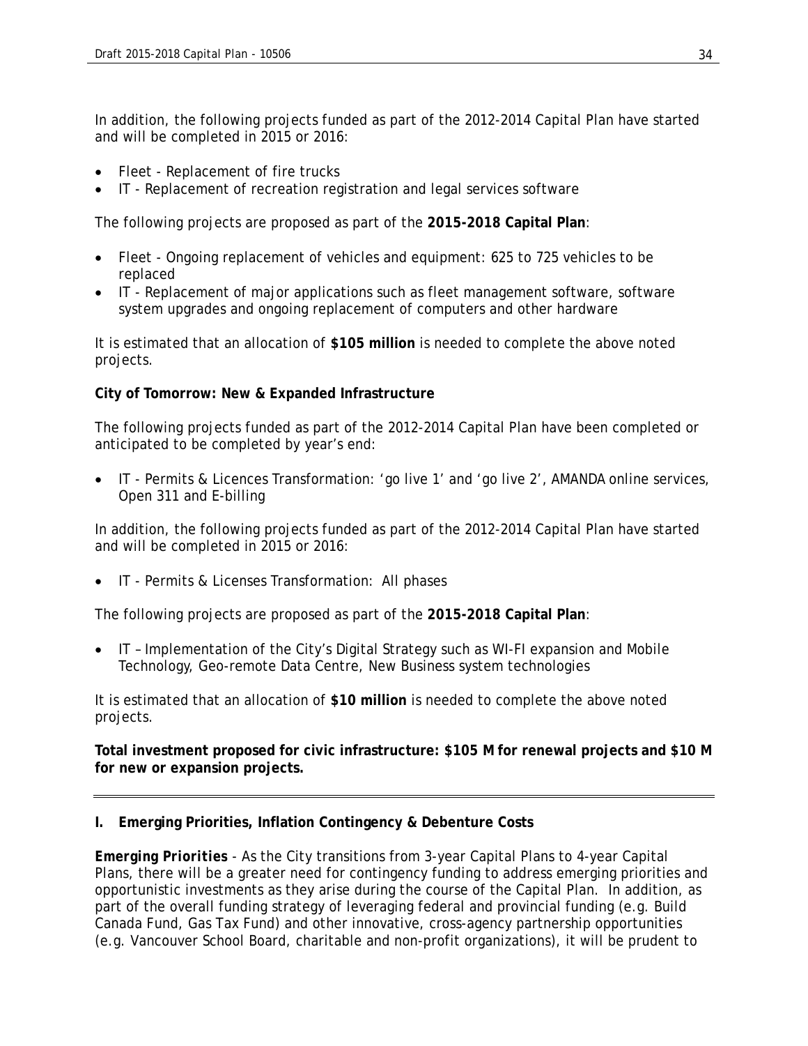In addition, the following projects funded as part of the 2012-2014 Capital Plan have started and will be completed in 2015 or 2016:

- Fleet - Replacement of fire trucks
- IT - Replacement of recreation registration and legal services software

The following projects are proposed as part of the **2015-2018 Capital Plan**:

- Fleet - Ongoing replacement of vehicles and equipment: 625 to 725 vehicles to be replaced
- IT - Replacement of major applications such as fleet management software, software system upgrades and ongoing replacement of computers and other hardware

It is estimated that an allocation of **$105 million** is needed to complete the above noted projects.

**City of Tomorrow: New & Expanded Infrastructure**

The following projects funded as part of the 2012-2014 Capital Plan have been completed or anticipated to be completed by year's end:

- IT - Permits & Licences Transformation: 'go live 1' and 'go live 2', AMANDA online services, Open 311 and E-billing

In addition, the following projects funded as part of the 2012-2014 Capital Plan have started and will be completed in 2015 or 2016:

- IT - Permits & Licenses Transformation: All phases

The following projects are proposed as part of the **2015-2018 Capital Plan**:

- IT – Implementation of the City's Digital Strategy such as WI-FI expansion and Mobile Technology, Geo-remote Data Centre, New Business system technologies

It is estimated that an allocation of **$10 million** is needed to complete the above noted projects.

**Total investment proposed for civic infrastructure: $105 M for renewal projects and $10 M for new or expansion projects.**

---

### I. Emerging Priorities, Inflation Contingency & Debenture Costs

**Emerging Priorities** - As the City transitions from 3-year Capital Plans to 4-year Capital Plans, there will be a greater need for contingency funding to address emerging priorities and opportunistic investments as they arise during the course of the Capital Plan. In addition, as part of the overall funding strategy of leveraging federal and provincial funding (e.g. Build Canada Fund, Gas Tax Fund) and other innovative, cross-agency partnership opportunities (e.g. Vancouver School Board, charitable and non-profit organizations), it will be prudent to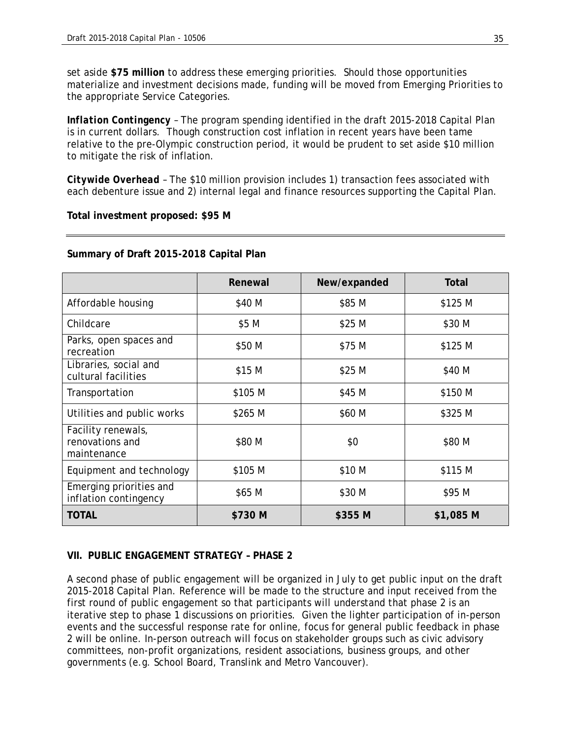set aside **$75 million** to address these emerging priorities. Should those opportunities materialize and investment decisions made, funding will be moved from Emerging Priorities to the appropriate Service Categories.

***Inflation Contingency*** – The program spending identified in the draft 2015-2018 Capital Plan is in current dollars. Though construction cost inflation in recent years have been tame relative to the pre-Olympic construction period, it would be prudent to set aside $10 million to mitigate the risk of inflation.

***Citywide Overhead*** – The $10 million provision includes 1) transaction fees associated with each debenture issue and 2) internal legal and finance resources supporting the Capital Plan.

**Total investment proposed: $95 M**

---

**Summary of Draft 2015-2018 Capital Plan**

| | Renewal | New/expanded | Total |
|---|---|---|---|
| Affordable housing | $40 M | $85 M | $125 M |
| Childcare | $5 M | $25 M | $30 M |
| Parks, open spaces and recreation | $50 M | $75 M | $125 M |
| Libraries, social and cultural facilities | $15 M | $25 M | $40 M |
| Transportation | $105 M | $45 M | $150 M |
| Utilities and public works | $265 M | $60 M | $325 M |
| Facility renewals, renovations and maintenance | $80 M | $0 | $80 M |
| Equipment and technology | $105 M | $10 M | $115 M |
| Emerging priorities and inflation contingency | $65 M | $30 M | $95 M |
| **TOTAL** | **$730 M** | **$355 M** | **$1,085 M** |

## VII. PUBLIC ENGAGEMENT STRATEGY – PHASE 2

A second phase of public engagement will be organized in July to get public input on the draft 2015-2018 Capital Plan. Reference will be made to the structure and input received from the first round of public engagement so that participants will understand that phase 2 is an iterative step to phase 1 discussions on priorities. Given the lighter participation of in-person events and the successful response rate for online, focus for general public feedback in phase 2 will be online. In-person outreach will focus on stakeholder groups such as civic advisory committees, non-profit organizations, resident associations, business groups, and other governments (e.g. School Board, Translink and Metro Vancouver).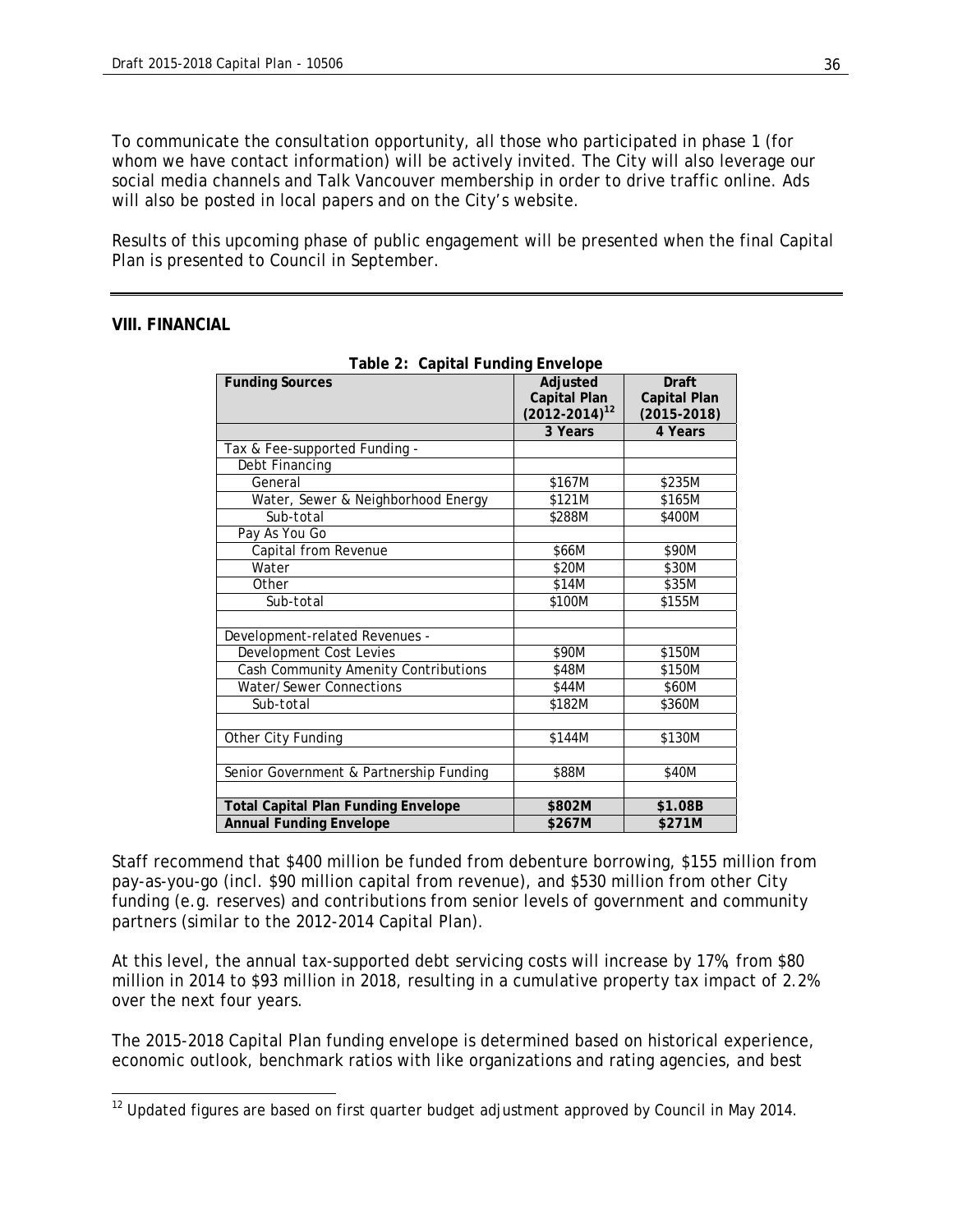To communicate the consultation opportunity, all those who participated in phase 1 (for whom we have contact information) will be actively invited. The City will also leverage our social media channels and Talk Vancouver membership in order to drive traffic online. Ads will also be posted in local papers and on the City's website.

Results of this upcoming phase of public engagement will be presented when the final Capital Plan is presented to Council in September.

---

## VIII. FINANCIAL

**Table 2: Capital Funding Envelope**

| Funding Sources | Adjusted Capital Plan (2012-2014)[12] | Draft Capital Plan (2015-2018) |
|---|---|---|
| | 3 Years | 4 Years |
| Tax & Fee-supported Funding - | | |
| Debt Financing | | |
| General | \$167M | \$235M |
| Water, Sewer & Neighborhood Energy | \$121M | \$165M |
| Sub-total | \$288M | \$400M |
| Pay As You Go | | |
| Capital from Revenue | \$66M | \$90M |
| Water | \$20M | \$30M |
| Other | \$14M | \$35M |
| Sub-total | \$100M | \$155M |
| | | |
| Development-related Revenues - | | |
| Development Cost Levies | \$90M | \$150M |
| Cash Community Amenity Contributions | \$48M | \$150M |
| Water/Sewer Connections | \$44M | \$60M |
| Sub-total | \$182M | \$360M |
| | | |
| Other City Funding | \$144M | \$130M |
| | | |
| Senior Government & Partnership Funding | \$88M | \$40M |
| | | |
| **Total Capital Plan Funding Envelope** | **\$802M** | **\$1.08B** |
| **Annual Funding Envelope** | **\$267M** | **\$271M** |

Staff recommend that \$400 million be funded from debenture borrowing, \$155 million from pay-as-you-go (incl. \$90 million capital from revenue), and \$530 million from other City funding (e.g. reserves) and contributions from senior levels of government and community partners (similar to the 2012-2014 Capital Plan).

At this level, the annual tax-supported debt servicing costs will increase by 17%, from \$80 million in 2014 to \$93 million in 2018, resulting in a cumulative property tax impact of 2.2% over the next four years.

The 2015-2018 Capital Plan funding envelope is determined based on historical experience, economic outlook, benchmark ratios with like organizations and rating agencies, and best

---

[12] Updated figures are based on first quarter budget adjustment approved by Council in May 2014.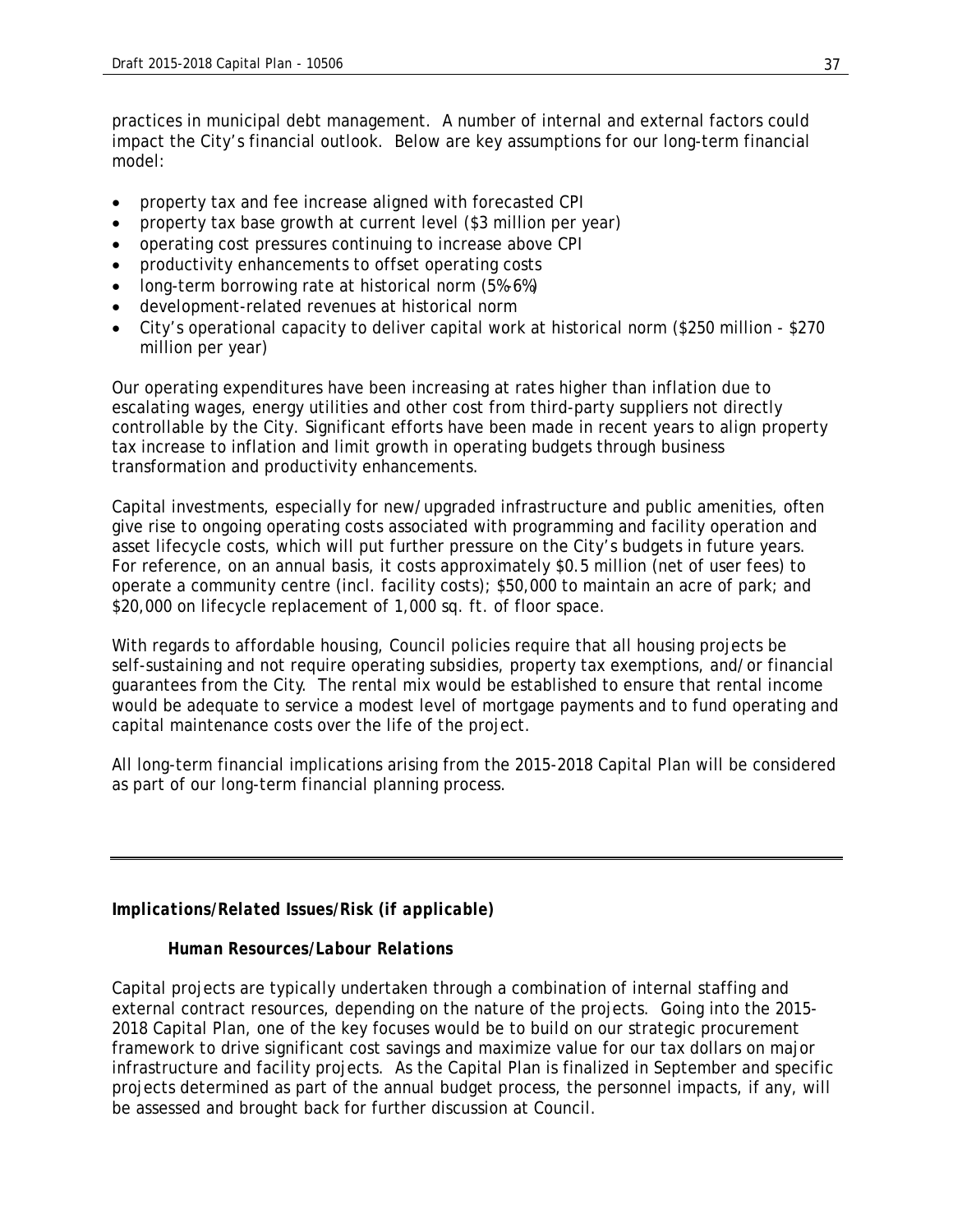practices in municipal debt management. A number of internal and external factors could impact the City's financial outlook. Below are key assumptions for our long-term financial model:

- property tax and fee increase aligned with forecasted CPI
- property tax base growth at current level ($3 million per year)
- operating cost pressures continuing to increase above CPI
- productivity enhancements to offset operating costs
- long-term borrowing rate at historical norm (5%-6%)
- development-related revenues at historical norm
- City's operational capacity to deliver capital work at historical norm ($250 million - $270 million per year)

Our operating expenditures have been increasing at rates higher than inflation due to escalating wages, energy utilities and other cost from third-party suppliers not directly controllable by the City. Significant efforts have been made in recent years to align property tax increase to inflation and limit growth in operating budgets through business transformation and productivity enhancements.

Capital investments, especially for new/upgraded infrastructure and public amenities, often give rise to ongoing operating costs associated with programming and facility operation and asset lifecycle costs, which will put further pressure on the City's budgets in future years. For reference, on an annual basis, it costs approximately $0.5 million (net of user fees) to operate a community centre (incl. facility costs); $50,000 to maintain an acre of park; and $20,000 on lifecycle replacement of 1,000 sq. ft. of floor space.

With regards to affordable housing, Council policies require that all housing projects be self-sustaining and not require operating subsidies, property tax exemptions, and/or financial guarantees from the City. The rental mix would be established to ensure that rental income would be adequate to service a modest level of mortgage payments and to fund operating and capital maintenance costs over the life of the project.

All long-term financial implications arising from the 2015-2018 Capital Plan will be considered as part of our long-term financial planning process.

---

### *Implications/Related Issues/Risk (if applicable)*

#### *Human Resources/Labour Relations*

Capital projects are typically undertaken through a combination of internal staffing and external contract resources, depending on the nature of the projects. Going into the 2015-2018 Capital Plan, one of the key focuses would be to build on our strategic procurement framework to drive significant cost savings and maximize value for our tax dollars on major infrastructure and facility projects. As the Capital Plan is finalized in September and specific projects determined as part of the annual budget process, the personnel impacts, if any, will be assessed and brought back for further discussion at Council.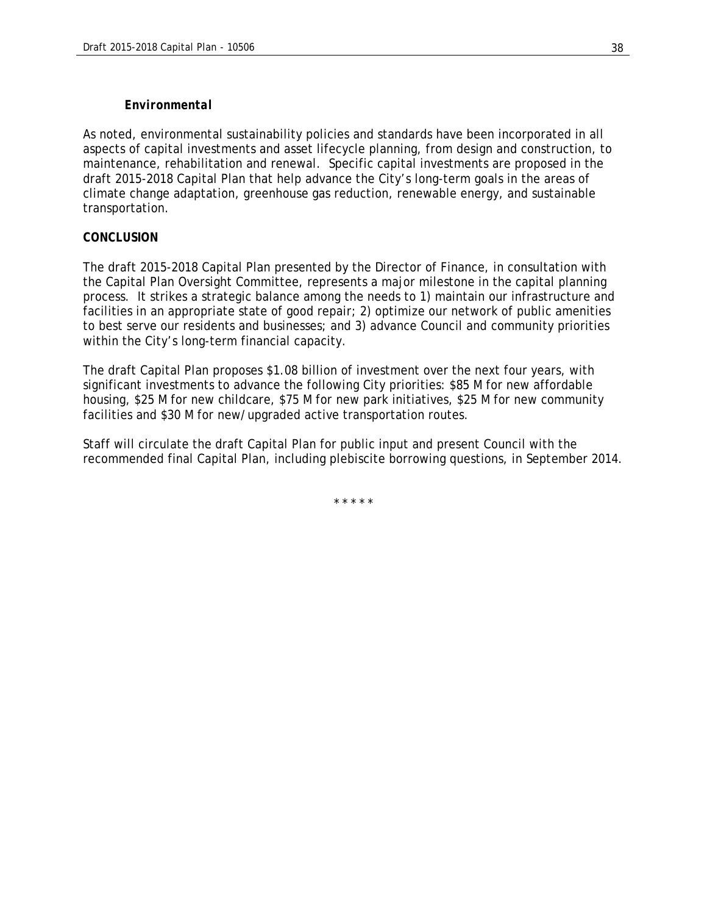***Environmental***

As noted, environmental sustainability policies and standards have been incorporated in all aspects of capital investments and asset lifecycle planning, from design and construction, to maintenance, rehabilitation and renewal. Specific capital investments are proposed in the draft 2015-2018 Capital Plan that help advance the City's long-term goals in the areas of climate change adaptation, greenhouse gas reduction, renewable energy, and sustainable transportation.

**CONCLUSION**

The draft 2015-2018 Capital Plan presented by the Director of Finance, in consultation with the Capital Plan Oversight Committee, represents a major milestone in the capital planning process. It strikes a strategic balance among the needs to 1) maintain our infrastructure and facilities in an appropriate state of good repair; 2) optimize our network of public amenities to best serve our residents and businesses; and 3) advance Council and community priorities within the City's long-term financial capacity.

The draft Capital Plan proposes $1.08 billion of investment over the next four years, with significant investments to advance the following City priorities: $85 M for new affordable housing, $25 M for new childcare, $75 M for new park initiatives, $25 M for new community facilities and $30 M for new/upgraded active transportation routes.

Staff will circulate the draft Capital Plan for public input and present Council with the recommended final Capital Plan, including plebiscite borrowing questions, in September 2014.

\* \* \* \* \*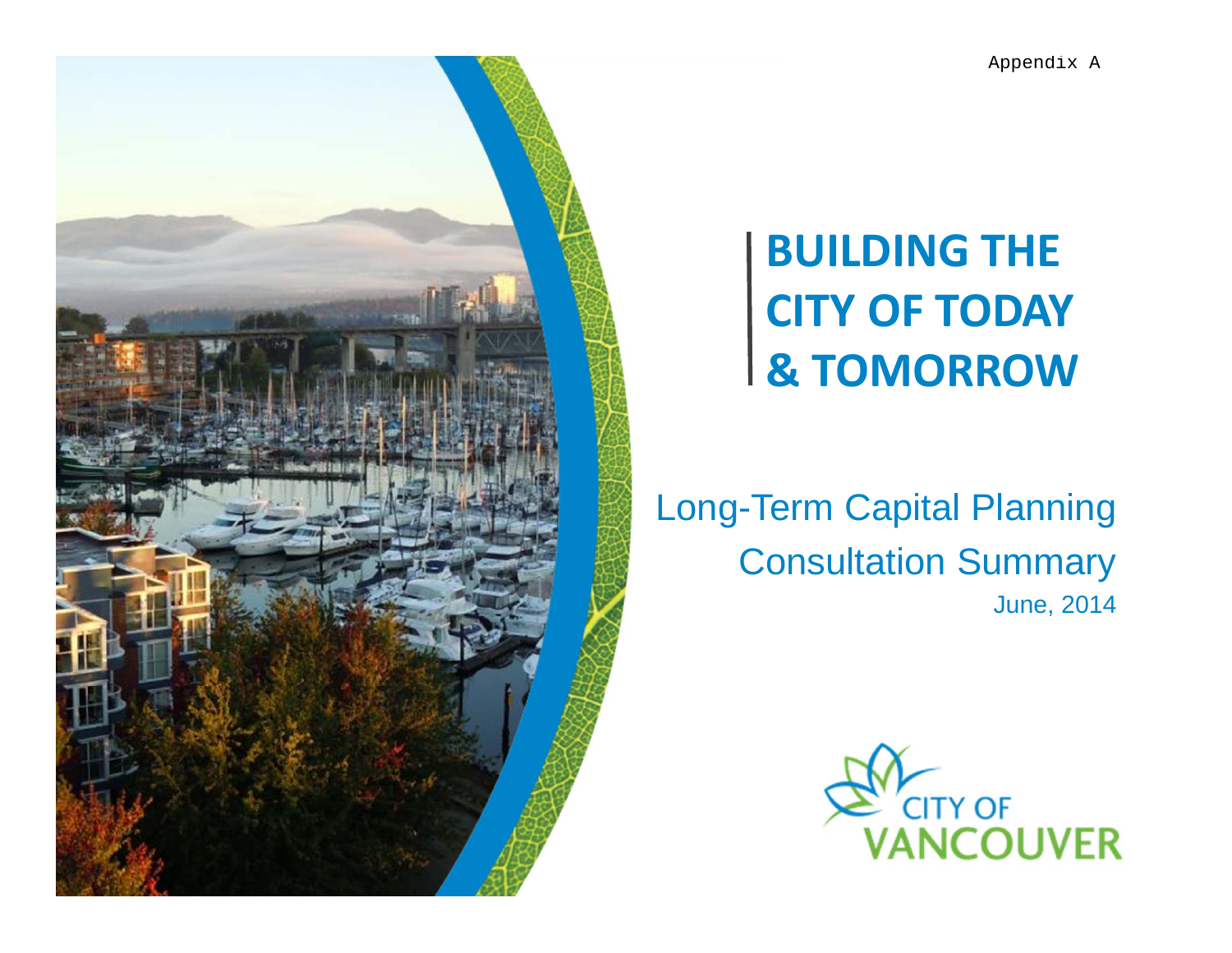Appendix A

# BUILDING THE CITY OF TODAY & TOMORROW

## Long-Term Capital Planning Consultation Summary

June, 2014

CITY OF VANCOUVER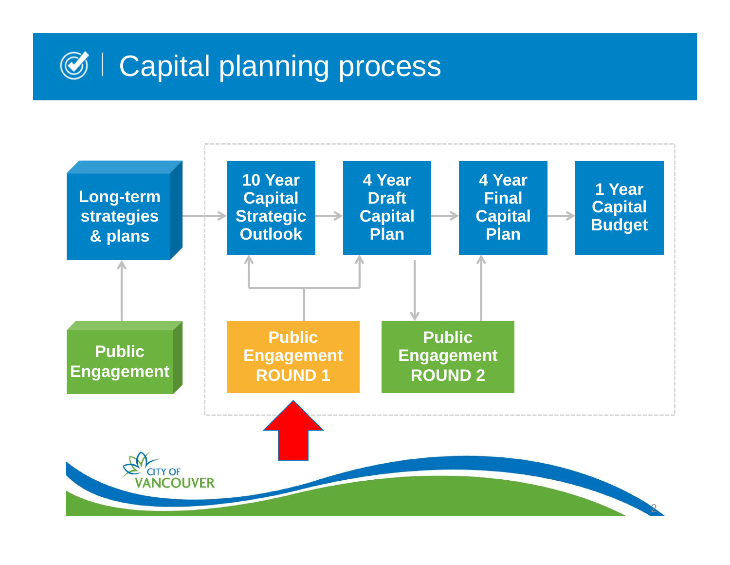# Capital planning process

Long-term strategies & plans

Public Engagement

10 Year Capital Strategic Outlook

4 Year Draft Capital Plan

4 Year Final Capital Plan

1 Year Capital Budget

Public Engagement ROUND 1

Public Engagement ROUND 2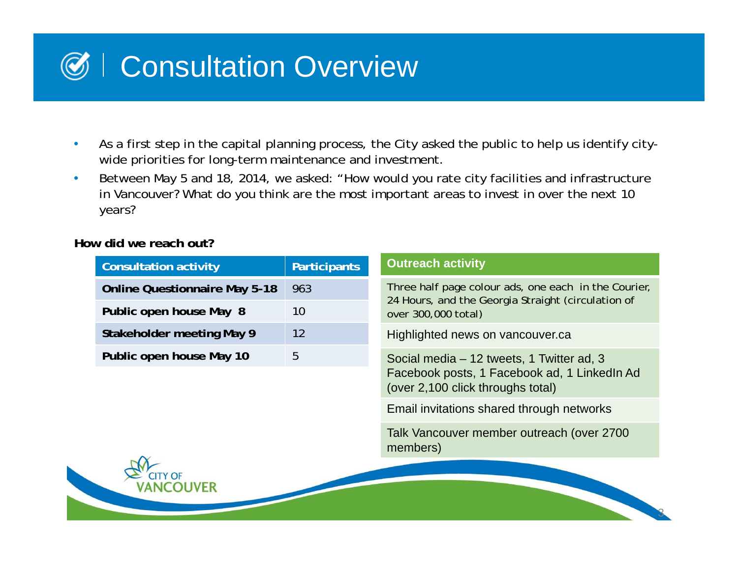# Consultation Overview

- As a first step in the capital planning process, the City asked the public to help us identify city-wide priorities for long-term maintenance and investment.
- Between May 5 and 18, 2014, we asked: "How would you rate city facilities and infrastructure in Vancouver? What do you think are the most important areas to invest in over the next 10 years?

**How did we reach out?**

| Consultation activity | Participants |
|---|---|
| **Online Questionnaire May 5-18** | 963 |
| **Public open house May 8** | 10 |
| **Stakeholder meeting May 9** | 12 |
| **Public open house May 10** | 5 |

| Outreach activity |
|---|
| Three half page colour ads, one each in the Courier, 24 Hours, and the Georgia Straight (circulation of over 300,000 total) |
| Highlighted news on vancouver.ca |
| Social media – 12 tweets, 1 Twitter ad, 3 Facebook posts, 1 Facebook ad, 1 LinkedIn Ad (over 2,100 click throughs total) |
| Email invitations shared through networks |
| Talk Vancouver member outreach (over 2700 members) |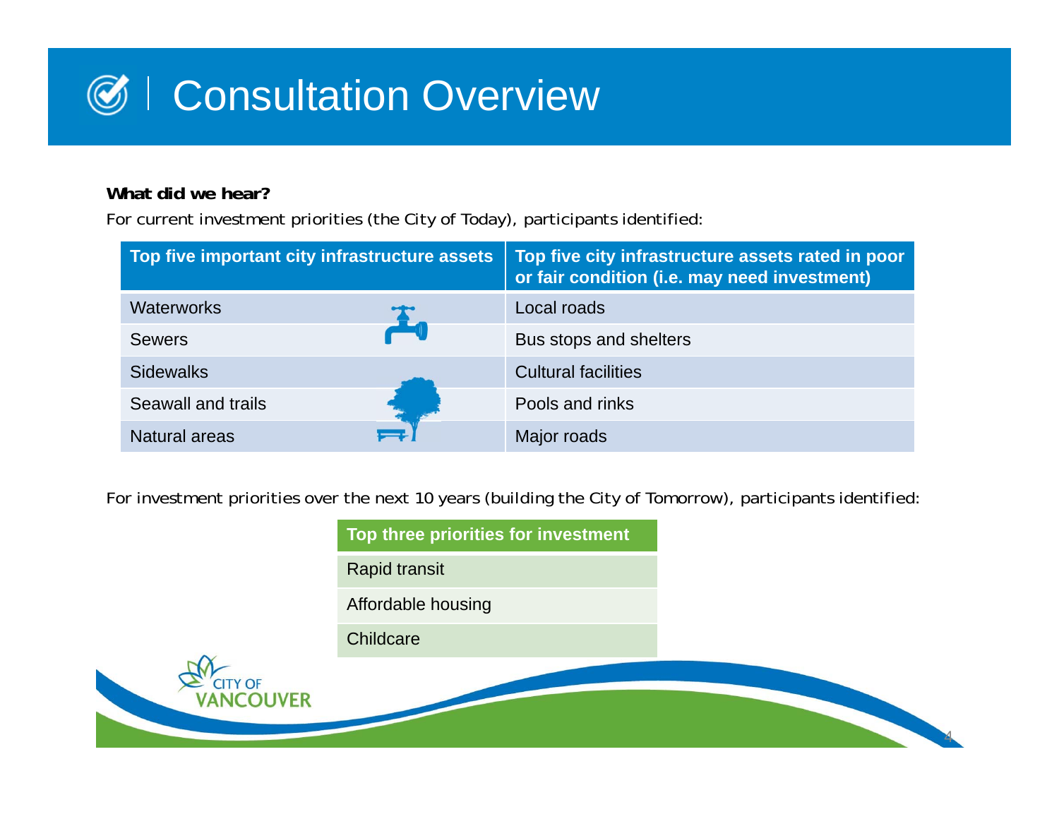# Consultation Overview

**What did we hear?**

For current investment priorities (the City of Today), participants identified:

| Top five important city infrastructure assets | Top five city infrastructure assets rated in poor or fair condition (i.e. may need investment) |
|---|---|
| Waterworks | Local roads |
| Sewers | Bus stops and shelters |
| Sidewalks | Cultural facilities |
| Seawall and trails | Pools and rinks |
| Natural areas | Major roads |

For investment priorities over the next 10 years (building the City of Tomorrow), participants identified:

| Top three priorities for investment |
|---|
| Rapid transit |
| Affordable housing |
| Childcare |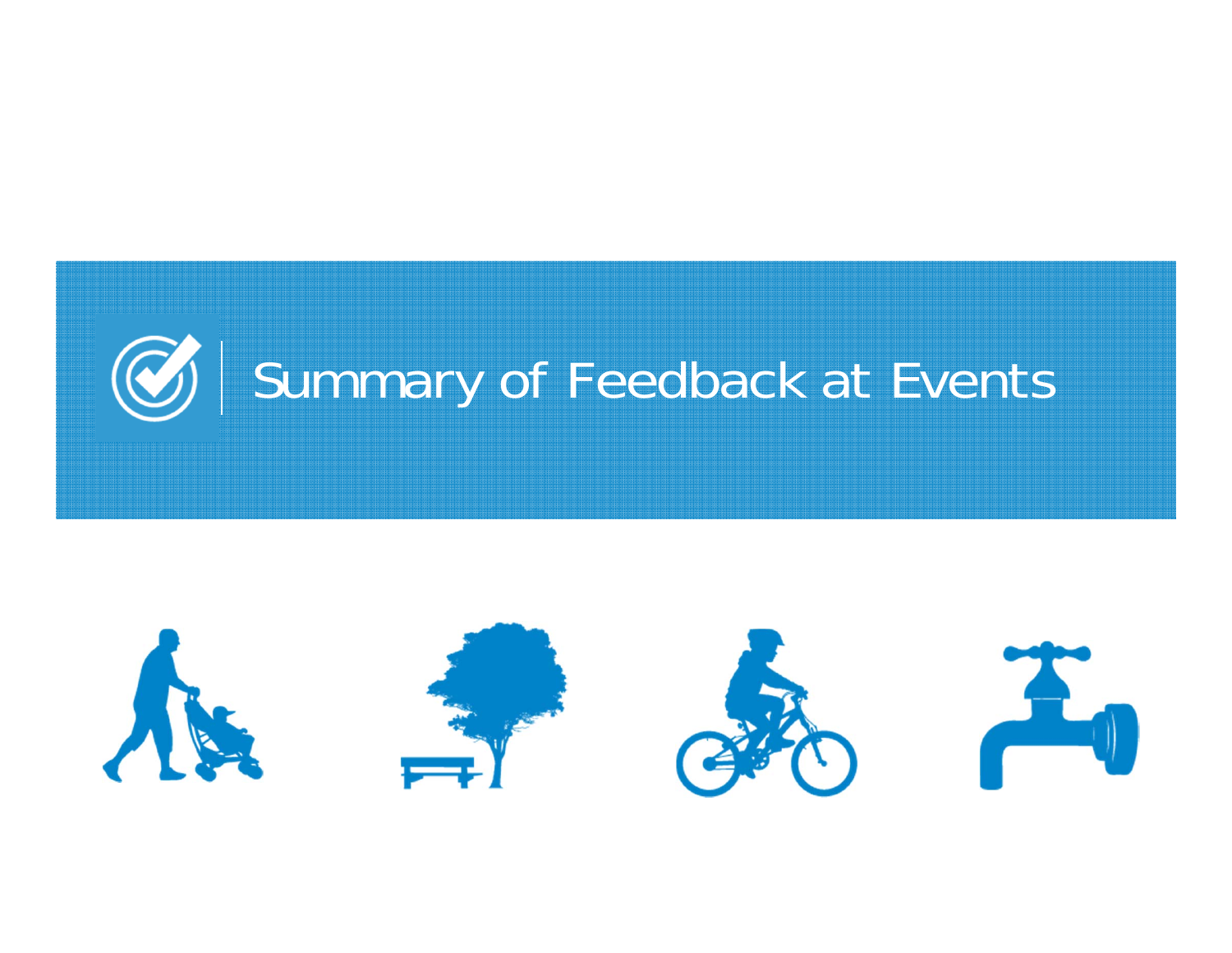# Summary of Feedback at Events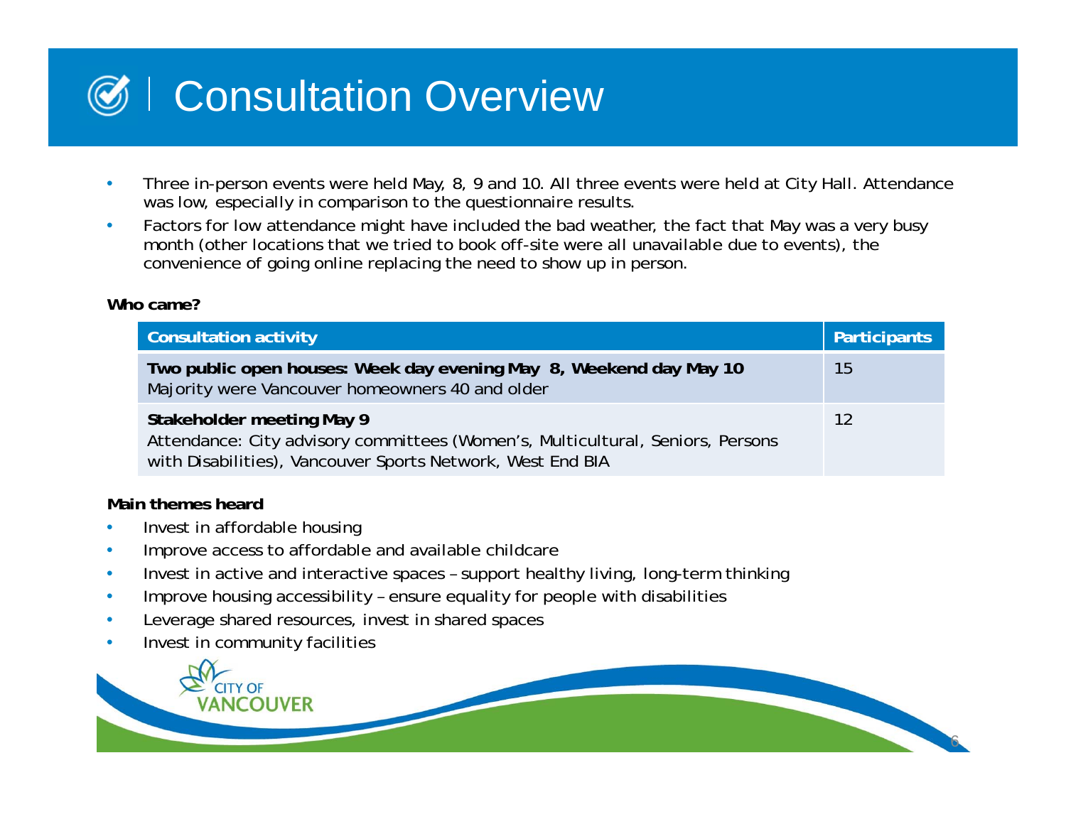# Consultation Overview

- Three in-person events were held May, 8, 9 and 10. All three events were held at City Hall. Attendance was low, especially in comparison to the questionnaire results.
- Factors for low attendance might have included the bad weather, the fact that May was a very busy month (other locations that we tried to book off-site were all unavailable due to events), the convenience of going online replacing the need to show up in person.

**Who came?**

| Consultation activity | Participants |
|---|---|
| **Two public open houses: Week day evening May 8, Weekend day May 10** Majority were Vancouver homeowners 40 and older | 15 |
| **Stakeholder meeting May 9** Attendance: City advisory committees (Women's, Multicultural, Seniors, Persons with Disabilities), Vancouver Sports Network, West End BIA | 12 |

**Main themes heard**

- Invest in affordable housing
- Improve access to affordable and available childcare
- Invest in active and interactive spaces – support healthy living, long-term thinking
- Improve housing accessibility – ensure equality for people with disabilities
- Leverage shared resources, invest in shared spaces
- Invest in community facilities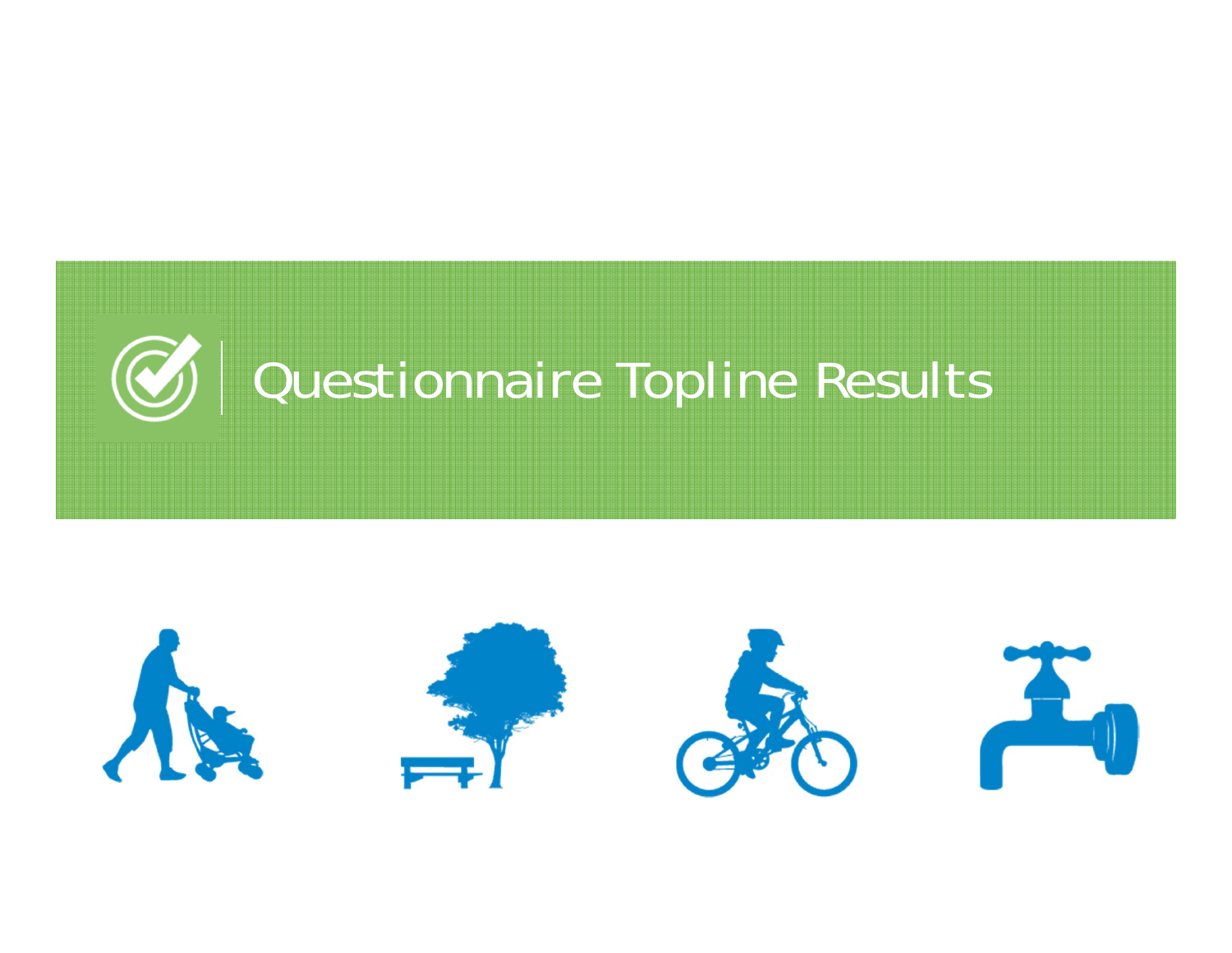# Questionnaire Topline Results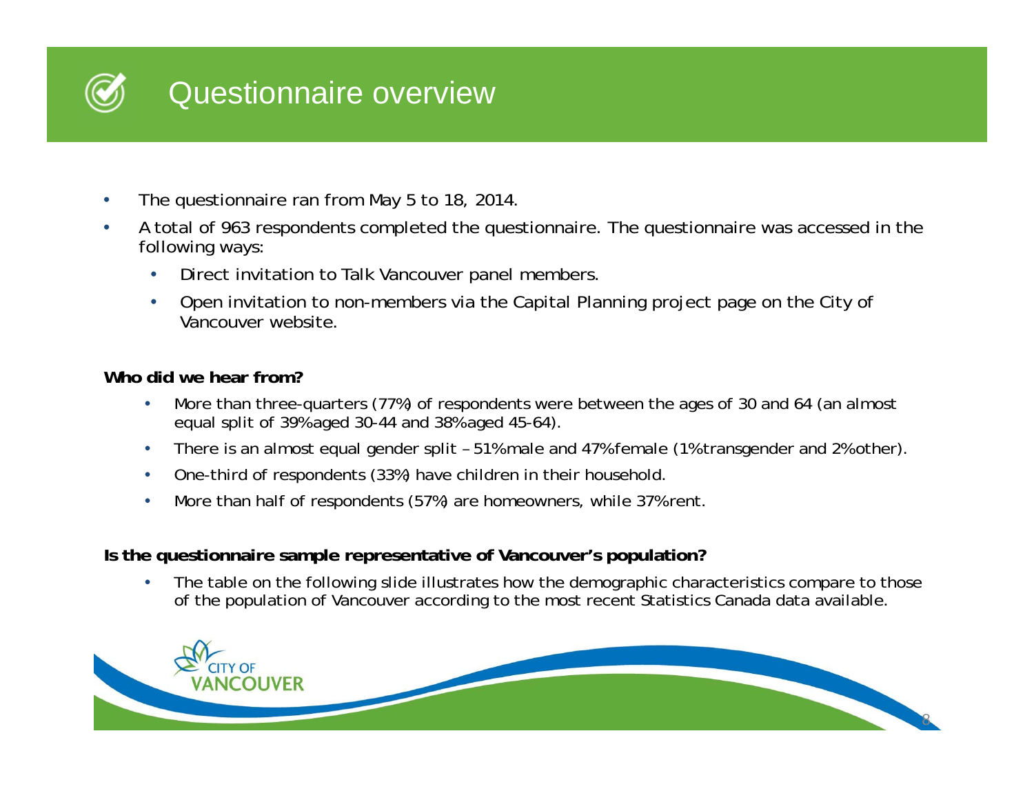# Questionnaire overview

- The questionnaire ran from May 5 to 18, 2014.
- A total of 963 respondents completed the questionnaire. The questionnaire was accessed in the following ways:
  - Direct invitation to Talk Vancouver panel members.
  - Open invitation to non-members via the Capital Planning project page on the City of Vancouver website.

**Who did we hear from?**

- More than three-quarters (77%) of respondents were between the ages of 30 and 64 (an almost equal split of 39% aged 30-44 and 38% aged 45-64).
- There is an almost equal gender split – 51% male and 47% female (1% transgender and 2% other).
- One-third of respondents (33%) have children in their household.
- More than half of respondents (57%) are homeowners, while 37% rent.

**Is the questionnaire sample representative of Vancouver's population?**

- The table on the following slide illustrates how the demographic characteristics compare to those of the population of Vancouver according to the most recent Statistics Canada data available.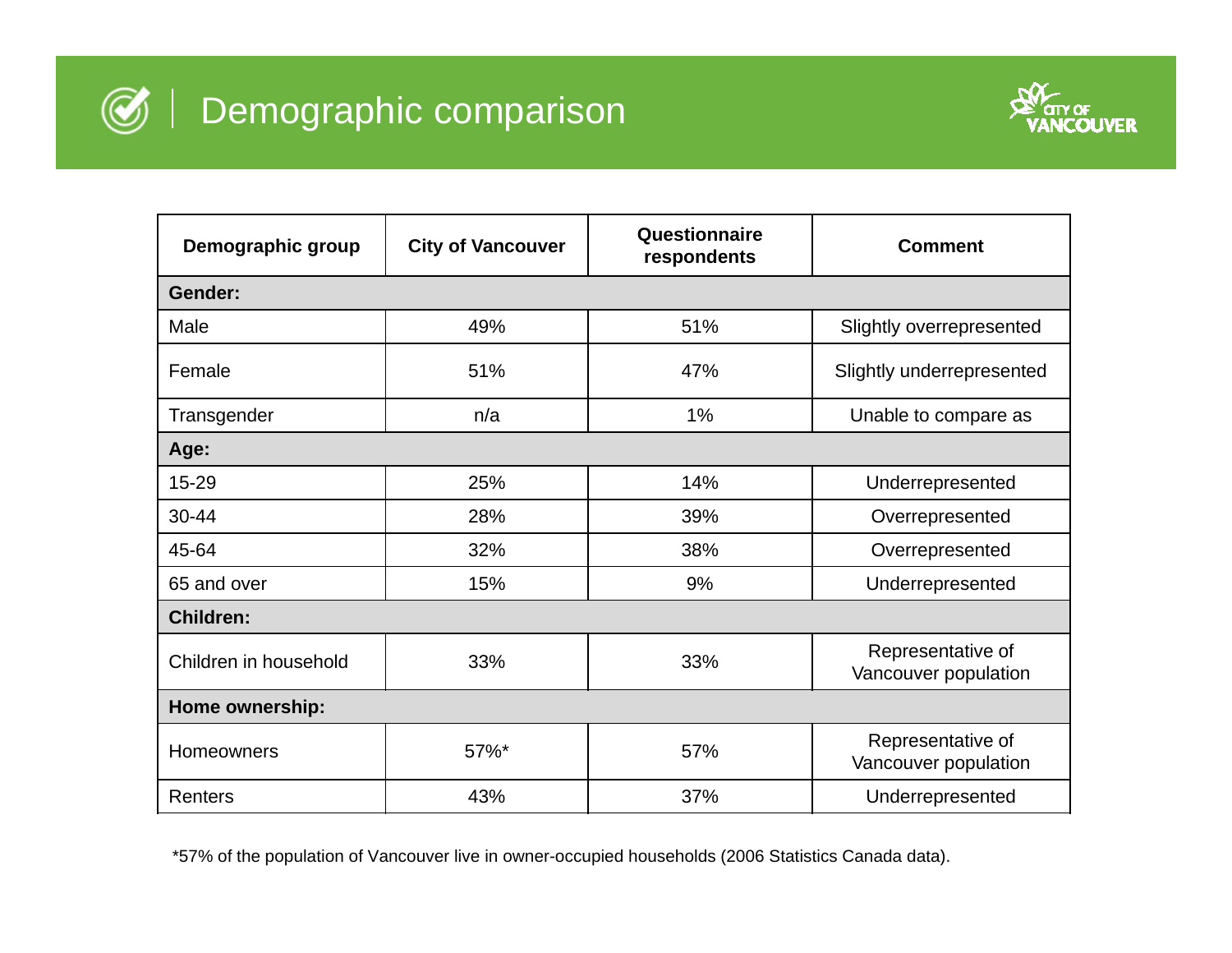# Demographic comparison

| Demographic group | City of Vancouver | Questionnaire respondents | Comment |
|---|---|---|---|
| **Gender:** | | | |
| Male | 49% | 51% | Slightly overrepresented |
| Female | 51% | 47% | Slightly underrepresented |
| Transgender | n/a | 1% | Unable to compare as |
| **Age:** | | | |
| 15-29 | 25% | 14% | Underrepresented |
| 30-44 | 28% | 39% | Overrepresented |
| 45-64 | 32% | 38% | Overrepresented |
| 65 and over | 15% | 9% | Underrepresented |
| **Children:** | | | |
| Children in household | 33% | 33% | Representative of Vancouver population |
| **Home ownership:** | | | |
| Homeowners | 57%* | 57% | Representative of Vancouver population |
| Renters | 43% | 37% | Underrepresented |

*57% of the population of Vancouver live in owner-occupied households (2006 Statistics Canada data).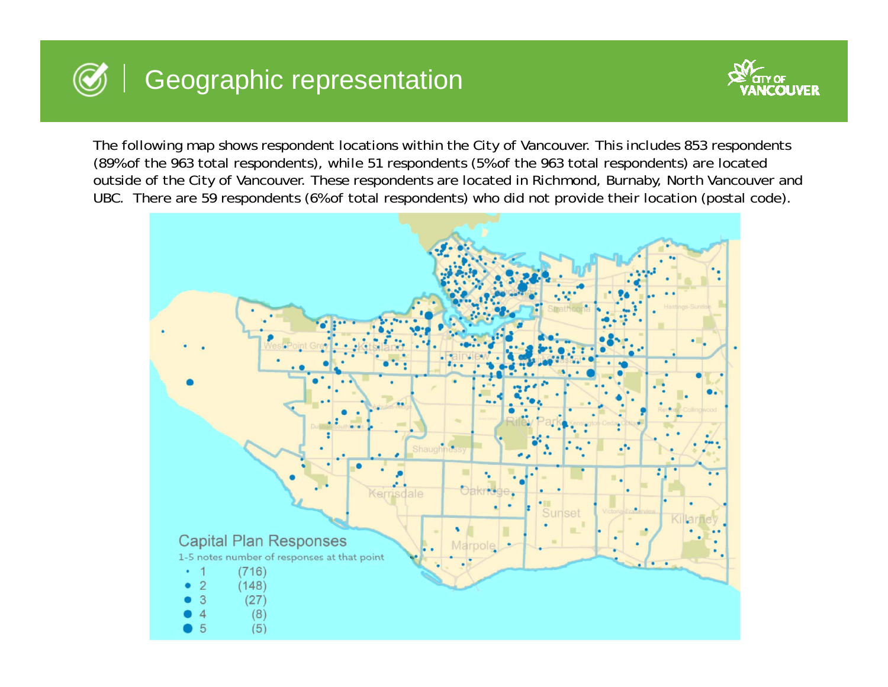# Geographic representation

The following map shows respondent locations within the City of Vancouver. This includes 853 respondents (89%of the 963 total respondents), while 51 respondents (5%of the 963 total respondents) are located outside of the City of Vancouver. These respondents are located in Richmond, Burnaby, North Vancouver and UBC. There are 59 respondents (6%of total respondents) who did not provide their location (postal code).

Capital Plan Responses

1-5 notes number of responses at that point

| | |
|---|---|
| 1 | (716) |
| 2 | (148) |
| 3 | (27) |
| 4 | (8) |
| 5 | (5) |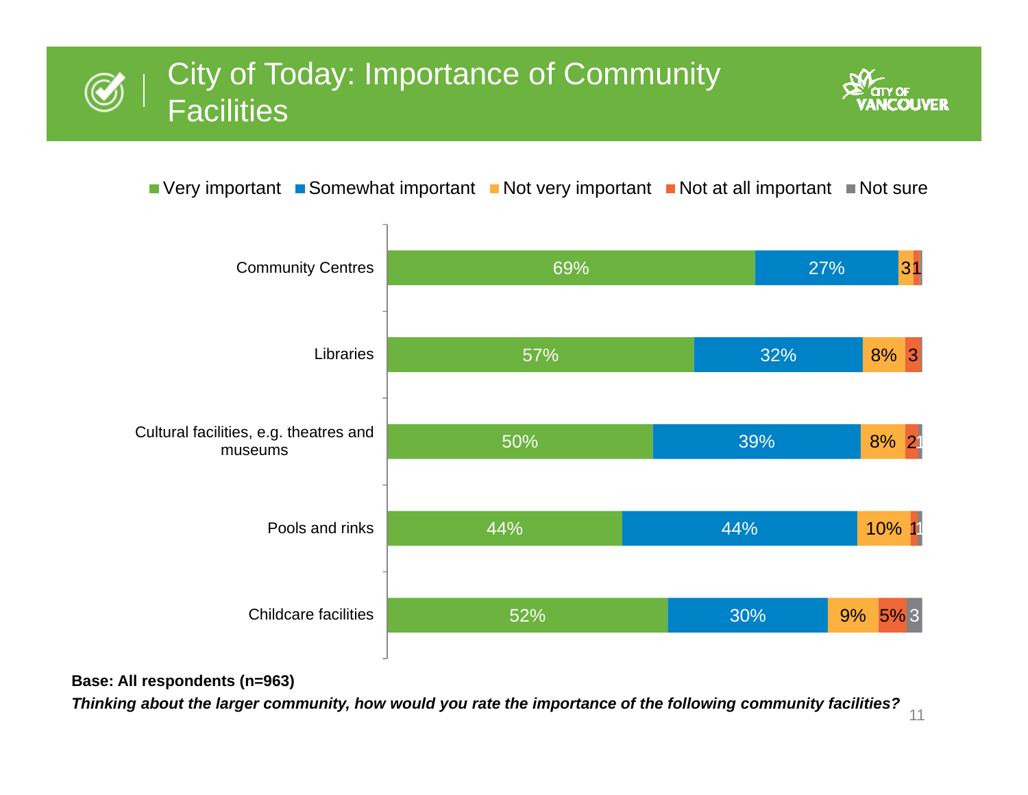# City of Today: Importance of Community Facilities

| | Very important | Somewhat important | Not very important | Not at all important | Not sure |
|---|---|---|---|---|---|
| Community Centres | 69% | 27% | 3 | 1 | |
| Libraries | 57% | 32% | 8% | 3 | |
| Cultural facilities, e.g. theatres and museums | 50% | 39% | 8% | 2 | 1 |
| Pools and rinks | 44% | 44% | 10% | 1 | 1 |
| Childcare facilities | 52% | 30% | 9% | 5% | 3 |

**Base: All respondents (n=963)**

***Thinking about the larger community, how would you rate the importance of the following community facilities?***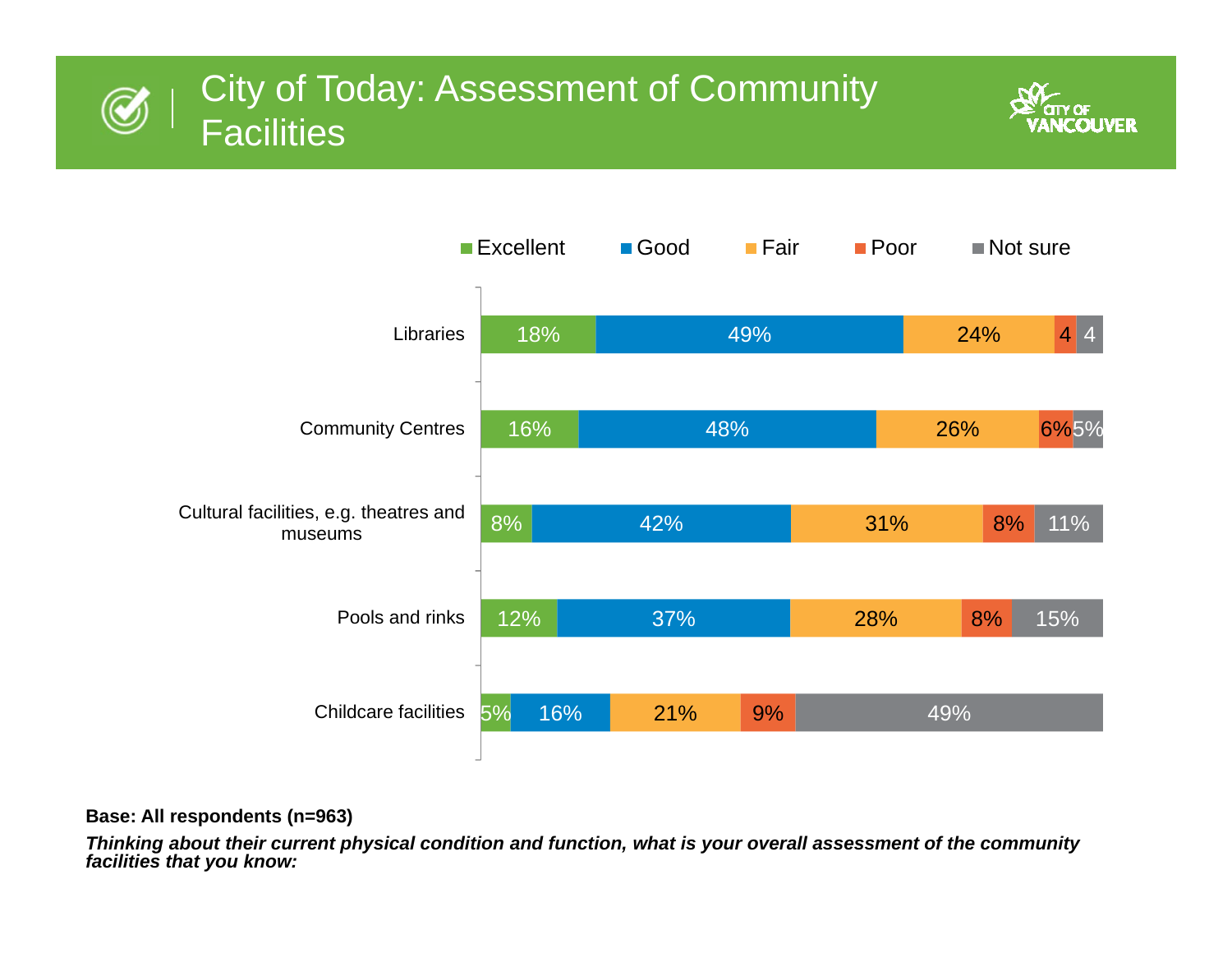# City of Today: Assessment of Community Facilities

| | Excellent | Good | Fair | Poor | Not sure |
|---|---|---|---|---|---|
| Libraries | 18% | 49% | 24% | 4 | 4 |
| Community Centres | 16% | 48% | 26% | 6% | 5% |
| Cultural facilities, e.g. theatres and museums | 8% | 42% | 31% | 8% | 11% |
| Pools and rinks | 12% | 37% | 28% | 8% | 15% |
| Childcare facilities | 5% | 16% | 21% | 9% | 49% |

**Base: All respondents (n=963)**

***Thinking about their current physical condition and function, what is your overall assessment of the community facilities that you know:***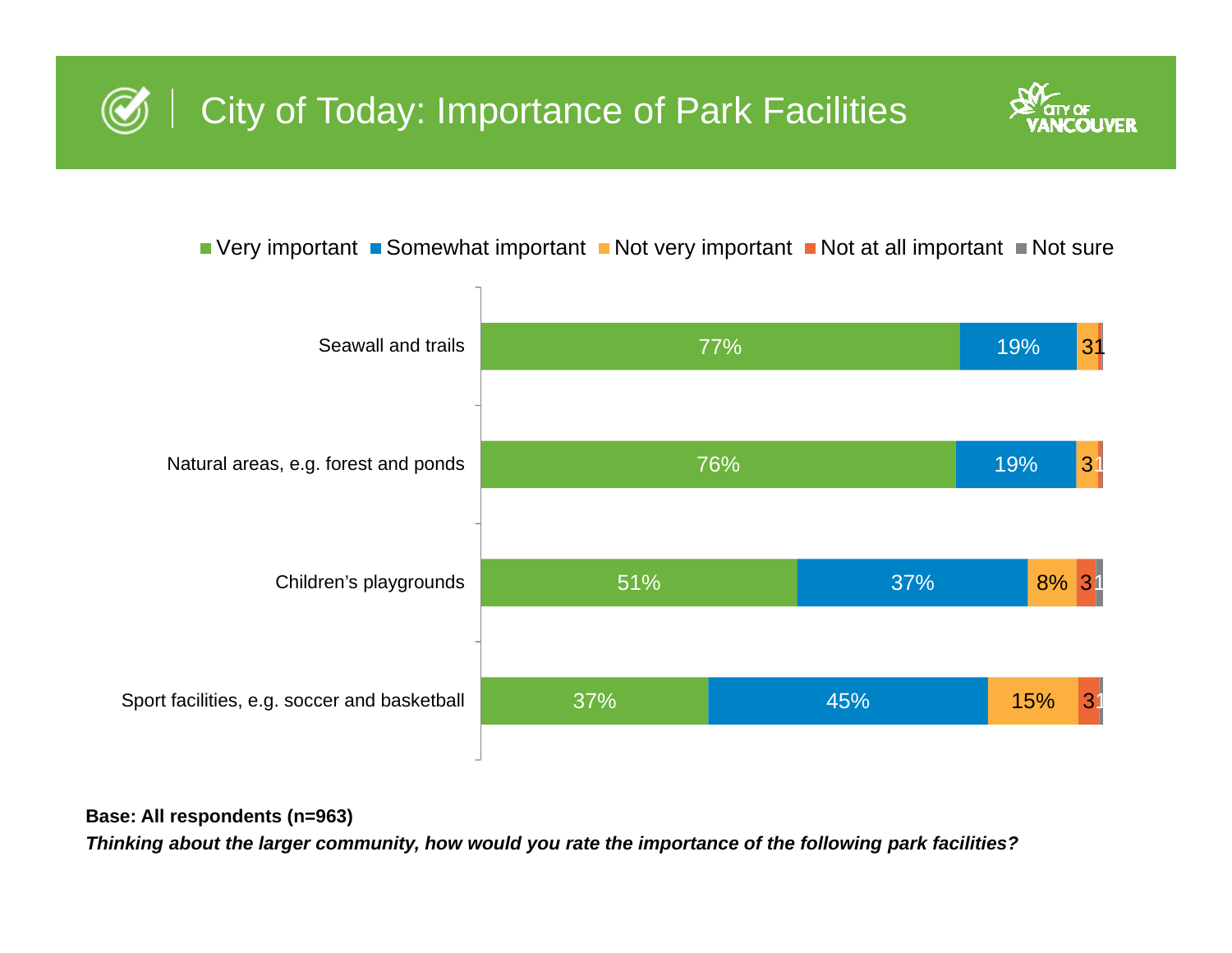# City of Today: Importance of Park Facilities

| | Very important | Somewhat important | Not very important | Not at all important | Not sure |
|---|---|---|---|---|---|
| Seawall and trails | 77% | 19% | 3 | 1 | |
| Natural areas, e.g. forest and ponds | 76% | 19% | 3 | 1 | |
| Children's playgrounds | 51% | 37% | 8% | 3 | 1 |
| Sport facilities, e.g. soccer and basketball | 37% | 45% | 15% | 3 | 1 |

**Base: All respondents (n=963)**

***Thinking about the larger community, how would you rate the importance of the following park facilities?***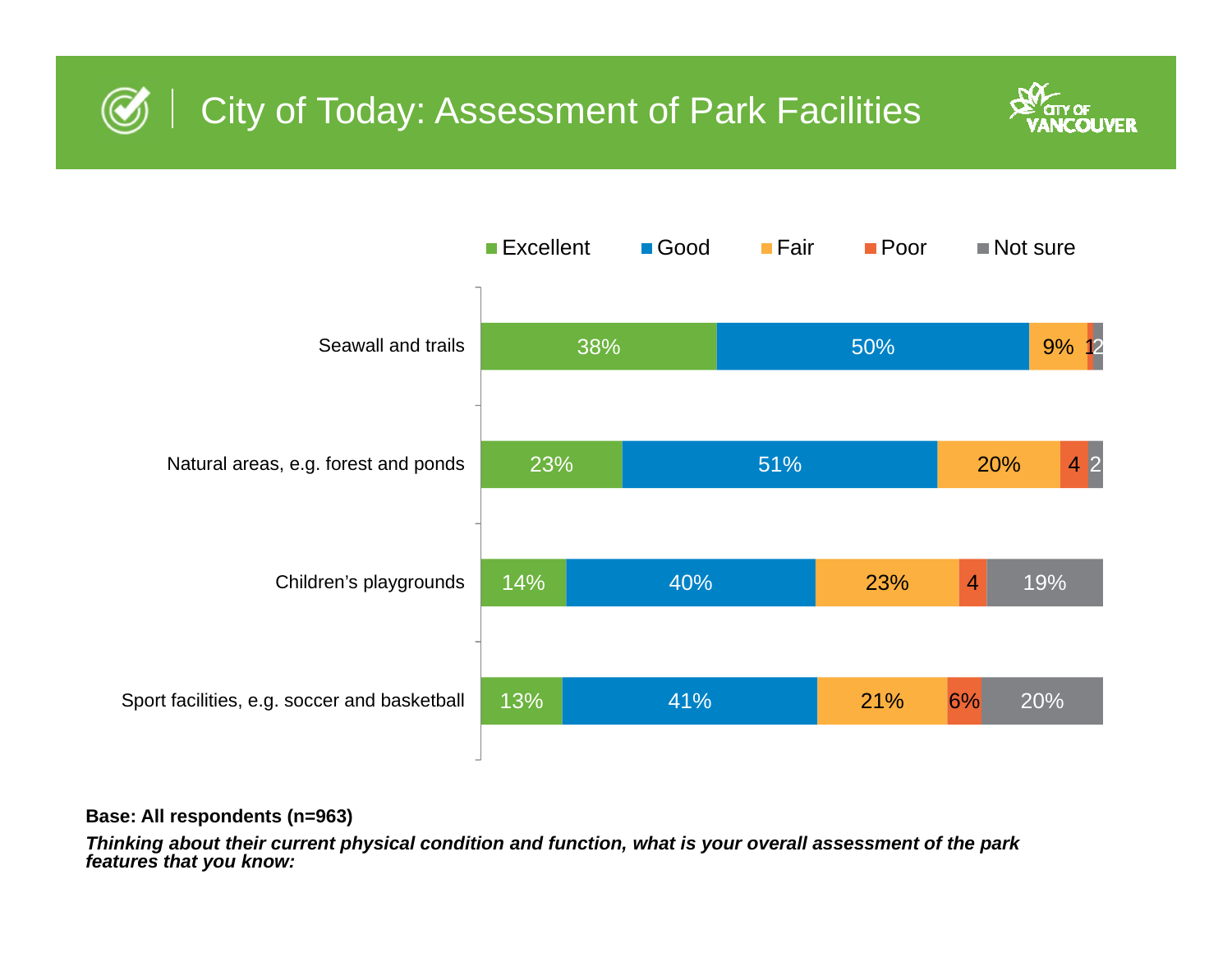# City of Today: Assessment of Park Facilities

| | Excellent | Good | Fair | Poor | Not sure |
|---|---|---|---|---|---|
| Seawall and trails | 38% | 50% | 9% | 1 | 2 |
| Natural areas, e.g. forest and ponds | 23% | 51% | 20% | 4 | 2 |
| Children's playgrounds | 14% | 40% | 23% | 4 | 19% |
| Sport facilities, e.g. soccer and basketball | 13% | 41% | 21% | 6% | 20% |

**Base: All respondents (n=963)**

***Thinking about their current physical condition and function, what is your overall assessment of the park features that you know:***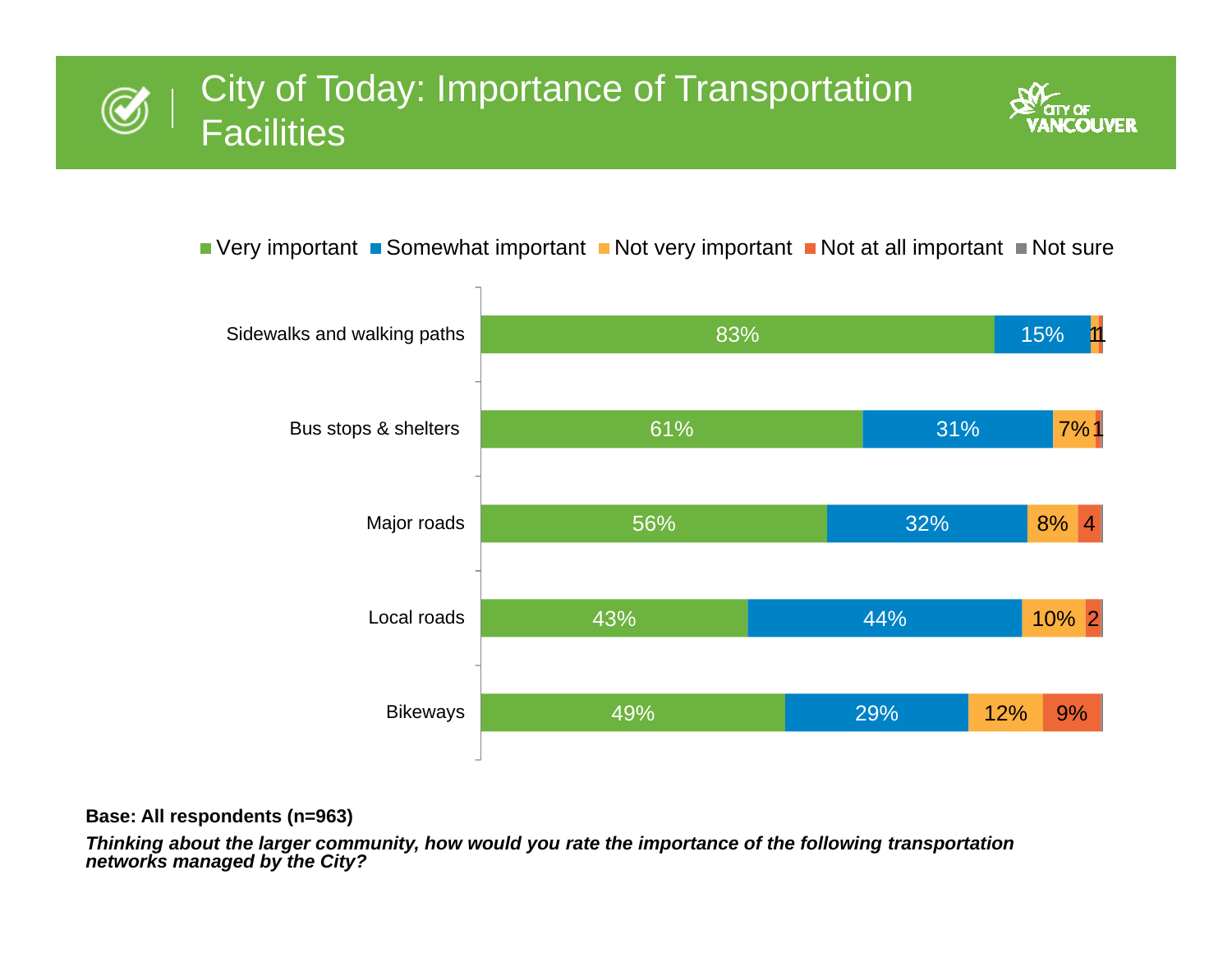# City of Today: Importance of Transportation Facilities

| | Very important | Somewhat important | Not very important | Not at all important | Not sure |
|---|---|---|---|---|---|
| Sidewalks and walking paths | 83% | 15% | 1 | 1 | |
| Bus stops & shelters | 61% | 31% | 7% | 1 | |
| Major roads | 56% | 32% | 8% | 4 | |
| Local roads | 43% | 44% | 10% | 2 | |
| Bikeways | 49% | 29% | 12% | 9% | |

**Base: All respondents (n=963)**

***Thinking about the larger community, how would you rate the importance of the following transportation networks managed by the City?***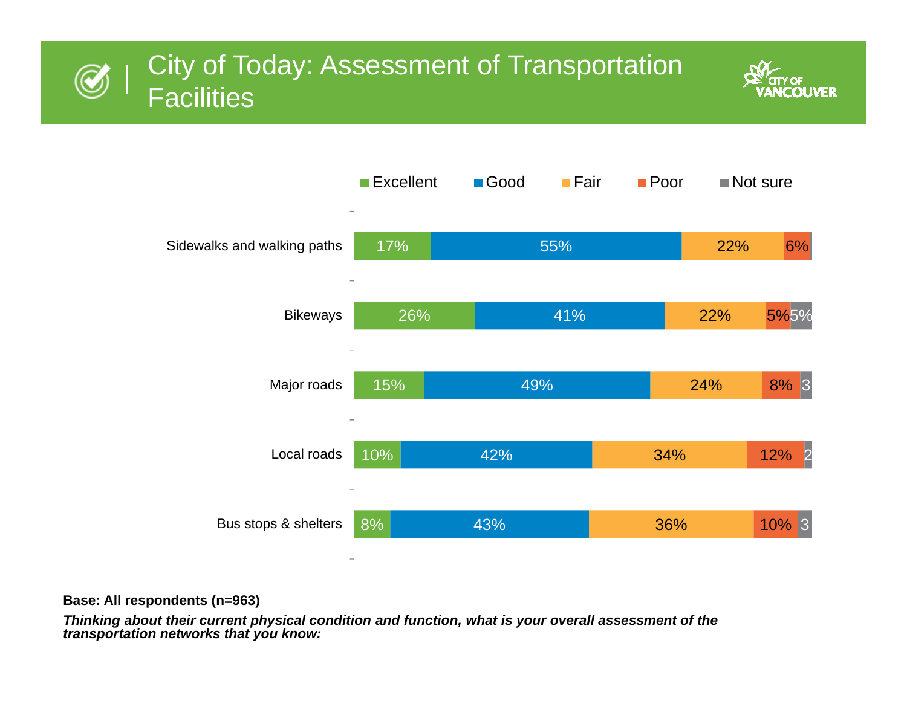# City of Today: Assessment of Transportation Facilities

| | Excellent | Good | Fair | Poor | Not sure |
|---|---|---|---|---|---|
| Sidewalks and walking paths | 17% | 55% | 22% | 6% | |
| Bikeways | 26% | 41% | 22% | 5% | 5% |
| Major roads | 15% | 49% | 24% | 8% | 3 |
| Local roads | 10% | 42% | 34% | 12% | 2 |
| Bus stops & shelters | 8% | 43% | 36% | 10% | 3 |

**Base: All respondents (n=963)**

***Thinking about their current physical condition and function, what is your overall assessment of the transportation networks that you know:***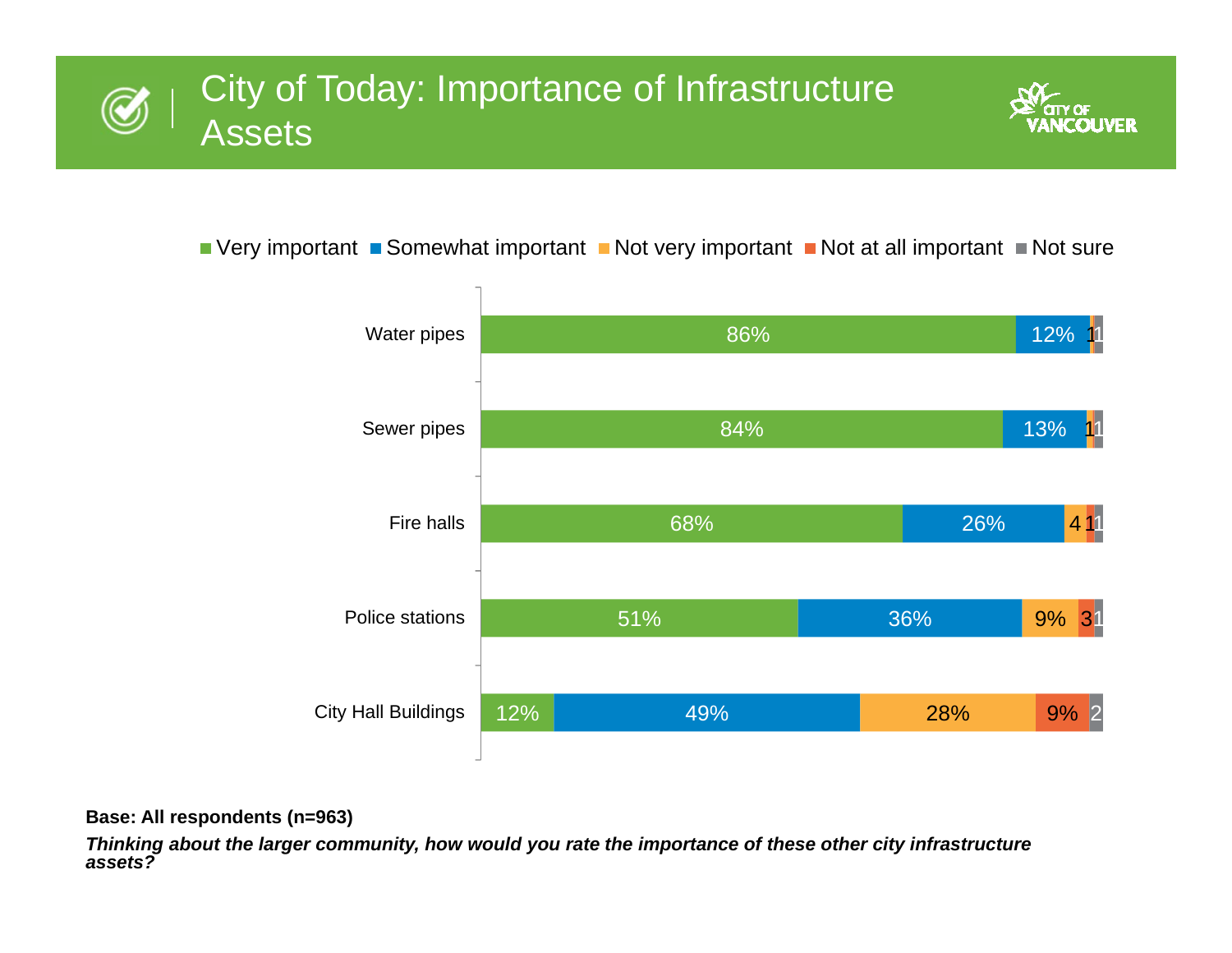# City of Today: Importance of Infrastructure Assets

| | Very important | Somewhat important | Not very important | Not at all important | Not sure |
|---|---|---|---|---|---|
| Water pipes | 86% | 12% | | 1 | 1 |
| Sewer pipes | 84% | 13% | | 1 | 1 |
| Fire halls | 68% | 26% | 4 | 1 | 1 |
| Police stations | 51% | 36% | 9% | 3 | 1 |
| City Hall Buildings | 12% | 49% | 28% | 9% | 2 |

**Base: All respondents (n=963)**

***Thinking about the larger community, how would you rate the importance of these other city infrastructure assets?***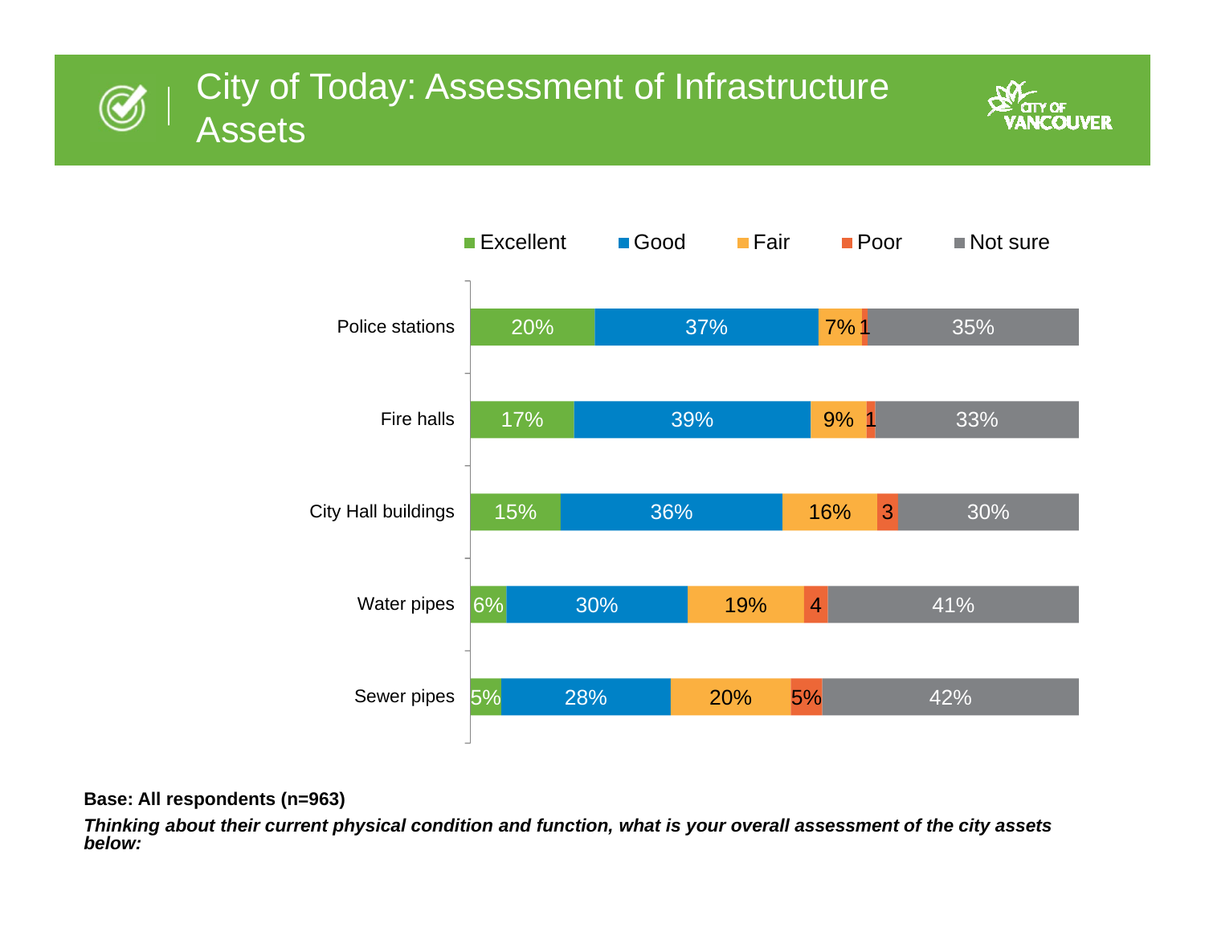# City of Today: Assessment of Infrastructure Assets

| | Excellent | Good | Fair | Poor | Not sure |
|---|---|---|---|---|---|
| Police stations | 20% | 37% | 7% | 1 | 35% |
| Fire halls | 17% | 39% | 9% | 1 | 33% |
| City Hall buildings | 15% | 36% | 16% | 3 | 30% |
| Water pipes | 6% | 30% | 19% | 4 | 41% |
| Sewer pipes | 5% | 28% | 20% | 5% | 42% |

**Base: All respondents (n=963)**

***Thinking about their current physical condition and function, what is your overall assessment of the city assets below:***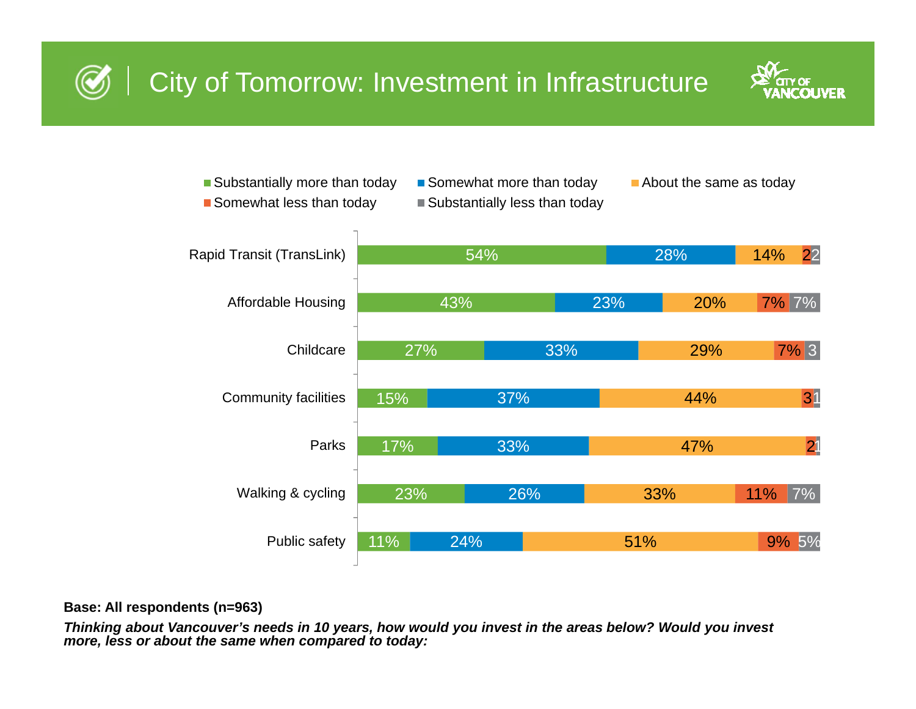# City of Tomorrow: Investment in Infrastructure

| | Substantially more than today | Somewhat more than today | About the same as today | Somewhat less than today | Substantially less than today |
|---|---|---|---|---|---|
| Rapid Transit (TransLink) | 54% | 28% | 14% | 2 | 2 |
| Affordable Housing | 43% | 23% | 20% | 7% | 7% |
| Childcare | 27% | 33% | 29% | 7% | 3 |
| Community facilities | 15% | 37% | 44% | 3 | 1 |
| Parks | 17% | 33% | 47% | 2 | 1 |
| Walking & cycling | 23% | 26% | 33% | 11% | 7% |
| Public safety | 11% | 24% | 51% | 9% | 5% |

**Base: All respondents (n=963)**

***Thinking about Vancouver's needs in 10 years, how would you invest in the areas below? Would you invest more, less or about the same when compared to today:***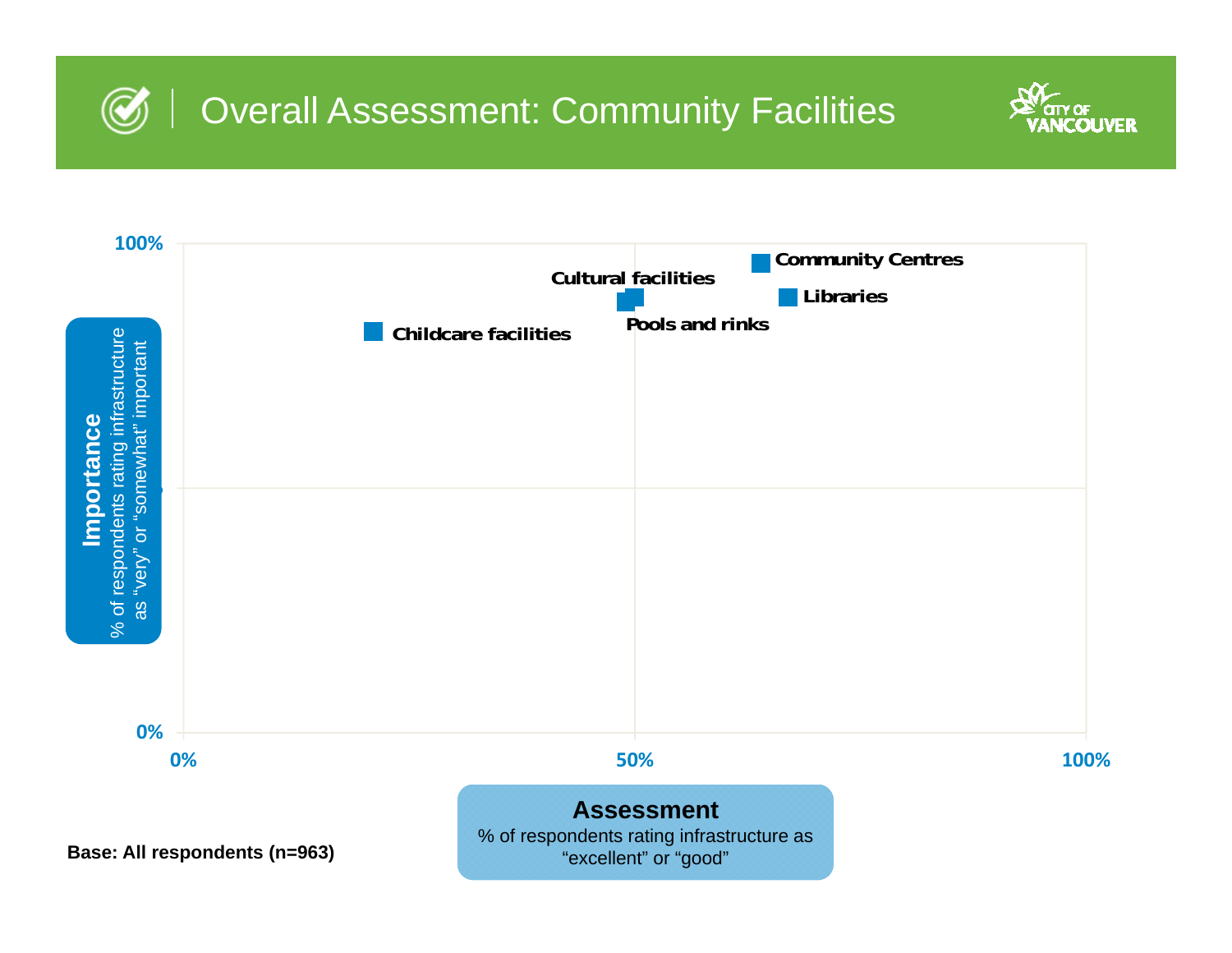# Overall Assessment: Community Facilities

**Importance**
% of respondents rating infrastructure as "very" or "somewhat" important

100%

- Community Centres
- Cultural facilities
- Libraries
- Pools and rinks
- Childcare facilities

0%

0% | 50% | 100%

**Assessment**
% of respondents rating infrastructure as "excellent" or "good"

**Base: All respondents (n=963)**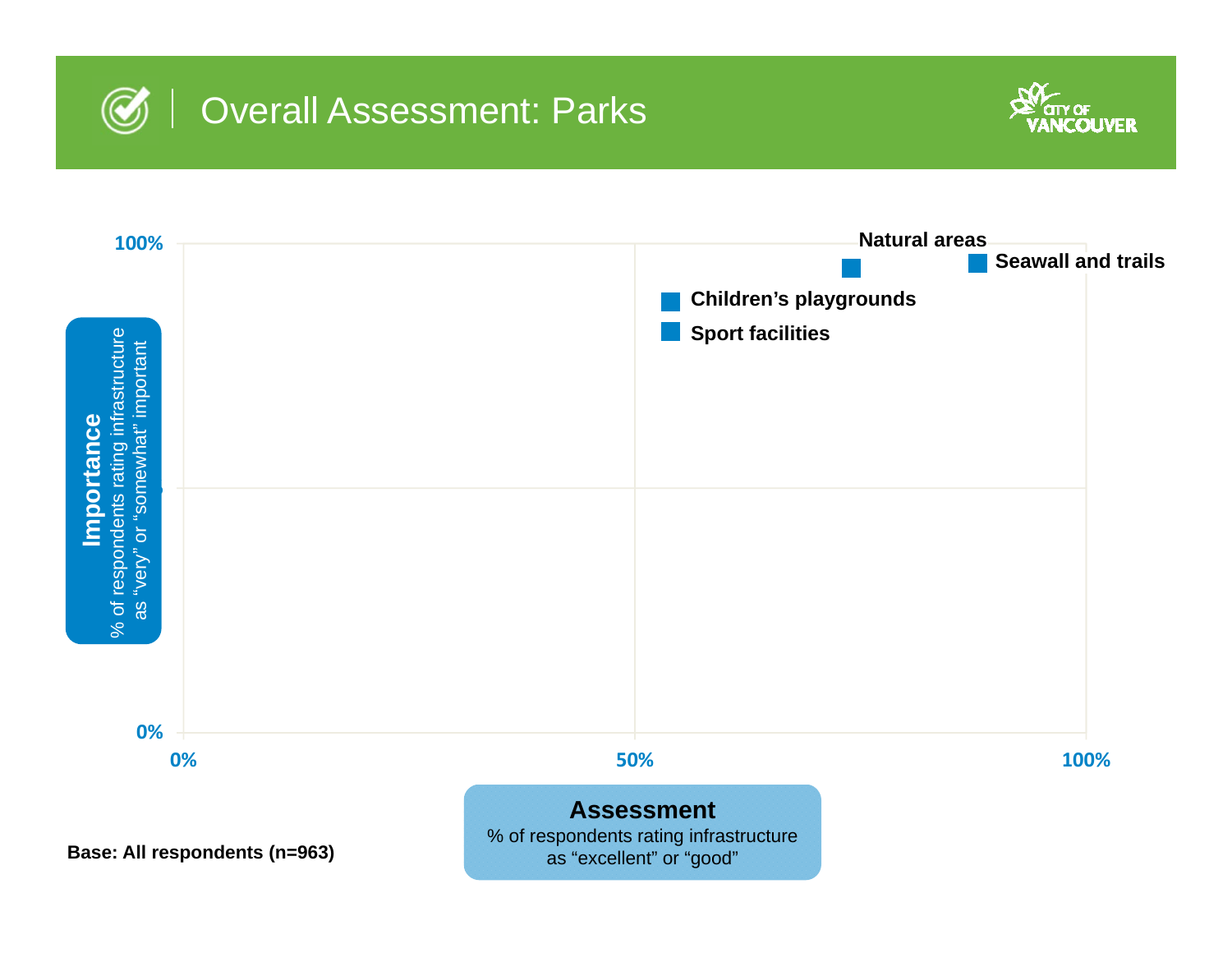# Overall Assessment: Parks

CITY OF VANCOUVER

**Importance**
% of respondents rating infrastructure as "very" or "somewhat" important

100%

**Natural areas**

**Seawall and trails**

**Children's playgrounds**

**Sport facilities**

0%

0% 50% 100%

**Assessment**
% of respondents rating infrastructure as "excellent" or "good"

**Base: All respondents (n=963)**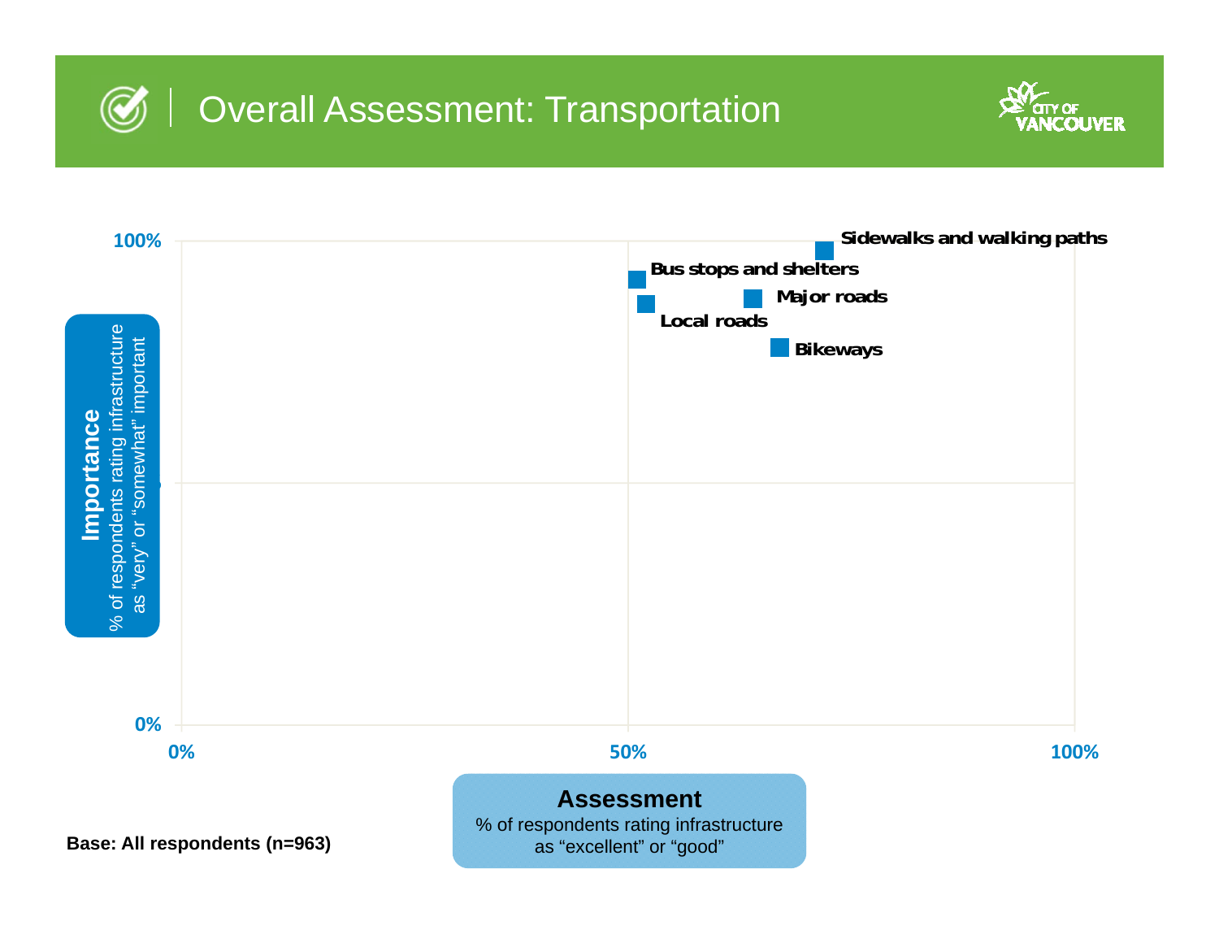# Overall Assessment: Transportation

**Importance**
% of respondents rating infrastructure as "very" or "somewhat" important

100%

0%

Sidewalks and walking paths

Bus stops and shelters

Major roads

Local roads

Bikeways

0% 50% 100%

**Assessment**
% of respondents rating infrastructure as "excellent" or "good"

**Base: All respondents (n=963)**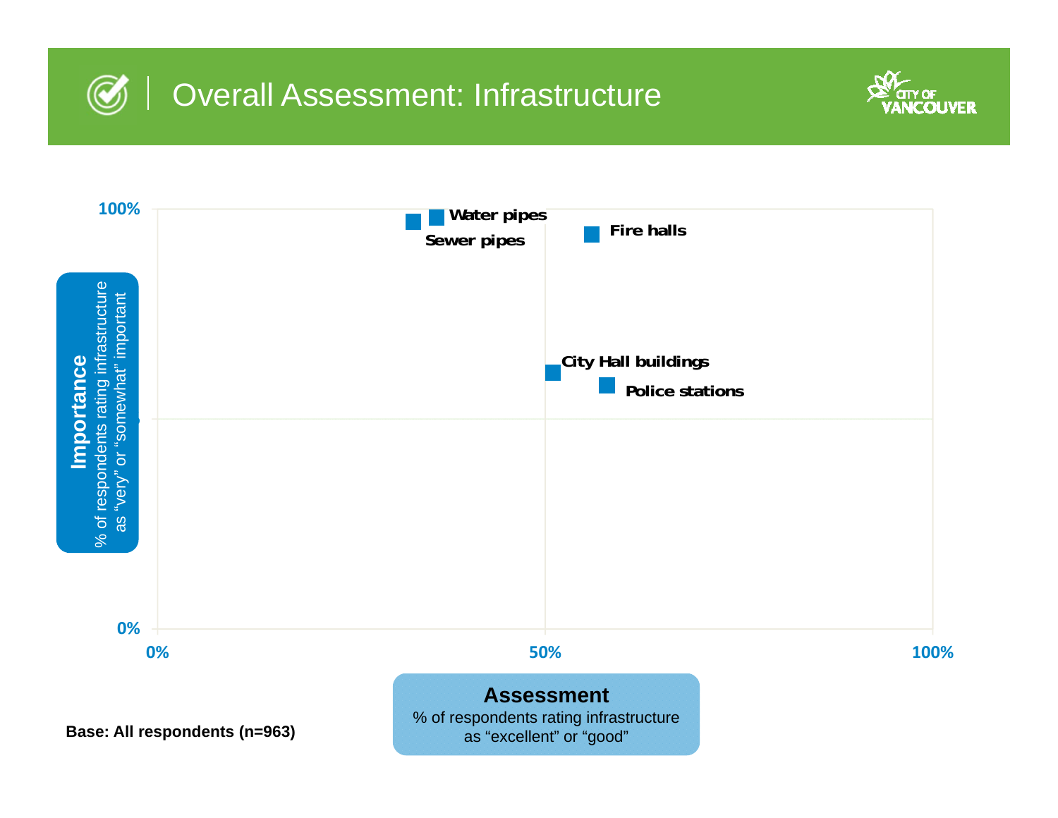# Overall Assessment: Infrastructure

100%

Water pipes

Fire halls

Sewer pipes

City Hall buildings

Police stations

0%

0% 50% 100%

**Importance**
% of respondents rating infrastructure as "very" or "somewhat" important

**Assessment**
% of respondents rating infrastructure as "excellent" or "good"

**Base: All respondents (n=963)**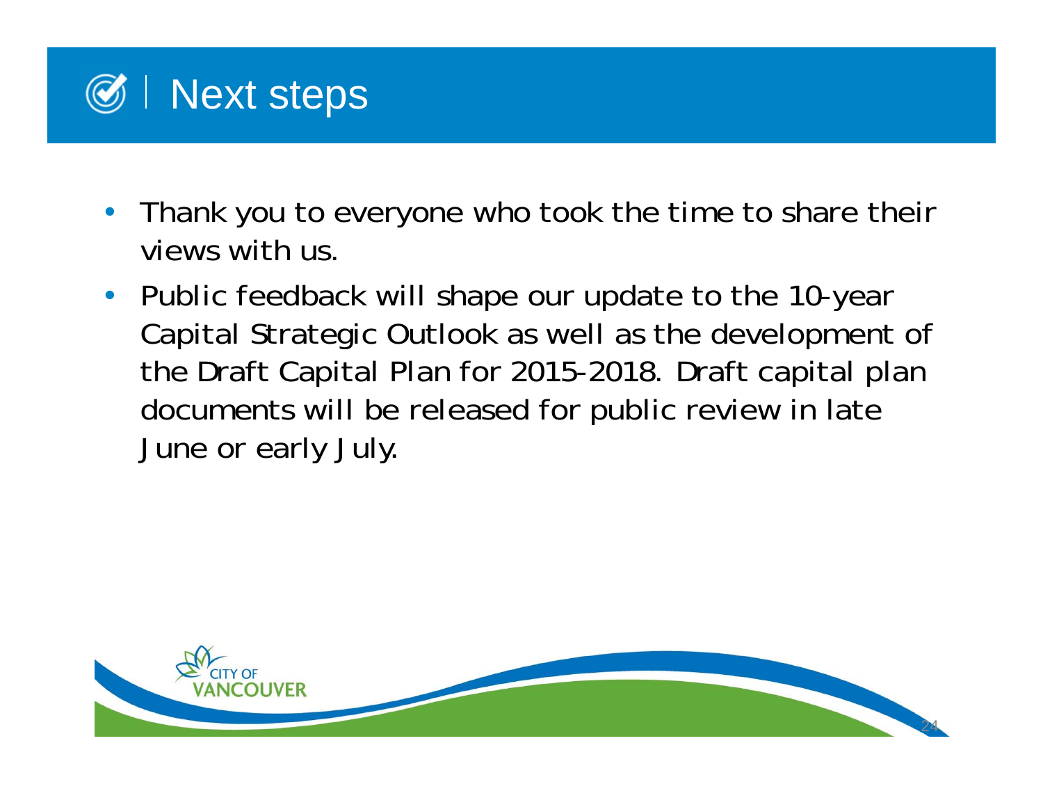# Next steps

- Thank you to everyone who took the time to share their views with us.
- Public feedback will shape our update to the 10-year Capital Strategic Outlook as well as the development of the Draft Capital Plan for 2015-2018. Draft capital plan documents will be released for public review in late June or early July.